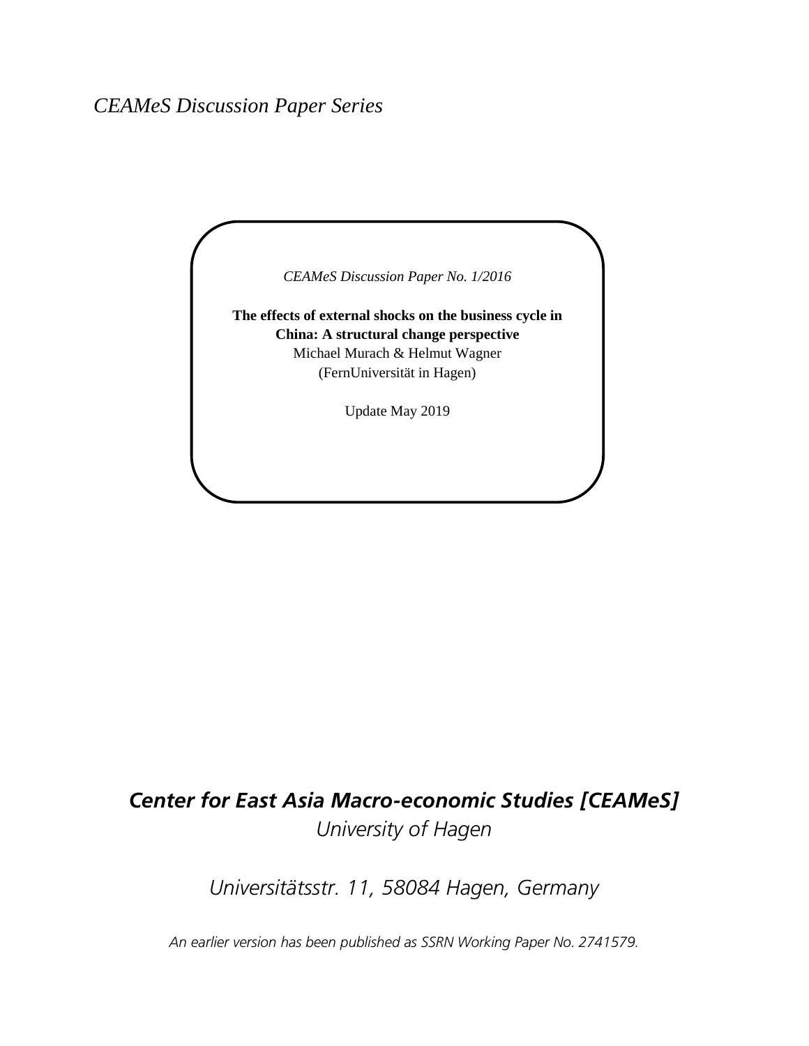*CEAMeS Discussion Paper Series*

*CEAMeS Discussion Paper No. 1/2016*

**The effects of external shocks on the business cycle in China: A structural change perspective**

Michael Murach & Helmut Wagner

(FernUniversität in Hagen)

Update May 2019

***Center for East Asia Macro-economic Studies [CEAMeS]***

*University of Hagen*

*Universitätsstr. 11, 58084 Hagen, Germany*

*An earlier version has been published as SSRN Working Paper No. 2741579.*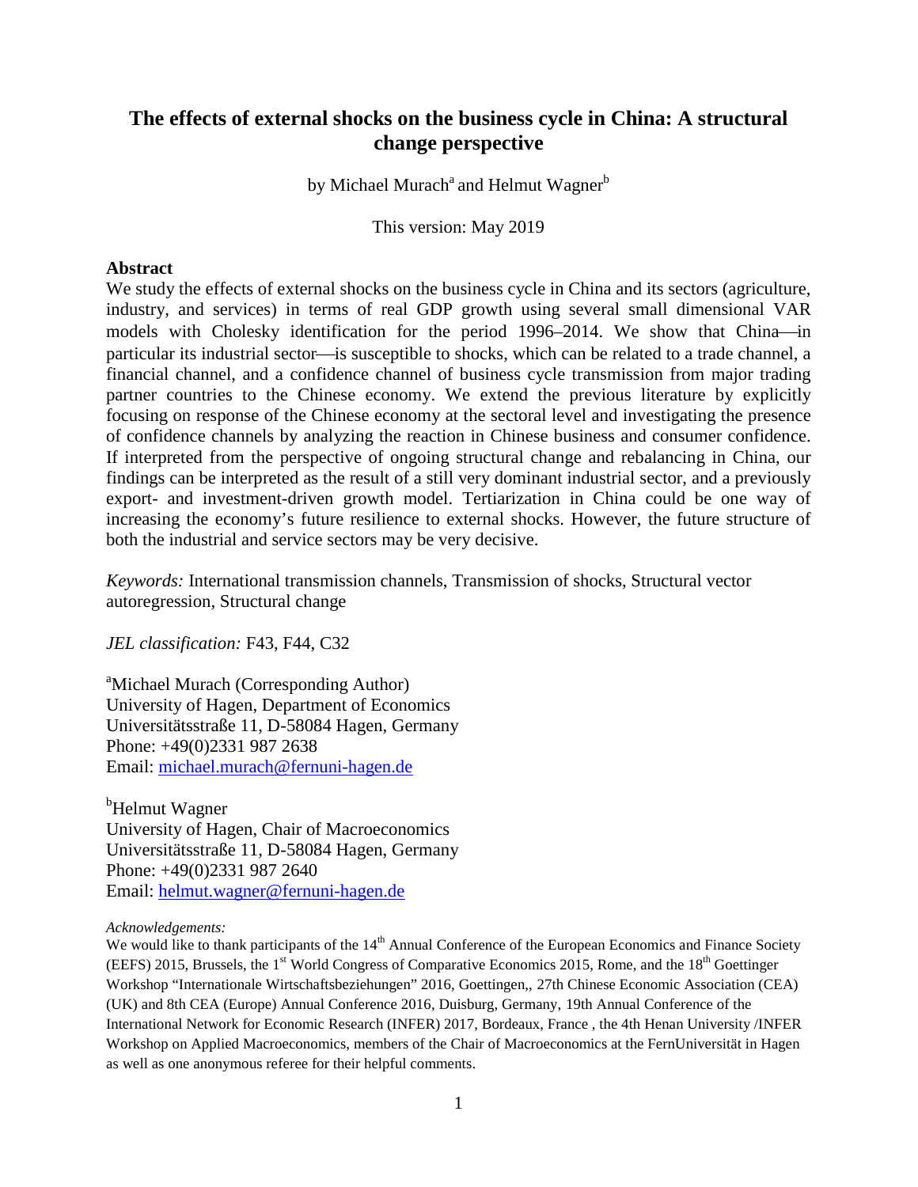# The effects of external shocks on the business cycle in China: A structural change perspective

by Michael Murach[a] and Helmut Wagner[b]

This version: May 2019

## Abstract

We study the effects of external shocks on the business cycle in China and its sectors (agriculture, industry, and services) in terms of real GDP growth using several small dimensional VAR models with Cholesky identification for the period 1996–2014. We show that China—in particular its industrial sector—is susceptible to shocks, which can be related to a trade channel, a financial channel, and a confidence channel of business cycle transmission from major trading partner countries to the Chinese economy. We extend the previous literature by explicitly focusing on response of the Chinese economy at the sectoral level and investigating the presence of confidence channels by analyzing the reaction in Chinese business and consumer confidence. If interpreted from the perspective of ongoing structural change and rebalancing in China, our findings can be interpreted as the result of a still very dominant industrial sector, and a previously export- and investment-driven growth model. Tertiarization in China could be one way of increasing the economy's future resilience to external shocks. However, the future structure of both the industrial and service sectors may be very decisive.

*Keywords:* International transmission channels, Transmission of shocks, Structural vector autoregression, Structural change

*JEL classification:* F43, F44, C32

[a]Michael Murach (Corresponding Author)
University of Hagen, Department of Economics
Universitätsstraße 11, D-58084 Hagen, Germany
Phone: +49(0)2331 987 2638
Email: michael.murach@fernuni-hagen.de

[b]Helmut Wagner
University of Hagen, Chair of Macroeconomics
Universitätsstraße 11, D-58084 Hagen, Germany
Phone: +49(0)2331 987 2640
Email: helmut.wagner@fernuni-hagen.de

*Acknowledgements:*
We would like to thank participants of the 14th Annual Conference of the European Economics and Finance Society (EEFS) 2015, Brussels, the 1st World Congress of Comparative Economics 2015, Rome, and the 18th Goettinger Workshop "Internationale Wirtschaftsbeziehungen" 2016, Goettingen,, 27th Chinese Economic Association (CEA) (UK) and 8th CEA (Europe) Annual Conference 2016, Duisburg, Germany, 19th Annual Conference of the International Network for Economic Research (INFER) 2017, Bordeaux, France , the 4th Henan University /INFER Workshop on Applied Macroeconomics, members of the Chair of Macroeconomics at the FernUniversität in Hagen as well as one anonymous referee for their helpful comments.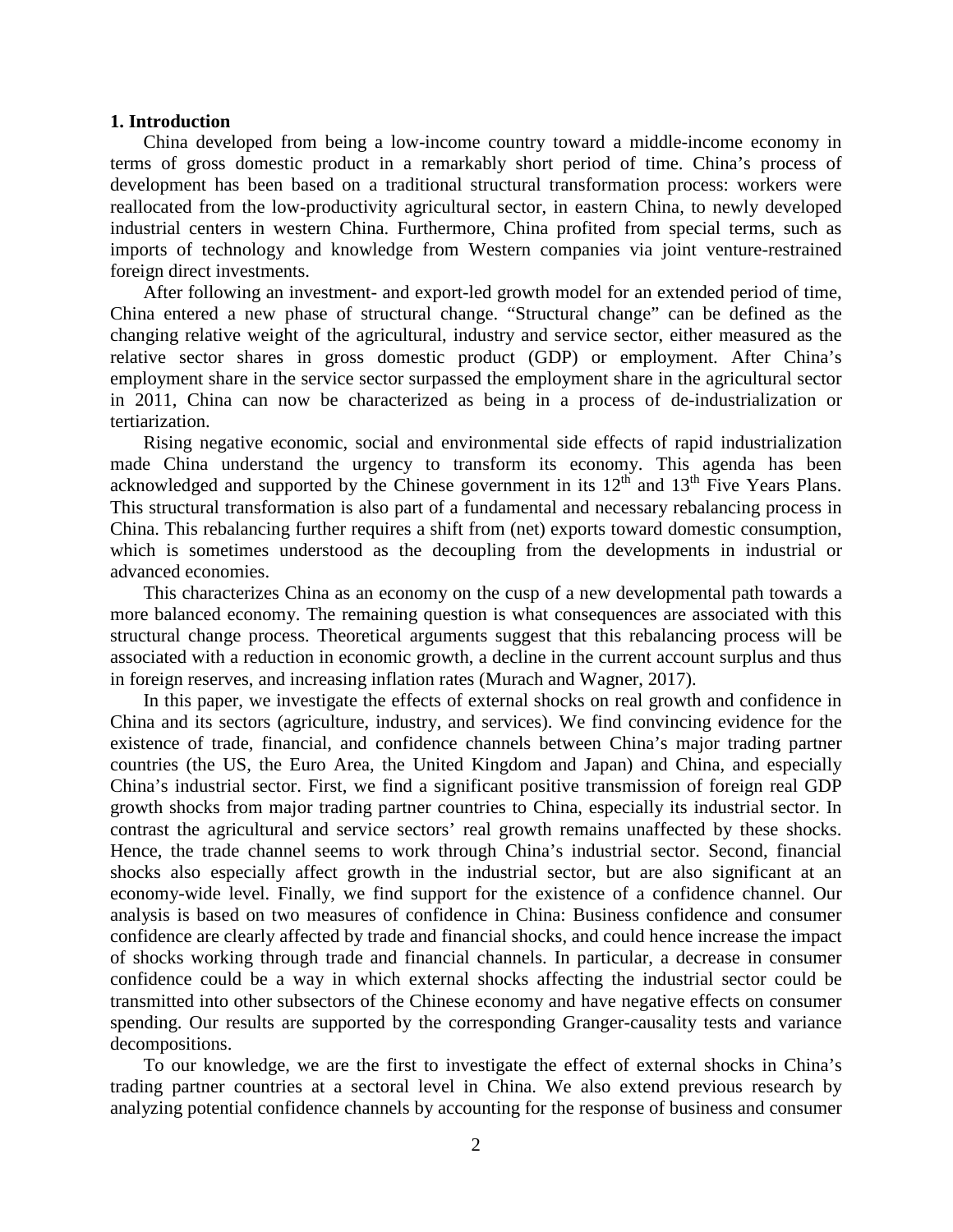## 1. Introduction

China developed from being a low-income country toward a middle-income economy in terms of gross domestic product in a remarkably short period of time. China's process of development has been based on a traditional structural transformation process: workers were reallocated from the low-productivity agricultural sector, in eastern China, to newly developed industrial centers in western China. Furthermore, China profited from special terms, such as imports of technology and knowledge from Western companies via joint venture-restrained foreign direct investments.

After following an investment- and export-led growth model for an extended period of time, China entered a new phase of structural change. "Structural change" can be defined as the changing relative weight of the agricultural, industry and service sector, either measured as the relative sector shares in gross domestic product (GDP) or employment. After China's employment share in the service sector surpassed the employment share in the agricultural sector in 2011, China can now be characterized as being in a process of de-industrialization or tertiarization.

Rising negative economic, social and environmental side effects of rapid industrialization made China understand the urgency to transform its economy. This agenda has been acknowledged and supported by the Chinese government in its 12th and 13th Five Years Plans. This structural transformation is also part of a fundamental and necessary rebalancing process in China. This rebalancing further requires a shift from (net) exports toward domestic consumption, which is sometimes understood as the decoupling from the developments in industrial or advanced economies.

This characterizes China as an economy on the cusp of a new developmental path towards a more balanced economy. The remaining question is what consequences are associated with this structural change process. Theoretical arguments suggest that this rebalancing process will be associated with a reduction in economic growth, a decline in the current account surplus and thus in foreign reserves, and increasing inflation rates (Murach and Wagner, 2017).

In this paper, we investigate the effects of external shocks on real growth and confidence in China and its sectors (agriculture, industry, and services). We find convincing evidence for the existence of trade, financial, and confidence channels between China's major trading partner countries (the US, the Euro Area, the United Kingdom and Japan) and China, and especially China's industrial sector. First, we find a significant positive transmission of foreign real GDP growth shocks from major trading partner countries to China, especially its industrial sector. In contrast the agricultural and service sectors' real growth remains unaffected by these shocks. Hence, the trade channel seems to work through China's industrial sector. Second, financial shocks also especially affect growth in the industrial sector, but are also significant at an economy-wide level. Finally, we find support for the existence of a confidence channel. Our analysis is based on two measures of confidence in China: Business confidence and consumer confidence are clearly affected by trade and financial shocks, and could hence increase the impact of shocks working through trade and financial channels. In particular, a decrease in consumer confidence could be a way in which external shocks affecting the industrial sector could be transmitted into other subsectors of the Chinese economy and have negative effects on consumer spending. Our results are supported by the corresponding Granger-causality tests and variance decompositions.

To our knowledge, we are the first to investigate the effect of external shocks in China's trading partner countries at a sectoral level in China. We also extend previous research by analyzing potential confidence channels by accounting for the response of business and consumer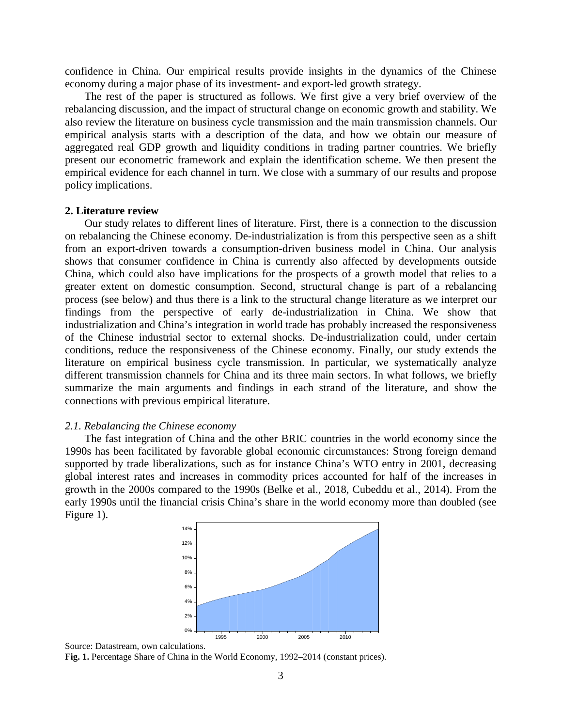confidence in China. Our empirical results provide insights in the dynamics of the Chinese economy during a major phase of its investment- and export-led growth strategy.

The rest of the paper is structured as follows. We first give a very brief overview of the rebalancing discussion, and the impact of structural change on economic growth and stability. We also review the literature on business cycle transmission and the main transmission channels. Our empirical analysis starts with a description of the data, and how we obtain our measure of aggregated real GDP growth and liquidity conditions in trading partner countries. We briefly present our econometric framework and explain the identification scheme. We then present the empirical evidence for each channel in turn. We close with a summary of our results and propose policy implications.

## 2. Literature review

Our study relates to different lines of literature. First, there is a connection to the discussion on rebalancing the Chinese economy. De-industrialization is from this perspective seen as a shift from an export-driven towards a consumption-driven business model in China. Our analysis shows that consumer confidence in China is currently also affected by developments outside China, which could also have implications for the prospects of a growth model that relies to a greater extent on domestic consumption. Second, structural change is part of a rebalancing process (see below) and thus there is a link to the structural change literature as we interpret our findings from the perspective of early de-industrialization in China. We show that industrialization and China's integration in world trade has probably increased the responsiveness of the Chinese industrial sector to external shocks. De-industrialization could, under certain conditions, reduce the responsiveness of the Chinese economy. Finally, our study extends the literature on empirical business cycle transmission. In particular, we systematically analyze different transmission channels for China and its three main sectors. In what follows, we briefly summarize the main arguments and findings in each strand of the literature, and show the connections with previous empirical literature.

### *2.1. Rebalancing the Chinese economy*

The fast integration of China and the other BRIC countries in the world economy since the 1990s has been facilitated by favorable global economic circumstances: Strong foreign demand supported by trade liberalizations, such as for instance China's WTO entry in 2001, decreasing global interest rates and increases in commodity prices accounted for half of the increases in growth in the 2000s compared to the 1990s (Belke et al., 2018, Cubeddu et al., 2014). From the early 1990s until the financial crisis China's share in the world economy more than doubled (see Figure 1).

Source: Datastream, own calculations.

**Fig. 1.** Percentage Share of China in the World Economy, 1992–2014 (constant prices).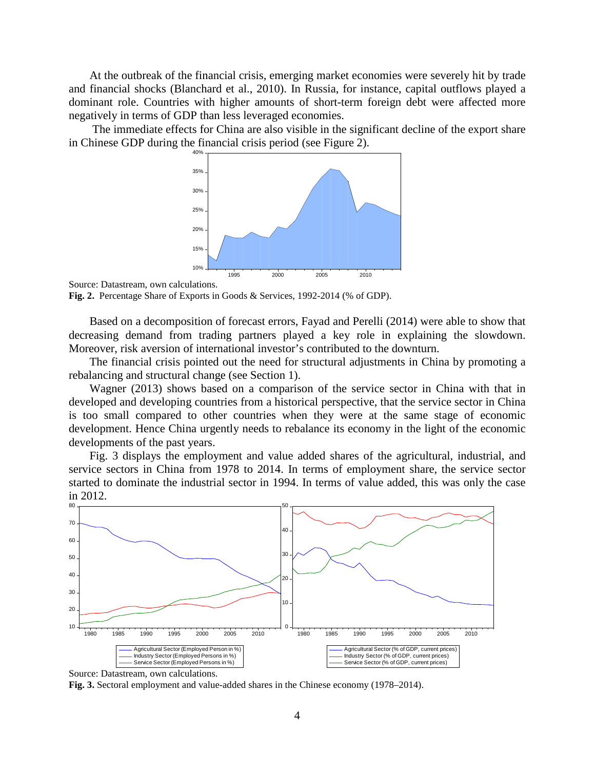At the outbreak of the financial crisis, emerging market economies were severely hit by trade and financial shocks (Blanchard et al., 2010). In Russia, for instance, capital outflows played a dominant role. Countries with higher amounts of short-term foreign debt were affected more negatively in terms of GDP than less leveraged economies.

The immediate effects for China are also visible in the significant decline of the export share in Chinese GDP during the financial crisis period (see Figure 2).

Source: Datastream, own calculations.

**Fig. 2.** Percentage Share of Exports in Goods & Services, 1992-2014 (% of GDP).

Based on a decomposition of forecast errors, Fayad and Perelli (2014) were able to show that decreasing demand from trading partners played a key role in explaining the slowdown. Moreover, risk aversion of international investor's contributed to the downturn.

The financial crisis pointed out the need for structural adjustments in China by promoting a rebalancing and structural change (see Section 1).

Wagner (2013) shows based on a comparison of the service sector in China with that in developed and developing countries from a historical perspective, that the service sector in China is too small compared to other countries when they were at the same stage of economic development. Hence China urgently needs to rebalance its economy in the light of the economic developments of the past years.

Fig. 3 displays the employment and value added shares of the agricultural, industrial, and service sectors in China from 1978 to 2014. In terms of employment share, the service sector started to dominate the industrial sector in 1994. In terms of value added, this was only the case in 2012.

Source: Datastream, own calculations.

**Fig. 3.** Sectoral employment and value-added shares in the Chinese economy (1978–2014).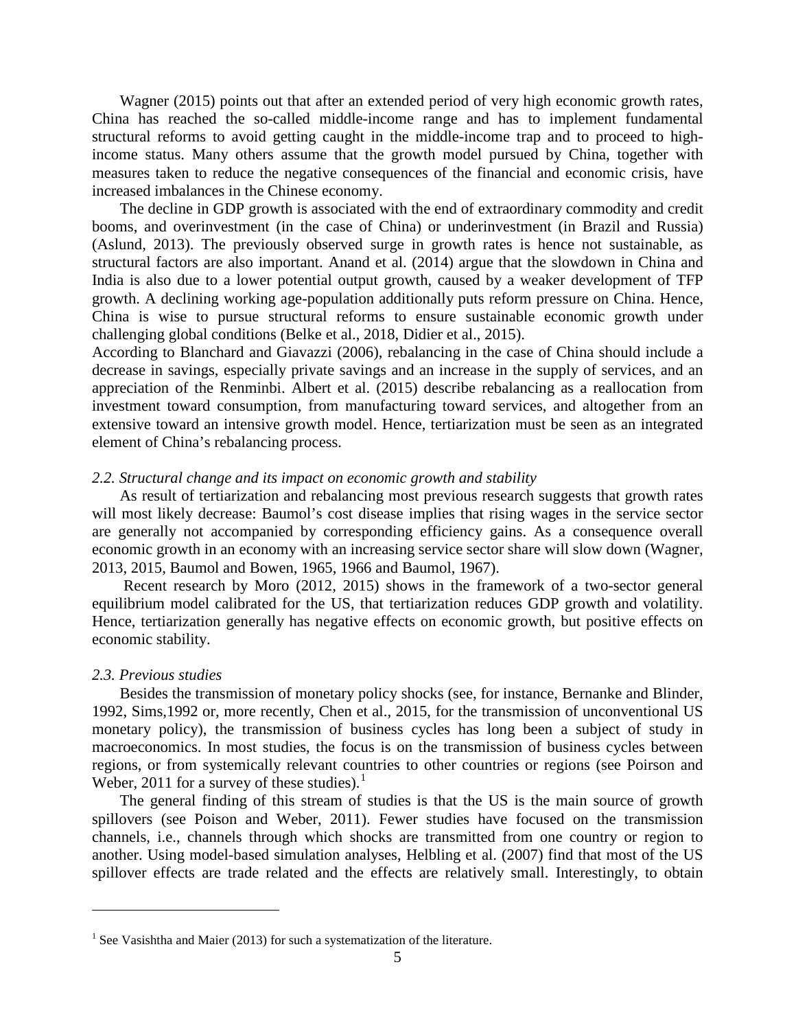Wagner (2015) points out that after an extended period of very high economic growth rates, China has reached the so-called middle-income range and has to implement fundamental structural reforms to avoid getting caught in the middle-income trap and to proceed to high-income status. Many others assume that the growth model pursued by China, together with measures taken to reduce the negative consequences of the financial and economic crisis, have increased imbalances in the Chinese economy.

The decline in GDP growth is associated with the end of extraordinary commodity and credit booms, and overinvestment (in the case of China) or underinvestment (in Brazil and Russia) (Aslund, 2013). The previously observed surge in growth rates is hence not sustainable, as structural factors are also important. Anand et al. (2014) argue that the slowdown in China and India is also due to a lower potential output growth, caused by a weaker development of TFP growth. A declining working age-population additionally puts reform pressure on China. Hence, China is wise to pursue structural reforms to ensure sustainable economic growth under challenging global conditions (Belke et al., 2018, Didier et al., 2015).

According to Blanchard and Giavazzi (2006), rebalancing in the case of China should include a decrease in savings, especially private savings and an increase in the supply of services, and an appreciation of the Renminbi. Albert et al. (2015) describe rebalancing as a reallocation from investment toward consumption, from manufacturing toward services, and altogether from an extensive toward an intensive growth model. Hence, tertiarization must be seen as an integrated element of China's rebalancing process.

### *2.2. Structural change and its impact on economic growth and stability*

As result of tertiarization and rebalancing most previous research suggests that growth rates will most likely decrease: Baumol's cost disease implies that rising wages in the service sector are generally not accompanied by corresponding efficiency gains. As a consequence overall economic growth in an economy with an increasing service sector share will slow down (Wagner, 2013, 2015, Baumol and Bowen, 1965, 1966 and Baumol, 1967).

Recent research by Moro (2012, 2015) shows in the framework of a two-sector general equilibrium model calibrated for the US, that tertiarization reduces GDP growth and volatility. Hence, tertiarization generally has negative effects on economic growth, but positive effects on economic stability.

### *2.3. Previous studies*

Besides the transmission of monetary policy shocks (see, for instance, Bernanke and Blinder, 1992, Sims,1992 or, more recently, Chen et al., 2015, for the transmission of unconventional US monetary policy), the transmission of business cycles has long been a subject of study in macroeconomics. In most studies, the focus is on the transmission of business cycles between regions, or from systemically relevant countries to other countries or regions (see Poirson and Weber, 2011 for a survey of these studies).[1]

The general finding of this stream of studies is that the US is the main source of growth spillovers (see Poison and Weber, 2011). Fewer studies have focused on the transmission channels, i.e., channels through which shocks are transmitted from one country or region to another. Using model-based simulation analyses, Helbling et al. (2007) find that most of the US spillover effects are trade related and the effects are relatively small. Interestingly, to obtain

[1] See Vasishtha and Maier (2013) for such a systematization of the literature.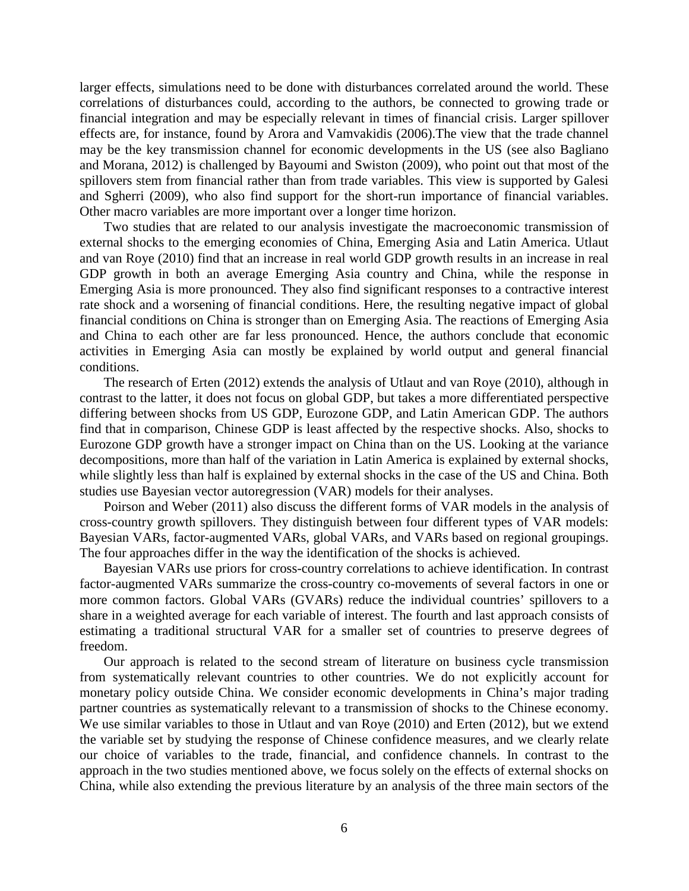larger effects, simulations need to be done with disturbances correlated around the world. These correlations of disturbances could, according to the authors, be connected to growing trade or financial integration and may be especially relevant in times of financial crisis. Larger spillover effects are, for instance, found by Arora and Vamvakidis (2006).The view that the trade channel may be the key transmission channel for economic developments in the US (see also Bagliano and Morana, 2012) is challenged by Bayoumi and Swiston (2009), who point out that most of the spillovers stem from financial rather than from trade variables. This view is supported by Galesi and Sgherri (2009), who also find support for the short-run importance of financial variables. Other macro variables are more important over a longer time horizon.

Two studies that are related to our analysis investigate the macroeconomic transmission of external shocks to the emerging economies of China, Emerging Asia and Latin America. Utlaut and van Roye (2010) find that an increase in real world GDP growth results in an increase in real GDP growth in both an average Emerging Asia country and China, while the response in Emerging Asia is more pronounced. They also find significant responses to a contractive interest rate shock and a worsening of financial conditions. Here, the resulting negative impact of global financial conditions on China is stronger than on Emerging Asia. The reactions of Emerging Asia and China to each other are far less pronounced. Hence, the authors conclude that economic activities in Emerging Asia can mostly be explained by world output and general financial conditions.

The research of Erten (2012) extends the analysis of Utlaut and van Roye (2010), although in contrast to the latter, it does not focus on global GDP, but takes a more differentiated perspective differing between shocks from US GDP, Eurozone GDP, and Latin American GDP. The authors find that in comparison, Chinese GDP is least affected by the respective shocks. Also, shocks to Eurozone GDP growth have a stronger impact on China than on the US. Looking at the variance decompositions, more than half of the variation in Latin America is explained by external shocks, while slightly less than half is explained by external shocks in the case of the US and China. Both studies use Bayesian vector autoregression (VAR) models for their analyses.

Poirson and Weber (2011) also discuss the different forms of VAR models in the analysis of cross-country growth spillovers. They distinguish between four different types of VAR models: Bayesian VARs, factor-augmented VARs, global VARs, and VARs based on regional groupings. The four approaches differ in the way the identification of the shocks is achieved.

Bayesian VARs use priors for cross-country correlations to achieve identification. In contrast factor-augmented VARs summarize the cross-country co-movements of several factors in one or more common factors. Global VARs (GVARs) reduce the individual countries' spillovers to a share in a weighted average for each variable of interest. The fourth and last approach consists of estimating a traditional structural VAR for a smaller set of countries to preserve degrees of freedom.

Our approach is related to the second stream of literature on business cycle transmission from systematically relevant countries to other countries. We do not explicitly account for monetary policy outside China. We consider economic developments in China's major trading partner countries as systematically relevant to a transmission of shocks to the Chinese economy. We use similar variables to those in Utlaut and van Roye (2010) and Erten (2012), but we extend the variable set by studying the response of Chinese confidence measures, and we clearly relate our choice of variables to the trade, financial, and confidence channels. In contrast to the approach in the two studies mentioned above, we focus solely on the effects of external shocks on China, while also extending the previous literature by an analysis of the three main sectors of the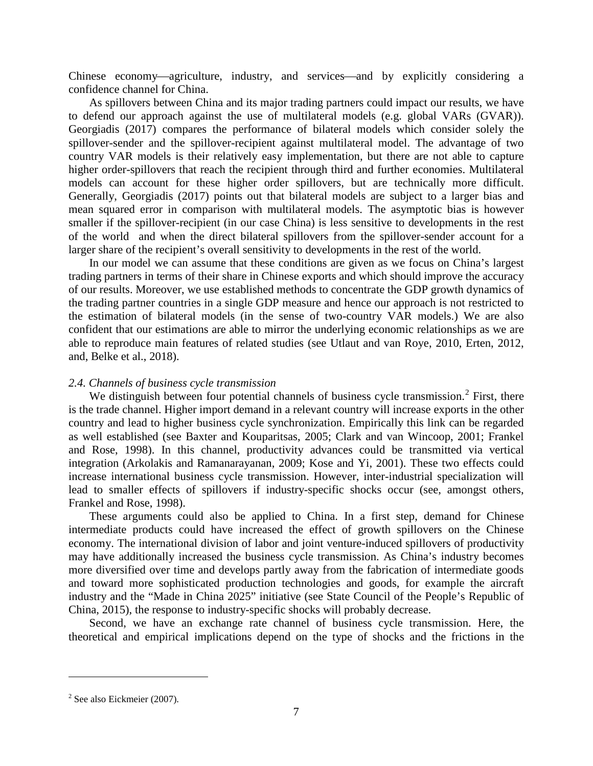Chinese economy—agriculture, industry, and services—and by explicitly considering a confidence channel for China.

As spillovers between China and its major trading partners could impact our results, we have to defend our approach against the use of multilateral models (e.g. global VARs (GVAR)). Georgiadis (2017) compares the performance of bilateral models which consider solely the spillover-sender and the spillover-recipient against multilateral model. The advantage of two country VAR models is their relatively easy implementation, but there are not able to capture higher order-spillovers that reach the recipient through third and further economies. Multilateral models can account for these higher order spillovers, but are technically more difficult. Generally, Georgiadis (2017) points out that bilateral models are subject to a larger bias and mean squared error in comparison with multilateral models. The asymptotic bias is however smaller if the spillover-recipient (in our case China) is less sensitive to developments in the rest of the world and when the direct bilateral spillovers from the spillover-sender account for a larger share of the recipient's overall sensitivity to developments in the rest of the world.

In our model we can assume that these conditions are given as we focus on China's largest trading partners in terms of their share in Chinese exports and which should improve the accuracy of our results. Moreover, we use established methods to concentrate the GDP growth dynamics of the trading partner countries in a single GDP measure and hence our approach is not restricted to the estimation of bilateral models (in the sense of two-country VAR models.) We are also confident that our estimations are able to mirror the underlying economic relationships as we are able to reproduce main features of related studies (see Utlaut and van Roye, 2010, Erten, 2012, and, Belke et al., 2018).

### *2.4. Channels of business cycle transmission*

We distinguish between four potential channels of business cycle transmission.[2] First, there is the trade channel. Higher import demand in a relevant country will increase exports in the other country and lead to higher business cycle synchronization. Empirically this link can be regarded as well established (see Baxter and Kouparitsas, 2005; Clark and van Wincoop, 2001; Frankel and Rose, 1998). In this channel, productivity advances could be transmitted via vertical integration (Arkolakis and Ramanarayanan, 2009; Kose and Yi, 2001). These two effects could increase international business cycle transmission. However, inter-industrial specialization will lead to smaller effects of spillovers if industry-specific shocks occur (see, amongst others, Frankel and Rose, 1998).

These arguments could also be applied to China. In a first step, demand for Chinese intermediate products could have increased the effect of growth spillovers on the Chinese economy. The international division of labor and joint venture-induced spillovers of productivity may have additionally increased the business cycle transmission. As China's industry becomes more diversified over time and develops partly away from the fabrication of intermediate goods and toward more sophisticated production technologies and goods, for example the aircraft industry and the "Made in China 2025" initiative (see State Council of the People's Republic of China, 2015), the response to industry-specific shocks will probably decrease.

Second, we have an exchange rate channel of business cycle transmission. Here, the theoretical and empirical implications depend on the type of shocks and the frictions in the

[2] See also Eickmeier (2007).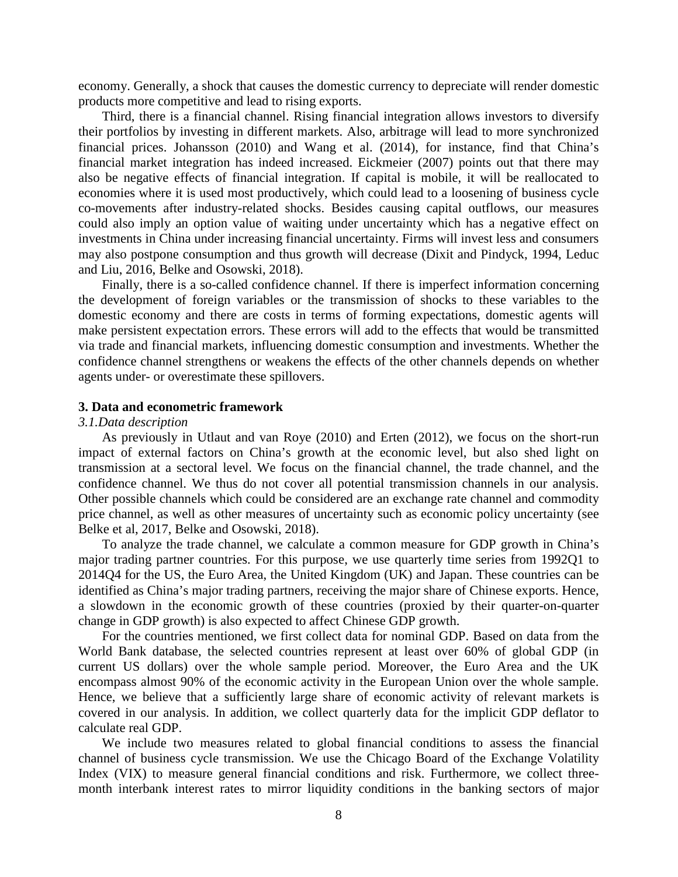economy. Generally, a shock that causes the domestic currency to depreciate will render domestic products more competitive and lead to rising exports.

Third, there is a financial channel. Rising financial integration allows investors to diversify their portfolios by investing in different markets. Also, arbitrage will lead to more synchronized financial prices. Johansson (2010) and Wang et al. (2014), for instance, find that China's financial market integration has indeed increased. Eickmeier (2007) points out that there may also be negative effects of financial integration. If capital is mobile, it will be reallocated to economies where it is used most productively, which could lead to a loosening of business cycle co-movements after industry-related shocks. Besides causing capital outflows, our measures could also imply an option value of waiting under uncertainty which has a negative effect on investments in China under increasing financial uncertainty. Firms will invest less and consumers may also postpone consumption and thus growth will decrease (Dixit and Pindyck, 1994, Leduc and Liu, 2016, Belke and Osowski, 2018).

Finally, there is a so-called confidence channel. If there is imperfect information concerning the development of foreign variables or the transmission of shocks to these variables to the domestic economy and there are costs in terms of forming expectations, domestic agents will make persistent expectation errors. These errors will add to the effects that would be transmitted via trade and financial markets, influencing domestic consumption and investments. Whether the confidence channel strengthens or weakens the effects of the other channels depends on whether agents under- or overestimate these spillovers.

## 3. Data and econometric framework

### *3.1. Data description*

As previously in Utlaut and van Roye (2010) and Erten (2012), we focus on the short-run impact of external factors on China's growth at the economic level, but also shed light on transmission at a sectoral level. We focus on the financial channel, the trade channel, and the confidence channel. We thus do not cover all potential transmission channels in our analysis. Other possible channels which could be considered are an exchange rate channel and commodity price channel, as well as other measures of uncertainty such as economic policy uncertainty (see Belke et al, 2017, Belke and Osowski, 2018).

To analyze the trade channel, we calculate a common measure for GDP growth in China's major trading partner countries. For this purpose, we use quarterly time series from 1992Q1 to 2014Q4 for the US, the Euro Area, the United Kingdom (UK) and Japan. These countries can be identified as China's major trading partners, receiving the major share of Chinese exports. Hence, a slowdown in the economic growth of these countries (proxied by their quarter-on-quarter change in GDP growth) is also expected to affect Chinese GDP growth.

For the countries mentioned, we first collect data for nominal GDP. Based on data from the World Bank database, the selected countries represent at least over 60% of global GDP (in current US dollars) over the whole sample period. Moreover, the Euro Area and the UK encompass almost 90% of the economic activity in the European Union over the whole sample. Hence, we believe that a sufficiently large share of economic activity of relevant markets is covered in our analysis. In addition, we collect quarterly data for the implicit GDP deflator to calculate real GDP.

We include two measures related to global financial conditions to assess the financial channel of business cycle transmission. We use the Chicago Board of the Exchange Volatility Index (VIX) to measure general financial conditions and risk. Furthermore, we collect three-month interbank interest rates to mirror liquidity conditions in the banking sectors of major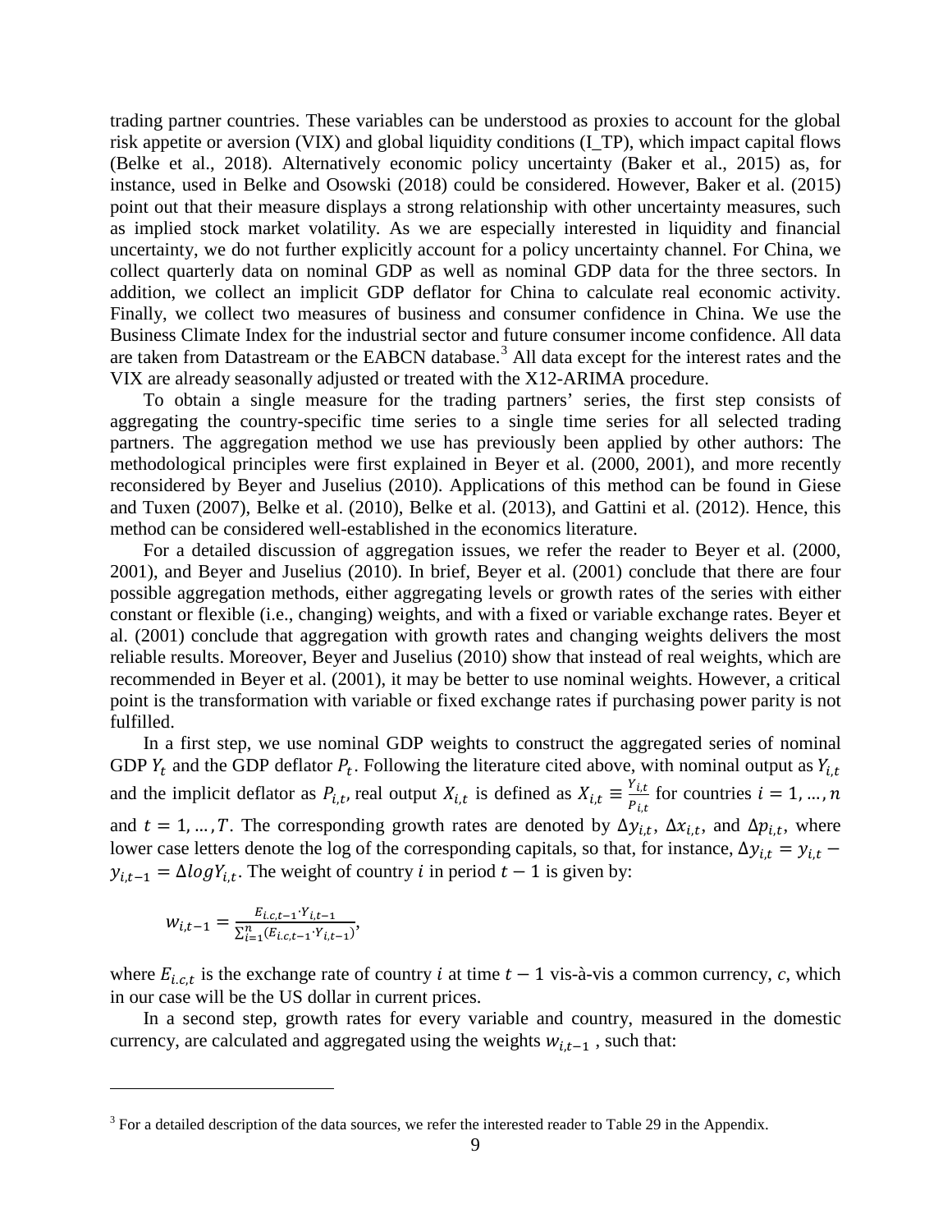trading partner countries. These variables can be understood as proxies to account for the global risk appetite or aversion (VIX) and global liquidity conditions (I_TP), which impact capital flows (Belke et al., 2018). Alternatively economic policy uncertainty (Baker et al., 2015) as, for instance, used in Belke and Osowski (2018) could be considered. However, Baker et al. (2015) point out that their measure displays a strong relationship with other uncertainty measures, such as implied stock market volatility. As we are especially interested in liquidity and financial uncertainty, we do not further explicitly account for a policy uncertainty channel. For China, we collect quarterly data on nominal GDP as well as nominal GDP data for the three sectors. In addition, we collect an implicit GDP deflator for China to calculate real economic activity. Finally, we collect two measures of business and consumer confidence in China. We use the Business Climate Index for the industrial sector and future consumer income confidence. All data are taken from Datastream or the EABCN database.[3] All data except for the interest rates and the VIX are already seasonally adjusted or treated with the X12-ARIMA procedure.

To obtain a single measure for the trading partners' series, the first step consists of aggregating the country-specific time series to a single time series for all selected trading partners. The aggregation method we use has previously been applied by other authors: The methodological principles were first explained in Beyer et al. (2000, 2001), and more recently reconsidered by Beyer and Juselius (2010). Applications of this method can be found in Giese and Tuxen (2007), Belke et al. (2010), Belke et al. (2013), and Gattini et al. (2012). Hence, this method can be considered well-established in the economics literature.

For a detailed discussion of aggregation issues, we refer the reader to Beyer et al. (2000, 2001), and Beyer and Juselius (2010). In brief, Beyer et al. (2001) conclude that there are four possible aggregation methods, either aggregating levels or growth rates of the series with either constant or flexible (i.e., changing) weights, and with a fixed or variable exchange rates. Beyer et al. (2001) conclude that aggregation with growth rates and changing weights delivers the most reliable results. Moreover, Beyer and Juselius (2010) show that instead of real weights, which are recommended in Beyer et al. (2001), it may be better to use nominal weights. However, a critical point is the transformation with variable or fixed exchange rates if purchasing power parity is not fulfilled.

In a first step, we use nominal GDP weights to construct the aggregated series of nominal GDP $Y_t$ and the GDP deflator $P_t$. Following the literature cited above, with nominal output as $Y_{i,t}$ and the implicit deflator as $P_{i,t}$, real output $X_{i,t}$ is defined as $X_{i,t} \equiv \frac{Y_{i,t}}{P_{i,t}}$ for countries $i = 1, \dots, n$ and $t = 1, \dots, T$. The corresponding growth rates are denoted by $\Delta y_{i,t}$, $\Delta x_{i,t}$, and $\Delta p_{i,t}$, where lower case letters denote the log of the corresponding capitals, so that, for instance, $\Delta y_{i,t} = y_{i,t} - y_{i,t-1} = \Delta log Y_{i,t}$. The weight of country $i$ in period $t-1$ is given by:

$$w_{i,t-1} = \frac{E_{i.c,t-1} \cdot Y_{i,t-1}}{\sum_{i=1}^{n} (E_{i.c,t-1} \cdot Y_{i,t-1})},$$

where $E_{i.c,t}$ is the exchange rate of country $i$ at time $t-1$ vis-à-vis a common currency, $c$, which in our case will be the US dollar in current prices.

In a second step, growth rates for every variable and country, measured in the domestic currency, are calculated and aggregated using the weights $w_{i,t-1}$ , such that:

---

[3] For a detailed description of the data sources, we refer the interested reader to Table 29 in the Appendix.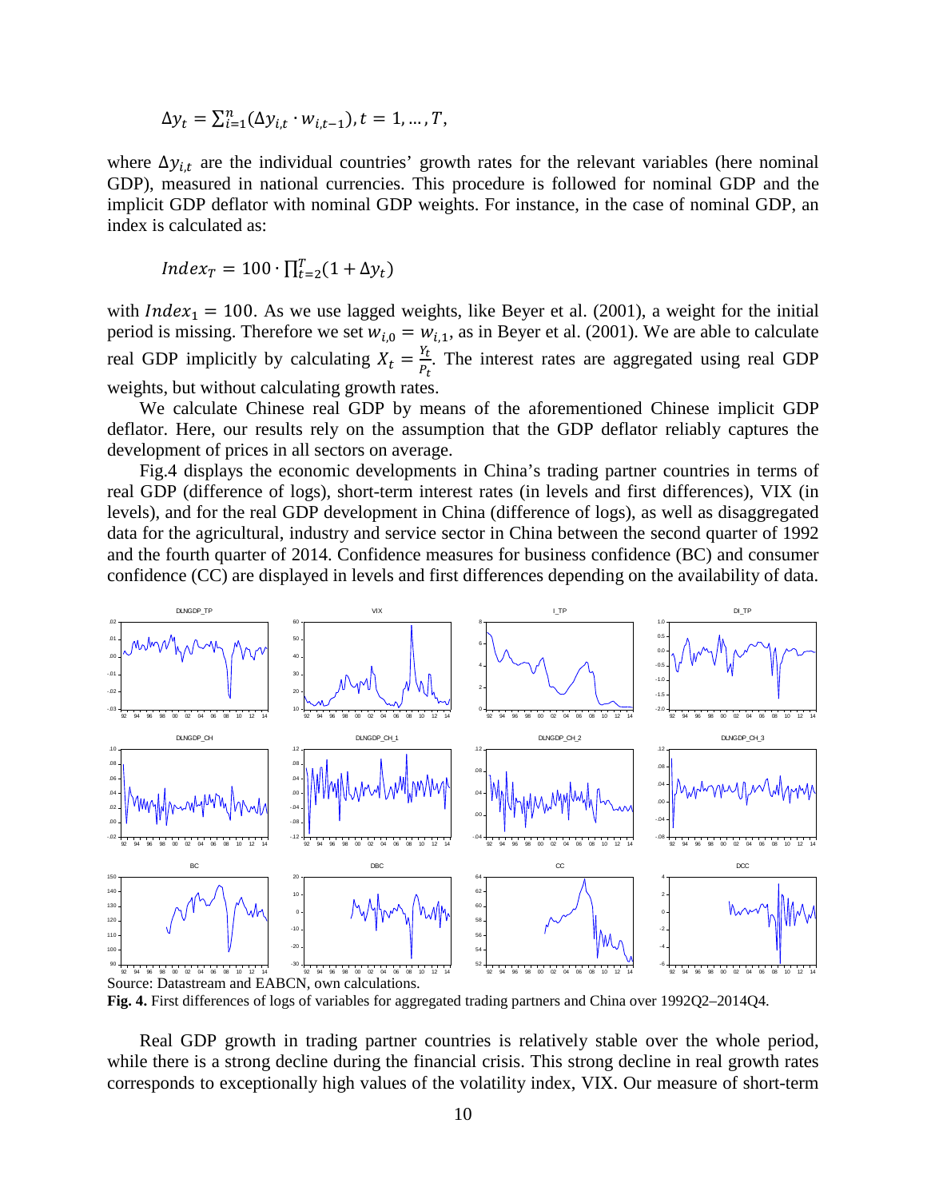$$\Delta y_t = \sum_{i=1}^{n}(\Delta y_{i,t} \cdot w_{i,t-1}), t = 1, \ldots, T,$$

where $\Delta y_{i,t}$ are the individual countries' growth rates for the relevant variables (here nominal GDP), measured in national currencies. This procedure is followed for nominal GDP and the implicit GDP deflator with nominal GDP weights. For instance, in the case of nominal GDP, an index is calculated as:

$$Index_T = 100 \cdot \prod_{t=2}^{T}(1 + \Delta y_t)$$

with $Index_1 = 100$. As we use lagged weights, like Beyer et al. (2001), a weight for the initial period is missing. Therefore we set $w_{i,0} = w_{i,1}$, as in Beyer et al. (2001). We are able to calculate real GDP implicitly by calculating $X_t = \frac{Y_t}{P_t}$. The interest rates are aggregated using real GDP weights, but without calculating growth rates.

We calculate Chinese real GDP by means of the aforementioned Chinese implicit GDP deflator. Here, our results rely on the assumption that the GDP deflator reliably captures the development of prices in all sectors on average.

Fig.4 displays the economic developments in China's trading partner countries in terms of real GDP (difference of logs), short-term interest rates (in levels and first differences), VIX (in levels), and for the real GDP development in China (difference of logs), as well as disaggregated data for the agricultural, industry and service sector in China between the second quarter of 1992 and the fourth quarter of 2014. Confidence measures for business confidence (BC) and consumer confidence (CC) are displayed in levels and first differences depending on the availability of data.

Source: Datastream and EABCN, own calculations.

**Fig. 4.** First differences of logs of variables for aggregated trading partners and China over 1992Q2–2014Q4.

Real GDP growth in trading partner countries is relatively stable over the whole period, while there is a strong decline during the financial crisis. This strong decline in real growth rates corresponds to exceptionally high values of the volatility index, VIX. Our measure of short-term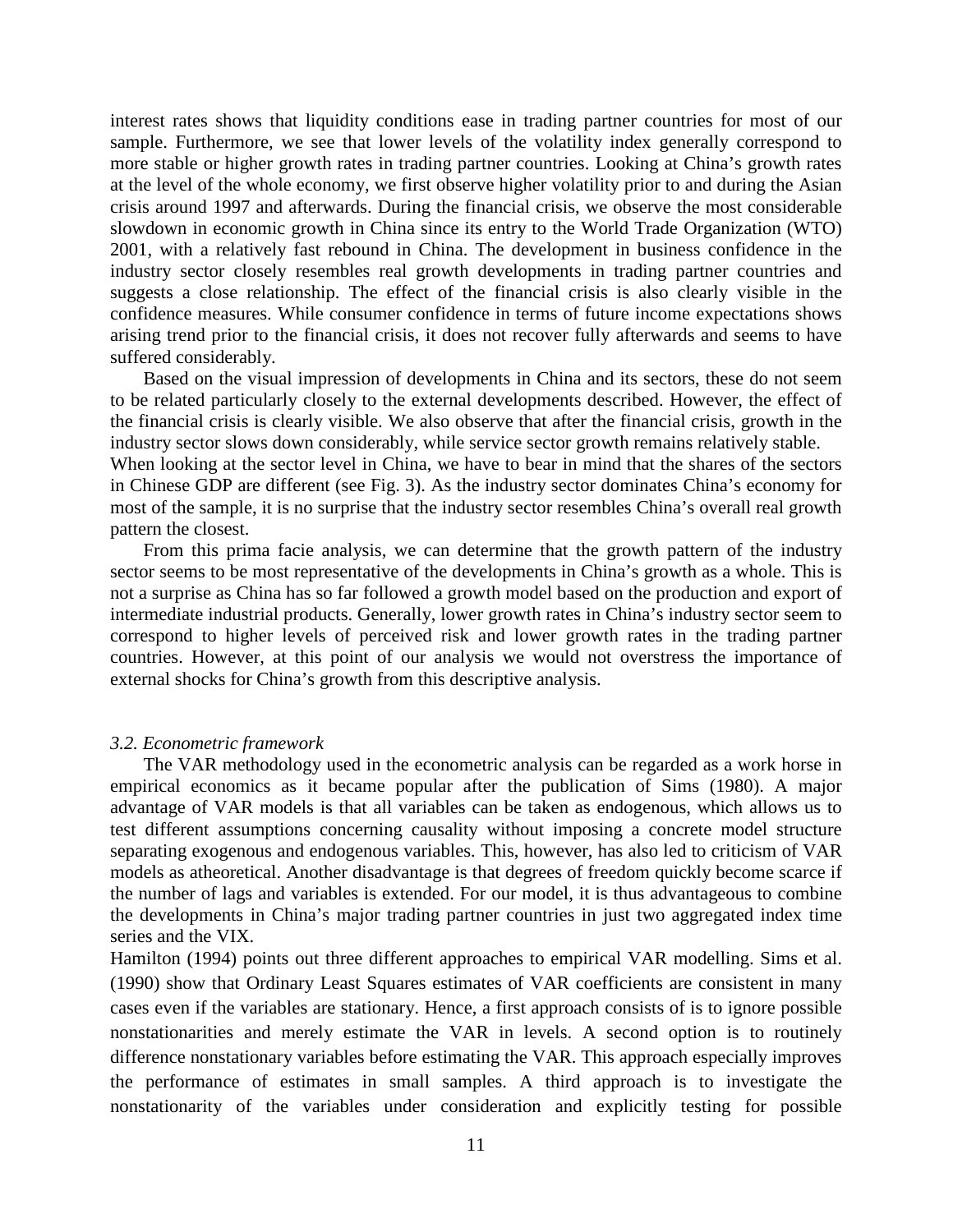interest rates shows that liquidity conditions ease in trading partner countries for most of our sample. Furthermore, we see that lower levels of the volatility index generally correspond to more stable or higher growth rates in trading partner countries. Looking at China's growth rates at the level of the whole economy, we first observe higher volatility prior to and during the Asian crisis around 1997 and afterwards. During the financial crisis, we observe the most considerable slowdown in economic growth in China since its entry to the World Trade Organization (WTO) 2001, with a relatively fast rebound in China. The development in business confidence in the industry sector closely resembles real growth developments in trading partner countries and suggests a close relationship. The effect of the financial crisis is also clearly visible in the confidence measures. While consumer confidence in terms of future income expectations shows arising trend prior to the financial crisis, it does not recover fully afterwards and seems to have suffered considerably.

Based on the visual impression of developments in China and its sectors, these do not seem to be related particularly closely to the external developments described. However, the effect of the financial crisis is clearly visible. We also observe that after the financial crisis, growth in the industry sector slows down considerably, while service sector growth remains relatively stable.
When looking at the sector level in China, we have to bear in mind that the shares of the sectors in Chinese GDP are different (see Fig. 3). As the industry sector dominates China's economy for most of the sample, it is no surprise that the industry sector resembles China's overall real growth pattern the closest.

From this prima facie analysis, we can determine that the growth pattern of the industry sector seems to be most representative of the developments in China's growth as a whole. This is not a surprise as China has so far followed a growth model based on the production and export of intermediate industrial products. Generally, lower growth rates in China's industry sector seem to correspond to higher levels of perceived risk and lower growth rates in the trading partner countries. However, at this point of our analysis we would not overstress the importance of external shocks for China's growth from this descriptive analysis.

### *3.2. Econometric framework*

The VAR methodology used in the econometric analysis can be regarded as a work horse in empirical economics as it became popular after the publication of Sims (1980). A major advantage of VAR models is that all variables can be taken as endogenous, which allows us to test different assumptions concerning causality without imposing a concrete model structure separating exogenous and endogenous variables. This, however, has also led to criticism of VAR models as atheoretical. Another disadvantage is that degrees of freedom quickly become scarce if the number of lags and variables is extended. For our model, it is thus advantageous to combine the developments in China's major trading partner countries in just two aggregated index time series and the VIX.
Hamilton (1994) points out three different approaches to empirical VAR modelling. Sims et al. (1990) show that Ordinary Least Squares estimates of VAR coefficients are consistent in many cases even if the variables are stationary. Hence, a first approach consists of is to ignore possible nonstationarities and merely estimate the VAR in levels. A second option is to routinely difference nonstationary variables before estimating the VAR. This approach especially improves the performance of estimates in small samples. A third approach is to investigate the nonstationarity of the variables under consideration and explicitly testing for possible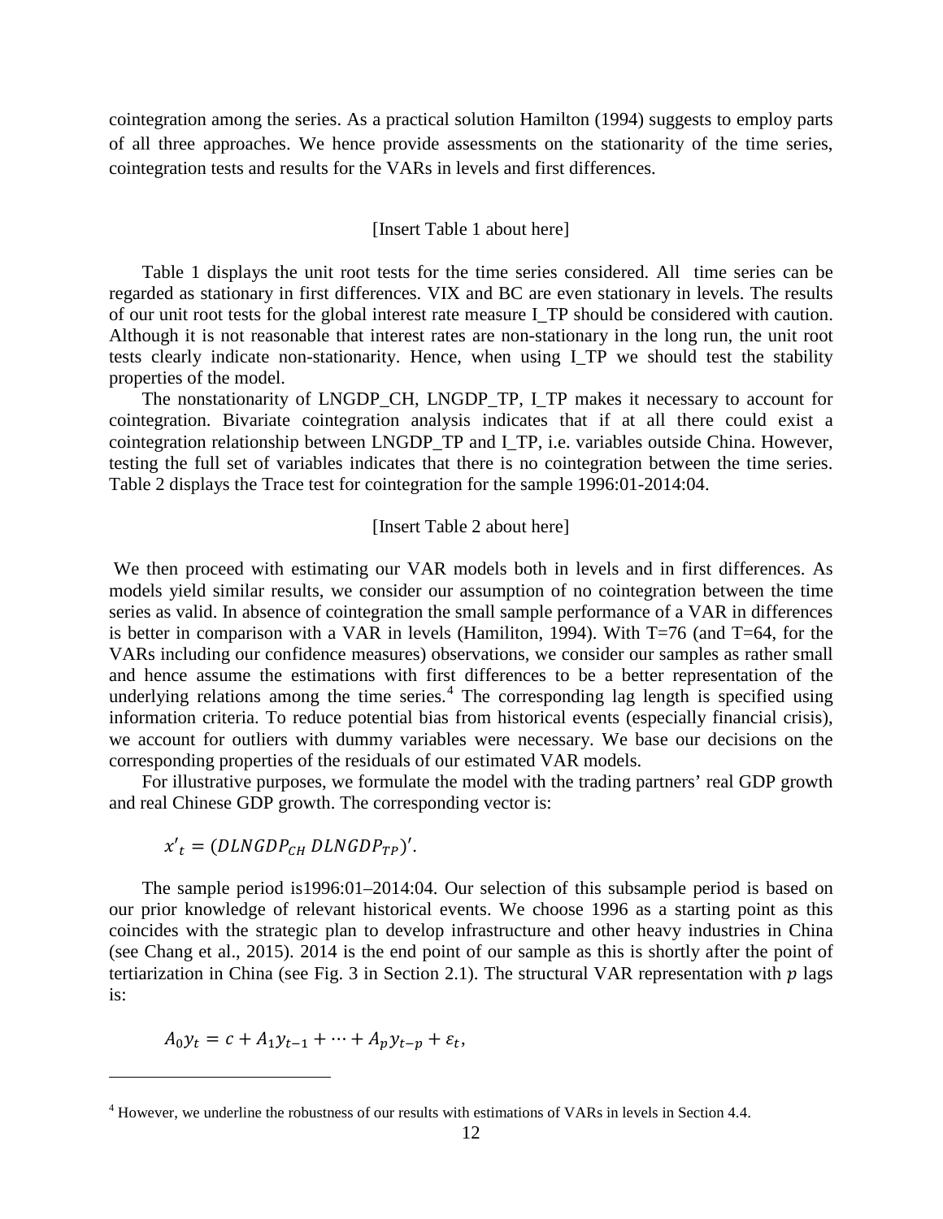cointegration among the series. As a practical solution Hamilton (1994) suggests to employ parts of all three approaches. We hence provide assessments on the stationarity of the time series, cointegration tests and results for the VARs in levels and first differences.

[Insert Table 1 about here]

Table 1 displays the unit root tests for the time series considered. All time series can be regarded as stationary in first differences. VIX and BC are even stationary in levels. The results of our unit root tests for the global interest rate measure I_TP should be considered with caution. Although it is not reasonable that interest rates are non-stationary in the long run, the unit root tests clearly indicate non-stationarity. Hence, when using I_TP we should test the stability properties of the model.

The nonstationarity of LNGDP_CH, LNGDP_TP, I_TP makes it necessary to account for cointegration. Bivariate cointegration analysis indicates that if at all there could exist a cointegration relationship between LNGDP_TP and I_TP, i.e. variables outside China. However, testing the full set of variables indicates that there is no cointegration between the time series. Table 2 displays the Trace test for cointegration for the sample 1996:01-2014:04.

[Insert Table 2 about here]

We then proceed with estimating our VAR models both in levels and in first differences. As models yield similar results, we consider our assumption of no cointegration between the time series as valid. In absence of cointegration the small sample performance of a VAR in differences is better in comparison with a VAR in levels (Hamilton, 1994). With T=76 (and T=64, for the VARs including our confidence measures) observations, we consider our samples as rather small and hence assume the estimations with first differences to be a better representation of the underlying relations among the time series.[4] The corresponding lag length is specified using information criteria. To reduce potential bias from historical events (especially financial crisis), we account for outliers with dummy variables were necessary. We base our decisions on the corresponding properties of the residuals of our estimated VAR models.

For illustrative purposes, we formulate the model with the trading partners' real GDP growth and real Chinese GDP growth. The corresponding vector is:

$$x'_t = (DLNGDP_{CH}\ DLNGDP_{TP})'.$$

The sample period is1996:01–2014:04. Our selection of this subsample period is based on our prior knowledge of relevant historical events. We choose 1996 as a starting point as this coincides with the strategic plan to develop infrastructure and other heavy industries in China (see Chang et al., 2015). 2014 is the end point of our sample as this is shortly after the point of tertiarization in China (see Fig. 3 in Section 2.1). The structural VAR representation with $p$ lags is:

$$A_0 y_t = c + A_1 y_{t-1} + \cdots + A_p y_{t-p} + \varepsilon_t,$$

[4] However, we underline the robustness of our results with estimations of VARs in levels in Section 4.4.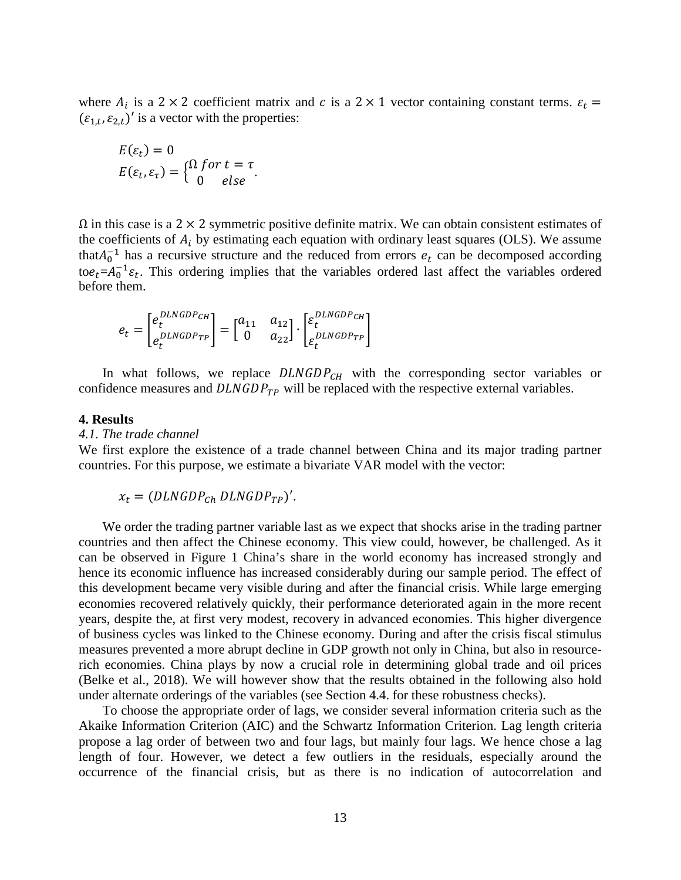where $A_i$ is a $2 \times 2$ coefficient matrix and $c$ is a $2 \times 1$ vector containing constant terms. $\varepsilon_t = (\varepsilon_{1,t}, \varepsilon_{2,t})'$ is a vector with the properties:

$$E(\varepsilon_t) = 0$$
$$E(\varepsilon_t, \varepsilon_\tau) = \begin{cases} \Omega \; for \; t = \tau \\ 0 \quad else \end{cases}.$$

$\Omega$ in this case is a $2 \times 2$ symmetric positive definite matrix. We can obtain consistent estimates of the coefficients of $A_i$ by estimating each equation with ordinary least squares (OLS). We assume that$A_0^{-1}$ has a recursive structure and the reduced from errors $e_t$ can be decomposed according to$e_t$=$A_0^{-1}\varepsilon_t$. This ordering implies that the variables ordered last affect the variables ordered before them.

$$e_t = \begin{bmatrix} e_t^{DLNGDP_{CH}} \\ e_t^{DLNGDP_{TP}} \end{bmatrix} = \begin{bmatrix} a_{11} & a_{12} \\ 0 & a_{22} \end{bmatrix} \cdot \begin{bmatrix} \varepsilon_t^{DLNGDP_{CH}} \\ \varepsilon_t^{DLNGDP_{TP}} \end{bmatrix}$$

In what follows, we replace $DLNGDP_{CH}$ with the corresponding sector variables or confidence measures and $DLNGDP_{TP}$ will be replaced with the respective external variables.

## 4. Results

### *4.1. The trade channel*

We first explore the existence of a trade channel between China and its major trading partner countries. For this purpose, we estimate a bivariate VAR model with the vector:

$$x_t = (DLNGDP_{Ch} \; DLNGDP_{TP})'.$$

We order the trading partner variable last as we expect that shocks arise in the trading partner countries and then affect the Chinese economy. This view could, however, be challenged. As it can be observed in Figure 1 China's share in the world economy has increased strongly and hence its economic influence has increased considerably during our sample period. The effect of this development became very visible during and after the financial crisis. While large emerging economies recovered relatively quickly, their performance deteriorated again in the more recent years, despite the, at first very modest, recovery in advanced economies. This higher divergence of business cycles was linked to the Chinese economy. During and after the crisis fiscal stimulus measures prevented a more abrupt decline in GDP growth not only in China, but also in resource-rich economies. China plays by now a crucial role in determining global trade and oil prices (Belke et al., 2018). We will however show that the results obtained in the following also hold under alternate orderings of the variables (see Section 4.4. for these robustness checks).

To choose the appropriate order of lags, we consider several information criteria such as the Akaike Information Criterion (AIC) and the Schwartz Information Criterion. Lag length criteria propose a lag order of between two and four lags, but mainly four lags. We hence chose a lag length of four. However, we detect a few outliers in the residuals, especially around the occurrence of the financial crisis, but as there is no indication of autocorrelation and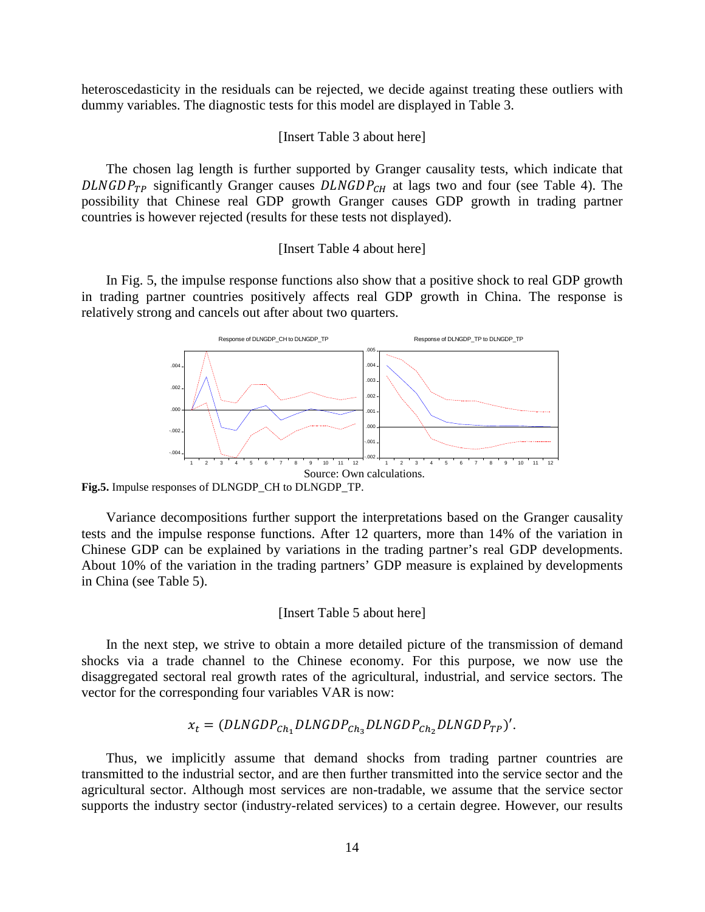heteroscedasticity in the residuals can be rejected, we decide against treating these outliers with dummy variables. The diagnostic tests for this model are displayed in Table 3.

[Insert Table 3 about here]

The chosen lag length is further supported by Granger causality tests, which indicate that $DLNGDP_{TP}$ significantly Granger causes $DLNGDP_{CH}$ at lags two and four (see Table 4). The possibility that Chinese real GDP growth Granger causes GDP growth in trading partner countries is however rejected (results for these tests not displayed).

[Insert Table 4 about here]

In Fig. 5, the impulse response functions also show that a positive shock to real GDP growth in trading partner countries positively affects real GDP growth in China. The response is relatively strong and cancels out after about two quarters.

Source: Own calculations.

**Fig.5.** Impulse responses of DLNGDP_CH to DLNGDP_TP.

Variance decompositions further support the interpretations based on the Granger causality tests and the impulse response functions. After 12 quarters, more than 14% of the variation in Chinese GDP can be explained by variations in the trading partner's real GDP developments. About 10% of the variation in the trading partners' GDP measure is explained by developments in China (see Table 5).

[Insert Table 5 about here]

In the next step, we strive to obtain a more detailed picture of the transmission of demand shocks via a trade channel to the Chinese economy. For this purpose, we now use the disaggregated sectoral real growth rates of the agricultural, industrial, and service sectors. The vector for the corresponding four variables VAR is now:

$$x_t = (DLNGDP_{Ch_1} DLNGDP_{Ch_3} DLNGDP_{Ch_2} DLNGDP_{TP})'.$$

Thus, we implicitly assume that demand shocks from trading partner countries are transmitted to the industrial sector, and are then further transmitted into the service sector and the agricultural sector. Although most services are non-tradable, we assume that the service sector supports the industry sector (industry-related services) to a certain degree. However, our results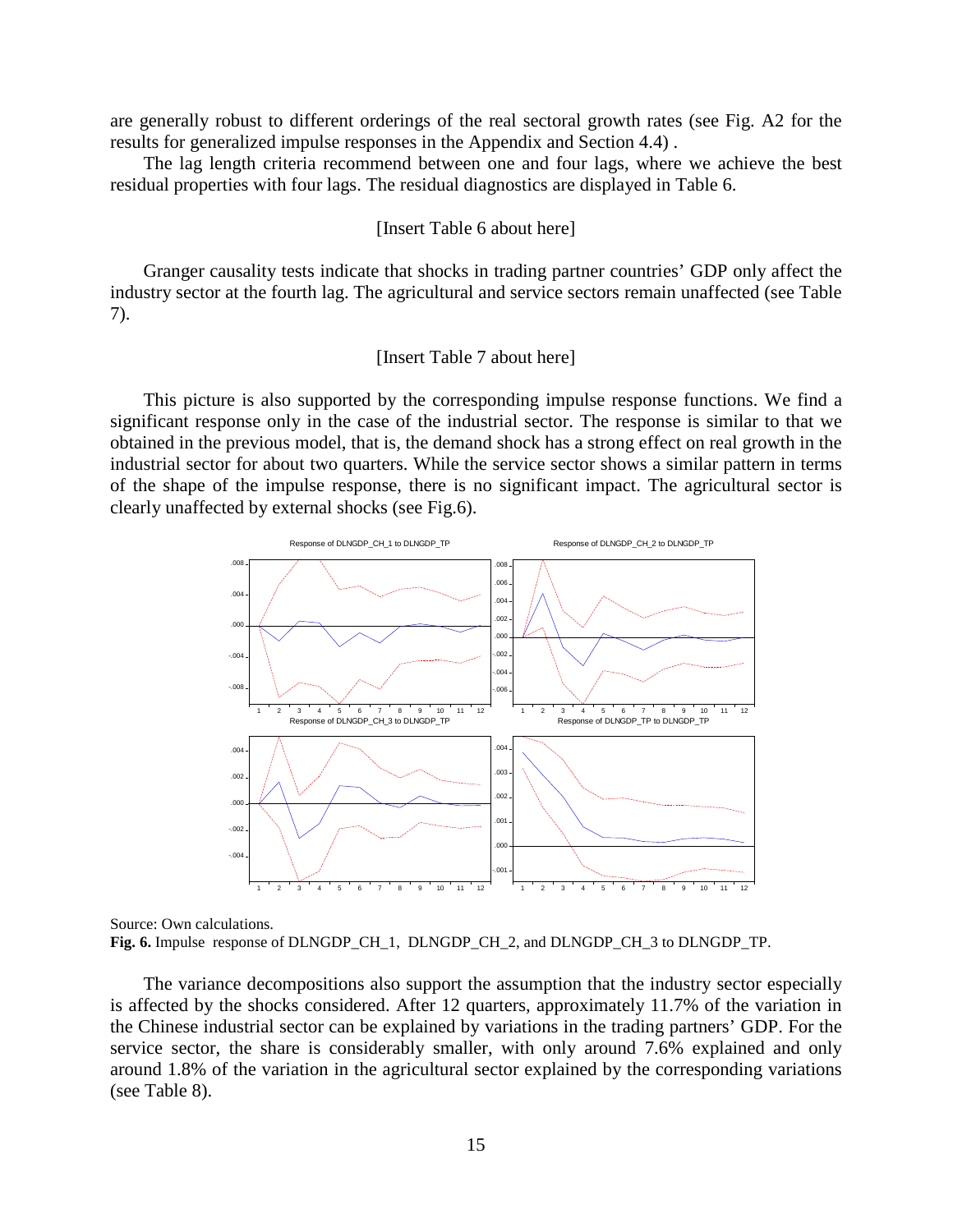are generally robust to different orderings of the real sectoral growth rates (see Fig. A2 for the results for generalized impulse responses in the Appendix and Section 4.4) .

The lag length criteria recommend between one and four lags, where we achieve the best residual properties with four lags. The residual diagnostics are displayed in Table 6.

[Insert Table 6 about here]

Granger causality tests indicate that shocks in trading partner countries' GDP only affect the industry sector at the fourth lag. The agricultural and service sectors remain unaffected (see Table 7).

[Insert Table 7 about here]

This picture is also supported by the corresponding impulse response functions. We find a significant response only in the case of the industrial sector. The response is similar to that we obtained in the previous model, that is, the demand shock has a strong effect on real growth in the industrial sector for about two quarters. While the service sector shows a similar pattern in terms of the shape of the impulse response, there is no significant impact. The agricultural sector is clearly unaffected by external shocks (see Fig.6).

Source: Own calculations.

**Fig. 6.** Impulse response of DLNGDP_CH_1, DLNGDP_CH_2, and DLNGDP_CH_3 to DLNGDP_TP.

The variance decompositions also support the assumption that the industry sector especially is affected by the shocks considered. After 12 quarters, approximately 11.7% of the variation in the Chinese industrial sector can be explained by variations in the trading partners' GDP. For the service sector, the share is considerably smaller, with only around 7.6% explained and only around 1.8% of the variation in the agricultural sector explained by the corresponding variations (see Table 8).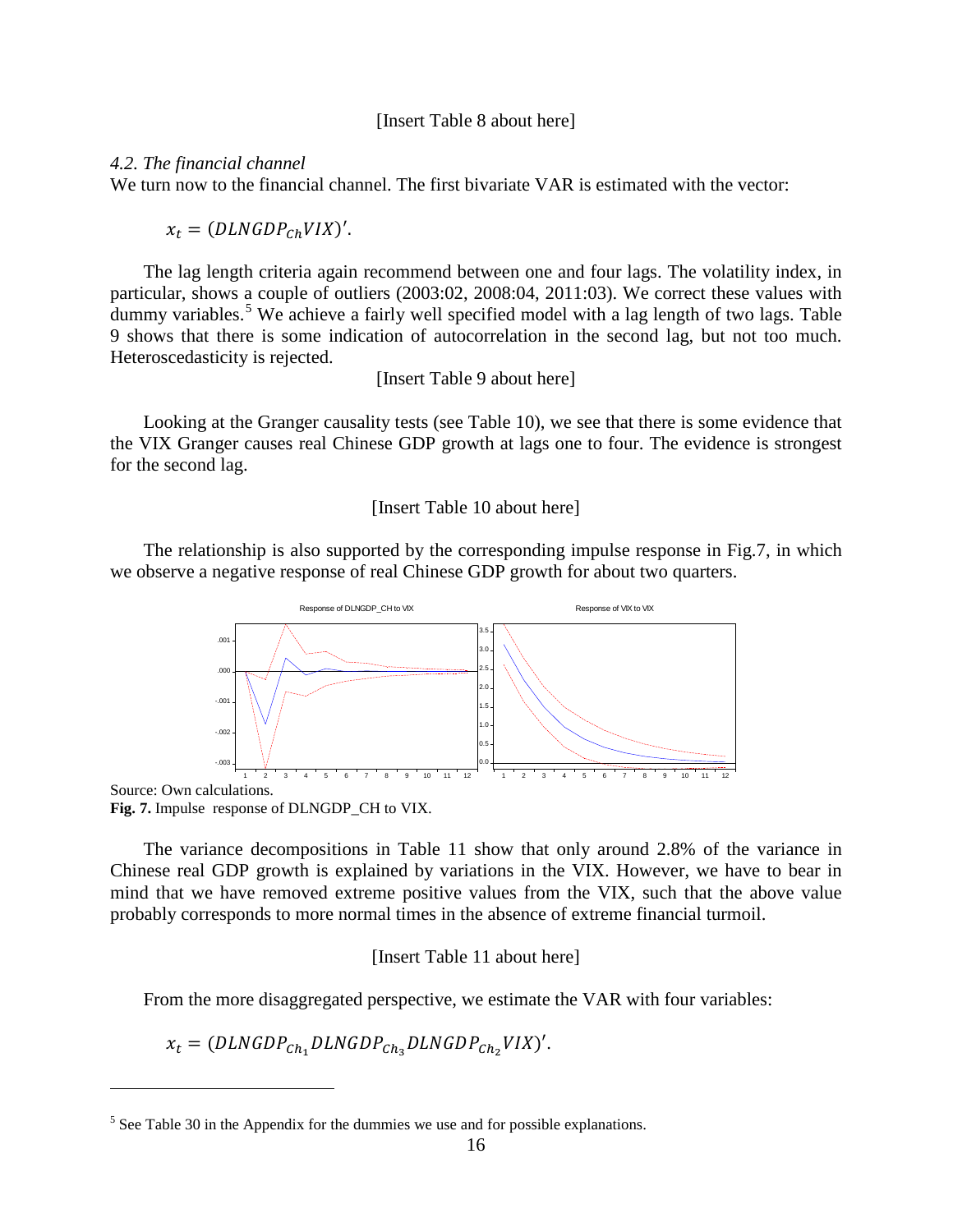[Insert Table 8 about here]

*4.2. The financial channel*

We turn now to the financial channel. The first bivariate VAR is estimated with the vector:

$$x_t = (DLNGDP_{Ch} VIX)'.$$

The lag length criteria again recommend between one and four lags. The volatility index, in particular, shows a couple of outliers (2003:02, 2008:04, 2011:03). We correct these values with dummy variables.[5] We achieve a fairly well specified model with a lag length of two lags. Table 9 shows that there is some indication of autocorrelation in the second lag, but not too much. Heteroscedasticity is rejected.

[Insert Table 9 about here]

Looking at the Granger causality tests (see Table 10), we see that there is some evidence that the VIX Granger causes real Chinese GDP growth at lags one to four. The evidence is strongest for the second lag.

[Insert Table 10 about here]

The relationship is also supported by the corresponding impulse response in Fig.7, in which we observe a negative response of real Chinese GDP growth for about two quarters.

Source: Own calculations.

**Fig. 7.** Impulse response of DLNGDP_CH to VIX.

The variance decompositions in Table 11 show that only around 2.8% of the variance in Chinese real GDP growth is explained by variations in the VIX. However, we have to bear in mind that we have removed extreme positive values from the VIX, such that the above value probably corresponds to more normal times in the absence of extreme financial turmoil.

[Insert Table 11 about here]

From the more disaggregated perspective, we estimate the VAR with four variables:

$$x_t = (DLNGDP_{Ch_1} DLNGDP_{Ch_3} DLNGDP_{Ch_2} VIX)'.$$

[5] See Table 30 in the Appendix for the dummies we use and for possible explanations.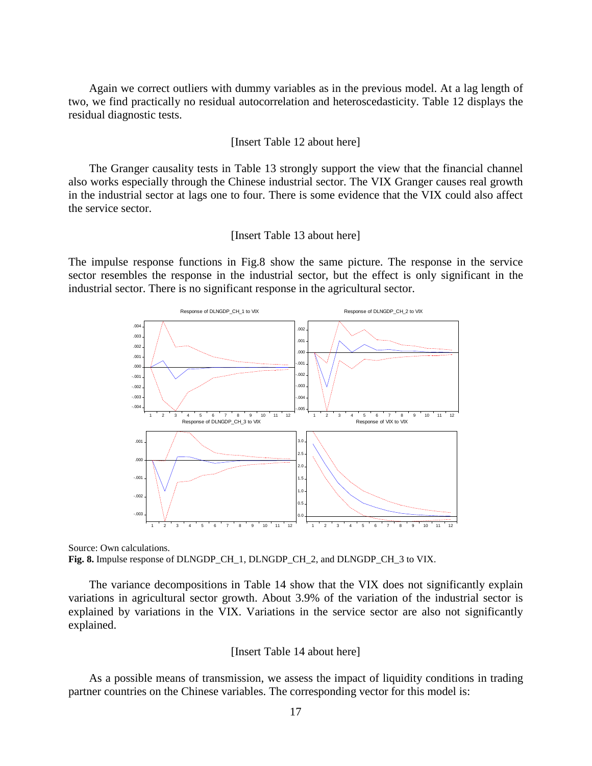Again we correct outliers with dummy variables as in the previous model. At a lag length of two, we find practically no residual autocorrelation and heteroscedasticity. Table 12 displays the residual diagnostic tests.

[Insert Table 12 about here]

The Granger causality tests in Table 13 strongly support the view that the financial channel also works especially through the Chinese industrial sector. The VIX Granger causes real growth in the industrial sector at lags one to four. There is some evidence that the VIX could also affect the service sector.

[Insert Table 13 about here]

The impulse response functions in Fig.8 show the same picture. The response in the service sector resembles the response in the industrial sector, but the effect is only significant in the industrial sector. There is no significant response in the agricultural sector.

Source: Own calculations.

**Fig. 8.** Impulse response of DLNGDP_CH_1, DLNGDP_CH_2, and DLNGDP_CH_3 to VIX.

The variance decompositions in Table 14 show that the VIX does not significantly explain variations in agricultural sector growth. About 3.9% of the variation of the industrial sector is explained by variations in the VIX. Variations in the service sector are also not significantly explained.

[Insert Table 14 about here]

As a possible means of transmission, we assess the impact of liquidity conditions in trading partner countries on the Chinese variables. The corresponding vector for this model is: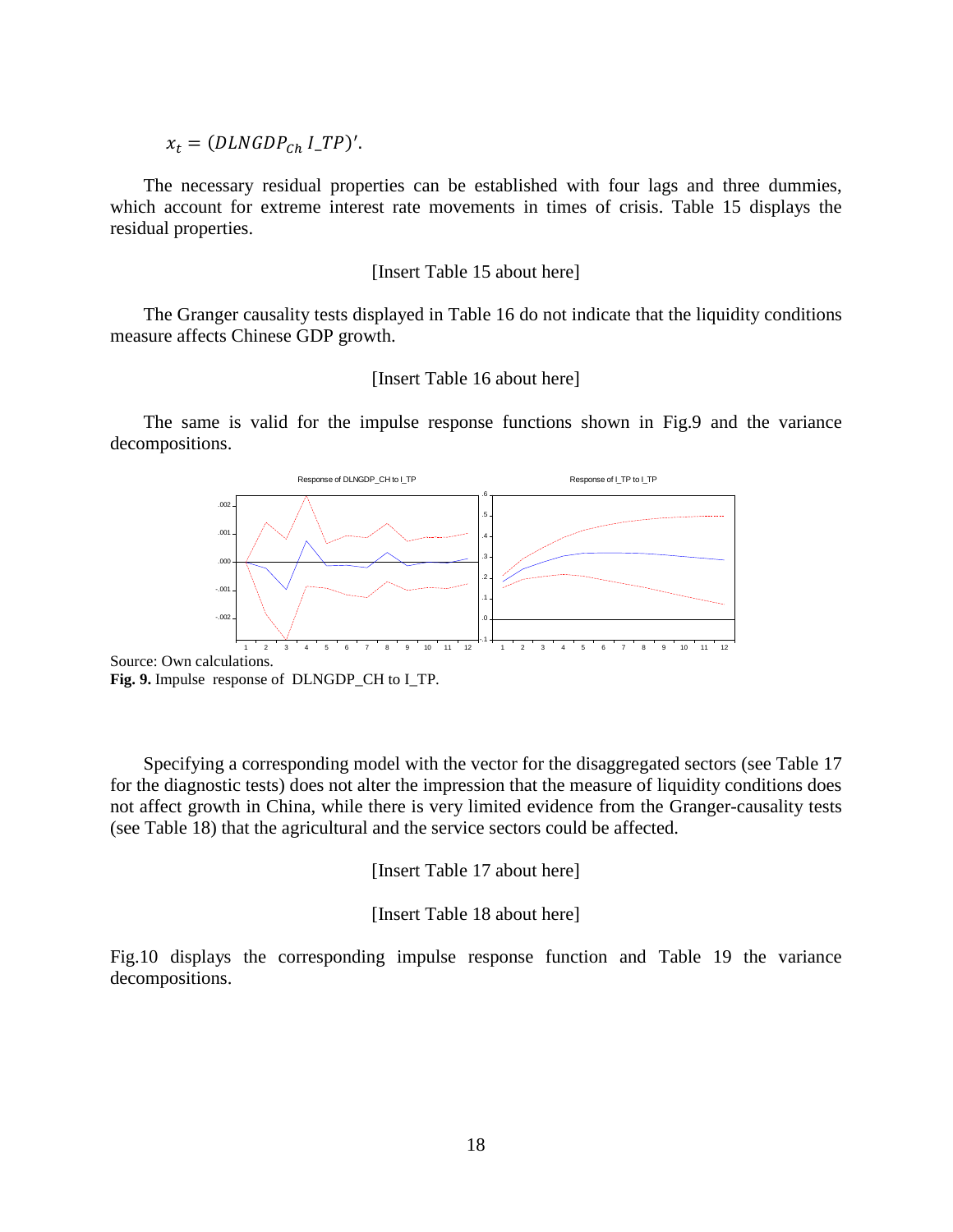$x_t = (DLNGDP_{Ch}\ I\_TP)'$.

The necessary residual properties can be established with four lags and three dummies, which account for extreme interest rate movements in times of crisis. Table 15 displays the residual properties.

[Insert Table 15 about here]

The Granger causality tests displayed in Table 16 do not indicate that the liquidity conditions measure affects Chinese GDP growth.

[Insert Table 16 about here]

The same is valid for the impulse response functions shown in Fig.9 and the variance decompositions.

Source: Own calculations.

**Fig. 9.** Impulse response of DLNGDP_CH to I_TP.

Specifying a corresponding model with the vector for the disaggregated sectors (see Table 17 for the diagnostic tests) does not alter the impression that the measure of liquidity conditions does not affect growth in China, while there is very limited evidence from the Granger-causality tests (see Table 18) that the agricultural and the service sectors could be affected.

[Insert Table 17 about here]

[Insert Table 18 about here]

Fig.10 displays the corresponding impulse response function and Table 19 the variance decompositions.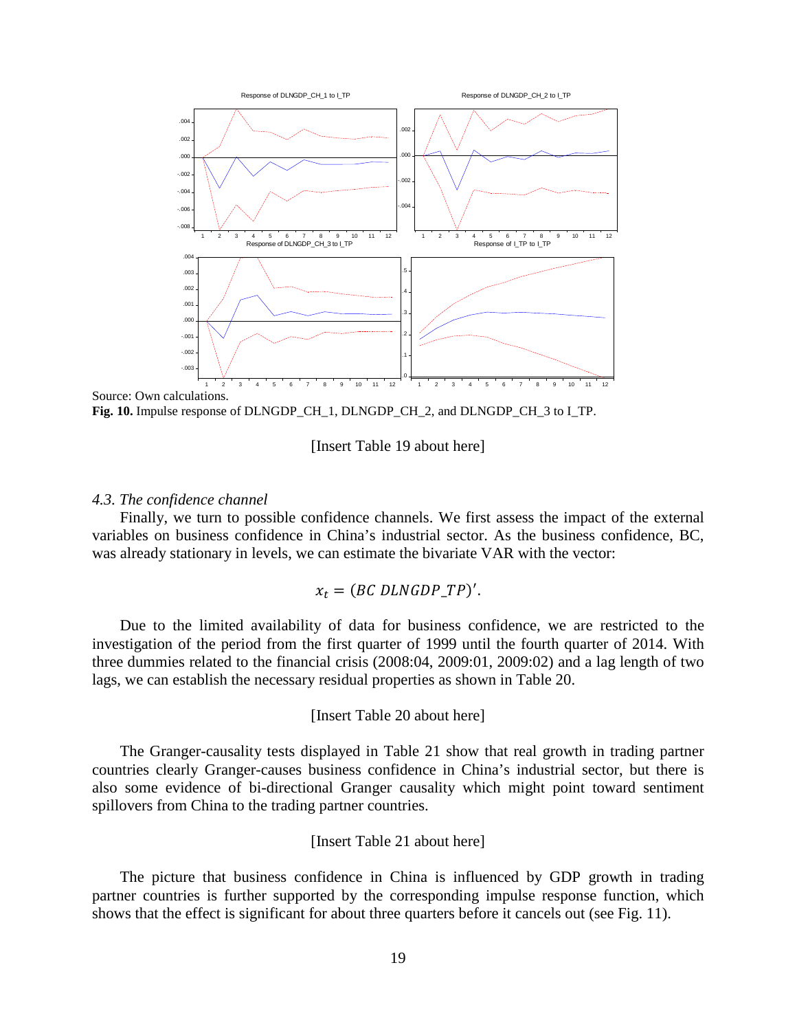Source: Own calculations.

**Fig. 10.** Impulse response of DLNGDP_CH_1, DLNGDP_CH_2, and DLNGDP_CH_3 to I_TP.

[Insert Table 19 about here]

### *4.3. The confidence channel*

Finally, we turn to possible confidence channels. We first assess the impact of the external variables on business confidence in China's industrial sector. As the business confidence, BC, was already stationary in levels, we can estimate the bivariate VAR with the vector:

$$x_t = (BC\ DLNGDP\_TP)'.$$

Due to the limited availability of data for business confidence, we are restricted to the investigation of the period from the first quarter of 1999 until the fourth quarter of 2014. With three dummies related to the financial crisis (2008:04, 2009:01, 2009:02) and a lag length of two lags, we can establish the necessary residual properties as shown in Table 20.

[Insert Table 20 about here]

The Granger-causality tests displayed in Table 21 show that real growth in trading partner countries clearly Granger-causes business confidence in China's industrial sector, but there is also some evidence of bi-directional Granger causality which might point toward sentiment spillovers from China to the trading partner countries.

[Insert Table 21 about here]

The picture that business confidence in China is influenced by GDP growth in trading partner countries is further supported by the corresponding impulse response function, which shows that the effect is significant for about three quarters before it cancels out (see Fig. 11).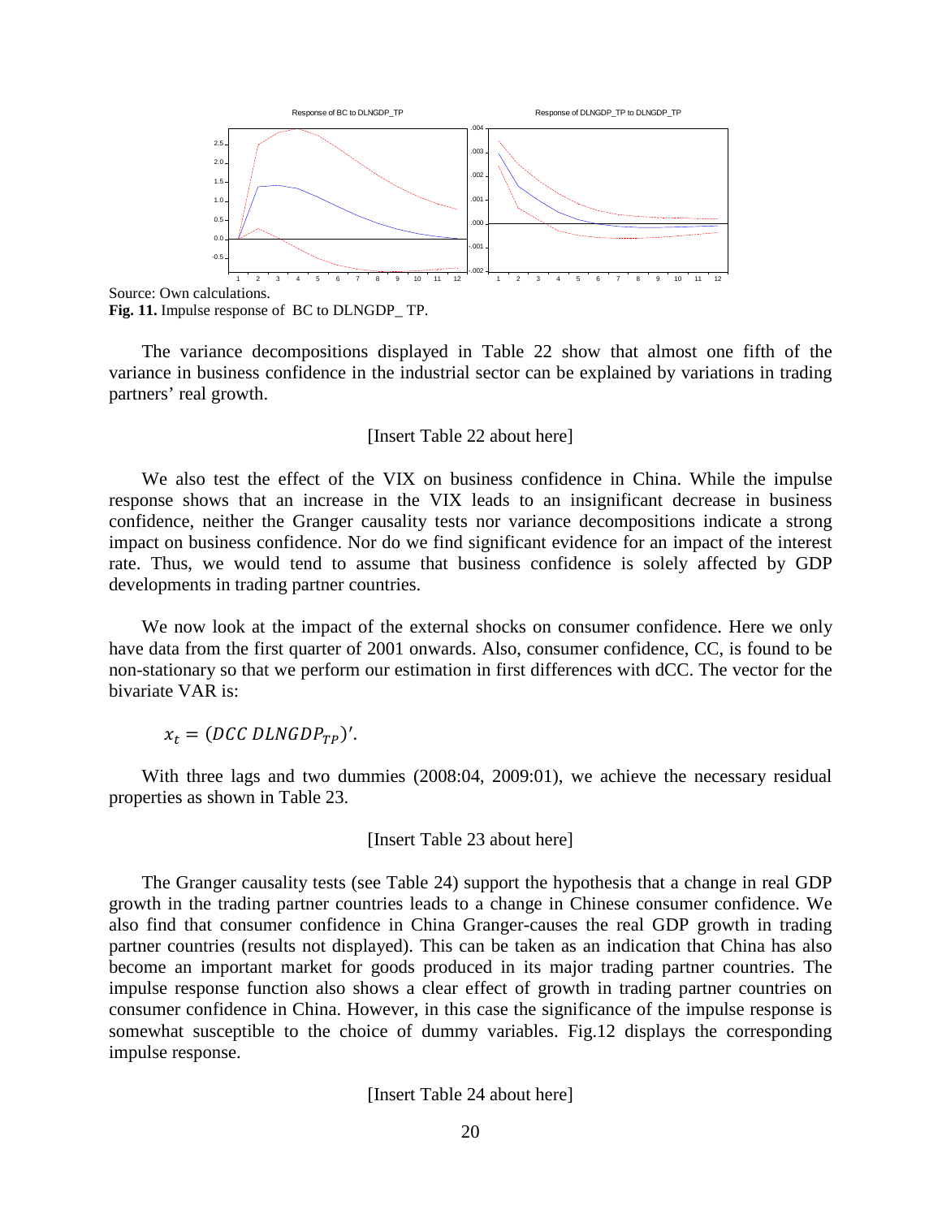Source: Own calculations.

**Fig. 11.** Impulse response of BC to DLNGDP_ TP.

The variance decompositions displayed in Table 22 show that almost one fifth of the variance in business confidence in the industrial sector can be explained by variations in trading partners' real growth.

[Insert Table 22 about here]

We also test the effect of the VIX on business confidence in China. While the impulse response shows that an increase in the VIX leads to an insignificant decrease in business confidence, neither the Granger causality tests nor variance decompositions indicate a strong impact on business confidence. Nor do we find significant evidence for an impact of the interest rate. Thus, we would tend to assume that business confidence is solely affected by GDP developments in trading partner countries.

We now look at the impact of the external shocks on consumer confidence. Here we only have data from the first quarter of 2001 onwards. Also, consumer confidence, CC, is found to be non-stationary so that we perform our estimation in first differences with dCC. The vector for the bivariate VAR is:

$$x_t = (DCC\ DLNGDP_{TP})'.$$

With three lags and two dummies (2008:04, 2009:01), we achieve the necessary residual properties as shown in Table 23.

[Insert Table 23 about here]

The Granger causality tests (see Table 24) support the hypothesis that a change in real GDP growth in the trading partner countries leads to a change in Chinese consumer confidence. We also find that consumer confidence in China Granger-causes the real GDP growth in trading partner countries (results not displayed). This can be taken as an indication that China has also become an important market for goods produced in its major trading partner countries. The impulse response function also shows a clear effect of growth in trading partner countries on consumer confidence in China. However, in this case the significance of the impulse response is somewhat susceptible to the choice of dummy variables. Fig.12 displays the corresponding impulse response.

[Insert Table 24 about here]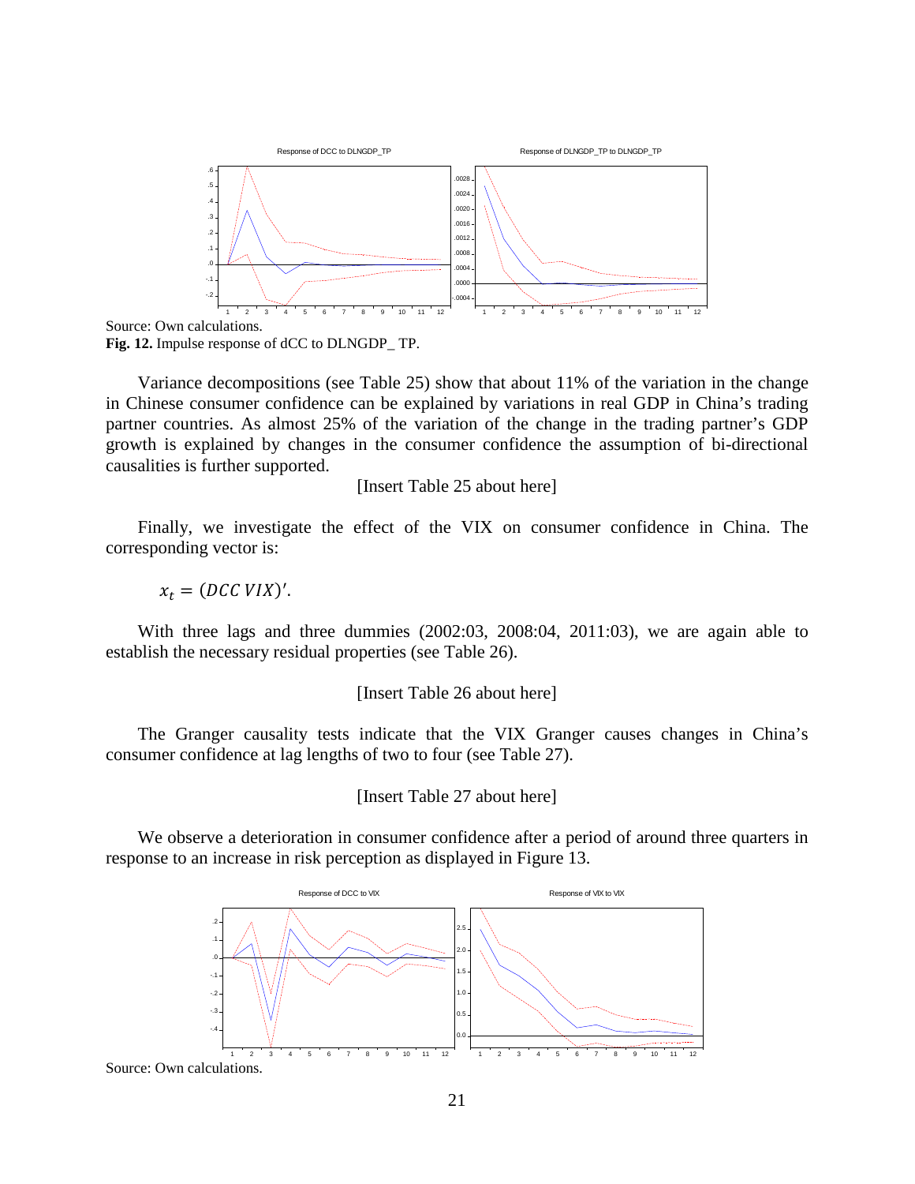Source: Own calculations.

**Fig. 12.** Impulse response of dCC to DLNGDP_ TP.

Variance decompositions (see Table 25) show that about 11% of the variation in the change in Chinese consumer confidence can be explained by variations in real GDP in China's trading partner countries. As almost 25% of the variation of the change in the trading partner's GDP growth is explained by changes in the consumer confidence the assumption of bi-directional causalities is further supported.

[Insert Table 25 about here]

Finally, we investigate the effect of the VIX on consumer confidence in China. The corresponding vector is:

$$x_t = (DCC\ VIX)'.$$

With three lags and three dummies (2002:03, 2008:04, 2011:03), we are again able to establish the necessary residual properties (see Table 26).

[Insert Table 26 about here]

The Granger causality tests indicate that the VIX Granger causes changes in China's consumer confidence at lag lengths of two to four (see Table 27).

[Insert Table 27 about here]

We observe a deterioration in consumer confidence after a period of around three quarters in response to an increase in risk perception as displayed in Figure 13.

Source: Own calculations.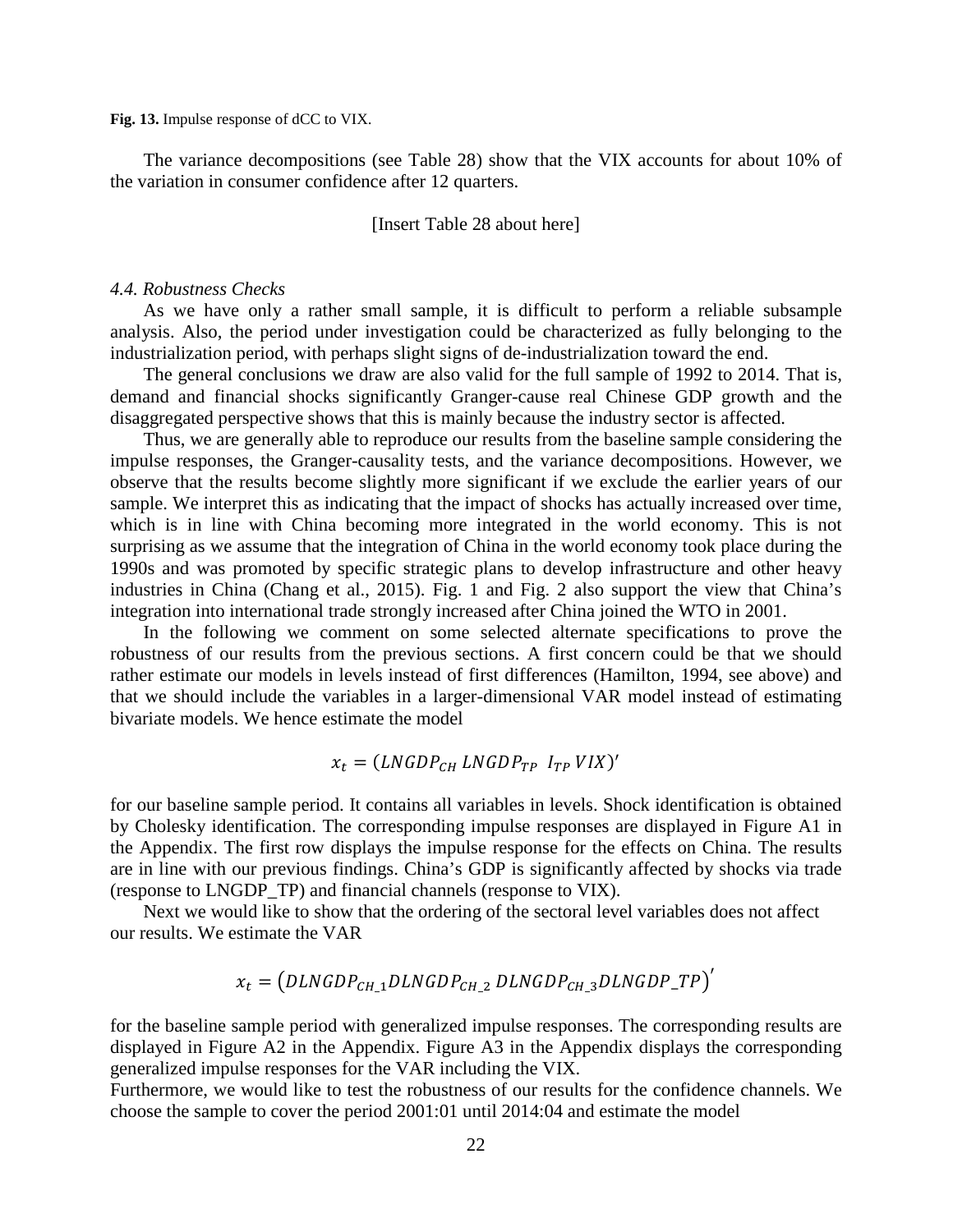**Fig. 13.** Impulse response of dCC to VIX.

The variance decompositions (see Table 28) show that the VIX accounts for about 10% of the variation in consumer confidence after 12 quarters.

[Insert Table 28 about here]

### *4.4. Robustness Checks*

As we have only a rather small sample, it is difficult to perform a reliable subsample analysis. Also, the period under investigation could be characterized as fully belonging to the industrialization period, with perhaps slight signs of de-industrialization toward the end.

The general conclusions we draw are also valid for the full sample of 1992 to 2014. That is, demand and financial shocks significantly Granger-cause real Chinese GDP growth and the disaggregated perspective shows that this is mainly because the industry sector is affected.

Thus, we are generally able to reproduce our results from the baseline sample considering the impulse responses, the Granger-causality tests, and the variance decompositions. However, we observe that the results become slightly more significant if we exclude the earlier years of our sample. We interpret this as indicating that the impact of shocks has actually increased over time, which is in line with China becoming more integrated in the world economy. This is not surprising as we assume that the integration of China in the world economy took place during the 1990s and was promoted by specific strategic plans to develop infrastructure and other heavy industries in China (Chang et al., 2015). Fig. 1 and Fig. 2 also support the view that China's integration into international trade strongly increased after China joined the WTO in 2001.

In the following we comment on some selected alternate specifications to prove the robustness of our results from the previous sections. A first concern could be that we should rather estimate our models in levels instead of first differences (Hamilton, 1994, see above) and that we should include the variables in a larger-dimensional VAR model instead of estimating bivariate models. We hence estimate the model

$$x_t = (LNGDP_{CH}\ LNGDP_{TP}\ \ I_{TP}\ VIX)'$$

for our baseline sample period. It contains all variables in levels. Shock identification is obtained by Cholesky identification. The corresponding impulse responses are displayed in Figure A1 in the Appendix. The first row displays the impulse response for the effects on China. The results are in line with our previous findings. China's GDP is significantly affected by shocks via trade (response to LNGDP_TP) and financial channels (response to VIX).

Next we would like to show that the ordering of the sectoral level variables does not affect our results. We estimate the VAR

$$x_t = \left(DLNGDP_{CH\_1} DLNGDP_{CH\_2}\ DLNGDP_{CH\_3} DLNGDP\_TP\right)'$$

for the baseline sample period with generalized impulse responses. The corresponding results are displayed in Figure A2 in the Appendix. Figure A3 in the Appendix displays the corresponding generalized impulse responses for the VAR including the VIX.

Furthermore, we would like to test the robustness of our results for the confidence channels. We choose the sample to cover the period 2001:01 until 2014:04 and estimate the model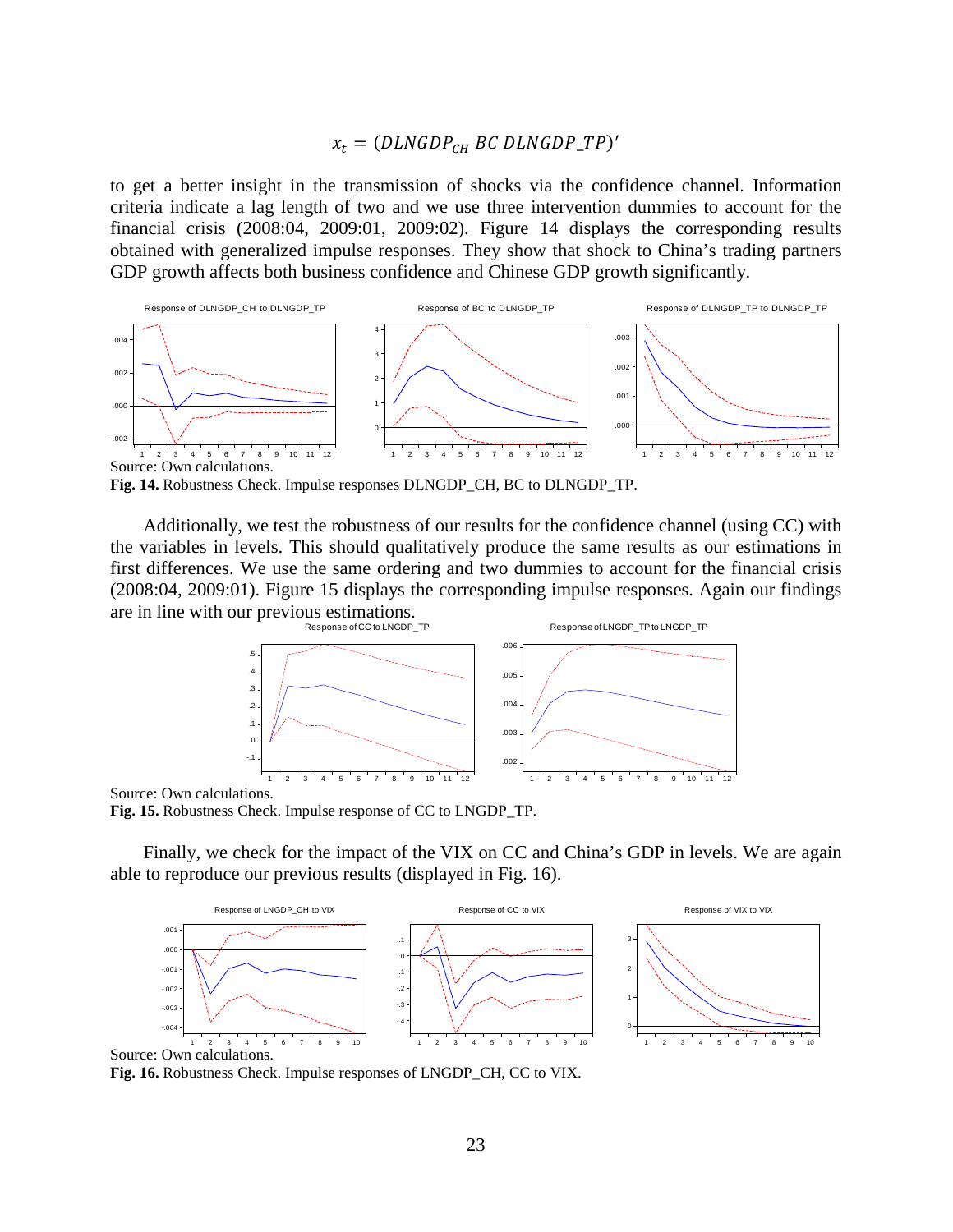$$x_t = (DLNGDP_{CH}\ BC\ DLNGDP\_TP)'$$

to get a better insight in the transmission of shocks via the confidence channel. Information criteria indicate a lag length of two and we use three intervention dummies to account for the financial crisis (2008:04, 2009:01, 2009:02). Figure 14 displays the corresponding results obtained with generalized impulse responses. They show that shock to China's trading partners GDP growth affects both business confidence and Chinese GDP growth significantly.

Source: Own calculations.

**Fig. 14.** Robustness Check. Impulse responses DLNGDP_CH, BC to DLNGDP_TP.

Additionally, we test the robustness of our results for the confidence channel (using CC) with the variables in levels. This should qualitatively produce the same results as our estimations in first differences. We use the same ordering and two dummies to account for the financial crisis (2008:04, 2009:01). Figure 15 displays the corresponding impulse responses. Again our findings are in line with our previous estimations.

Source: Own calculations.

**Fig. 15.** Robustness Check. Impulse response of CC to LNGDP_TP.

Finally, we check for the impact of the VIX on CC and China's GDP in levels. We are again able to reproduce our previous results (displayed in Fig. 16).

Source: Own calculations.

**Fig. 16.** Robustness Check. Impulse responses of LNGDP_CH, CC to VIX.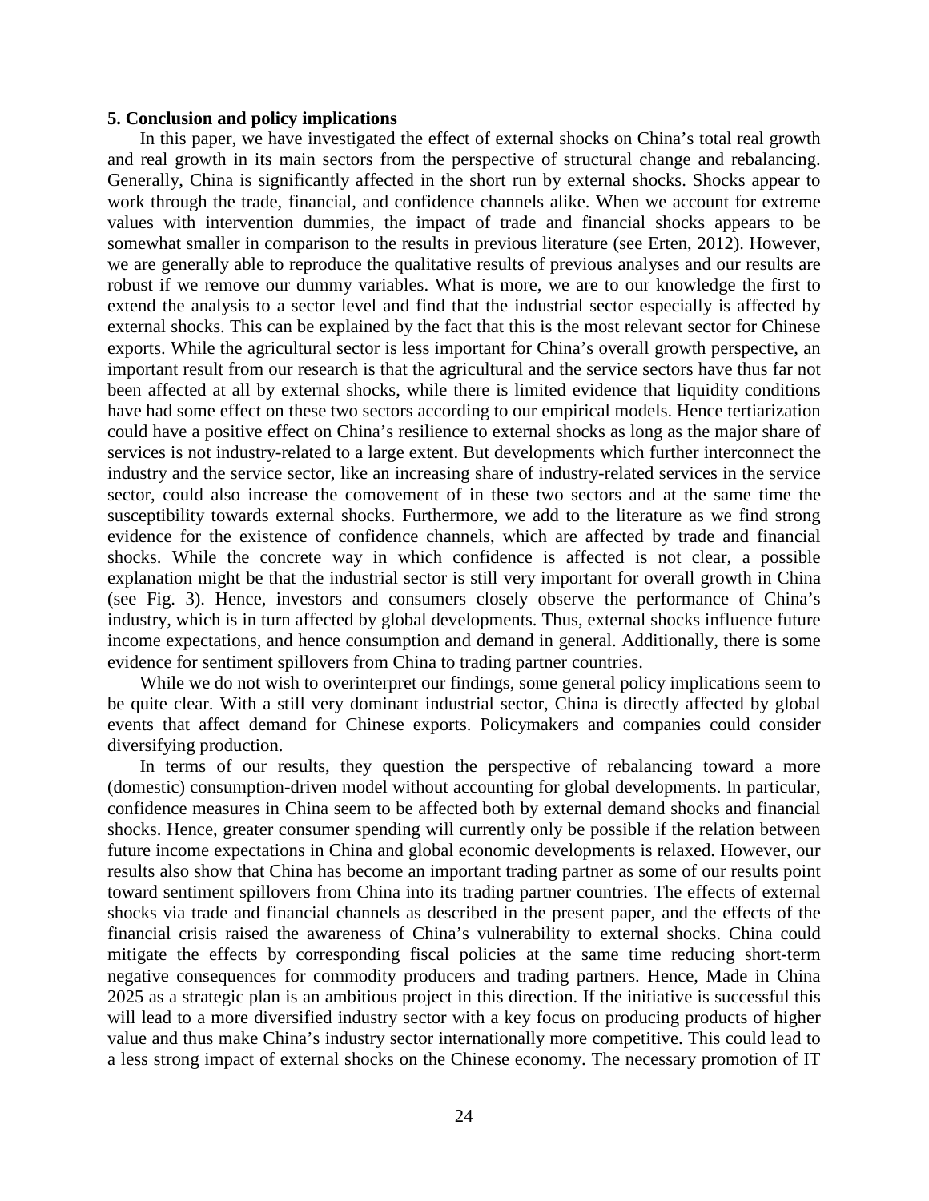## 5. Conclusion and policy implications

In this paper, we have investigated the effect of external shocks on China's total real growth and real growth in its main sectors from the perspective of structural change and rebalancing. Generally, China is significantly affected in the short run by external shocks. Shocks appear to work through the trade, financial, and confidence channels alike. When we account for extreme values with intervention dummies, the impact of trade and financial shocks appears to be somewhat smaller in comparison to the results in previous literature (see Erten, 2012). However, we are generally able to reproduce the qualitative results of previous analyses and our results are robust if we remove our dummy variables. What is more, we are to our knowledge the first to extend the analysis to a sector level and find that the industrial sector especially is affected by external shocks. This can be explained by the fact that this is the most relevant sector for Chinese exports. While the agricultural sector is less important for China's overall growth perspective, an important result from our research is that the agricultural and the service sectors have thus far not been affected at all by external shocks, while there is limited evidence that liquidity conditions have had some effect on these two sectors according to our empirical models. Hence tertiarization could have a positive effect on China's resilience to external shocks as long as the major share of services is not industry-related to a large extent. But developments which further interconnect the industry and the service sector, like an increasing share of industry-related services in the service sector, could also increase the comovement of in these two sectors and at the same time the susceptibility towards external shocks. Furthermore, we add to the literature as we find strong evidence for the existence of confidence channels, which are affected by trade and financial shocks. While the concrete way in which confidence is affected is not clear, a possible explanation might be that the industrial sector is still very important for overall growth in China (see Fig. 3). Hence, investors and consumers closely observe the performance of China's industry, which is in turn affected by global developments. Thus, external shocks influence future income expectations, and hence consumption and demand in general. Additionally, there is some evidence for sentiment spillovers from China to trading partner countries.

While we do not wish to overinterpret our findings, some general policy implications seem to be quite clear. With a still very dominant industrial sector, China is directly affected by global events that affect demand for Chinese exports. Policymakers and companies could consider diversifying production.

In terms of our results, they question the perspective of rebalancing toward a more (domestic) consumption-driven model without accounting for global developments. In particular, confidence measures in China seem to be affected both by external demand shocks and financial shocks. Hence, greater consumer spending will currently only be possible if the relation between future income expectations in China and global economic developments is relaxed. However, our results also show that China has become an important trading partner as some of our results point toward sentiment spillovers from China into its trading partner countries. The effects of external shocks via trade and financial channels as described in the present paper, and the effects of the financial crisis raised the awareness of China's vulnerability to external shocks. China could mitigate the effects by corresponding fiscal policies at the same time reducing short-term negative consequences for commodity producers and trading partners. Hence, Made in China 2025 as a strategic plan is an ambitious project in this direction. If the initiative is successful this will lead to a more diversified industry sector with a key focus on producing products of higher value and thus make China's industry sector internationally more competitive. This could lead to a less strong impact of external shocks on the Chinese economy. The necessary promotion of IT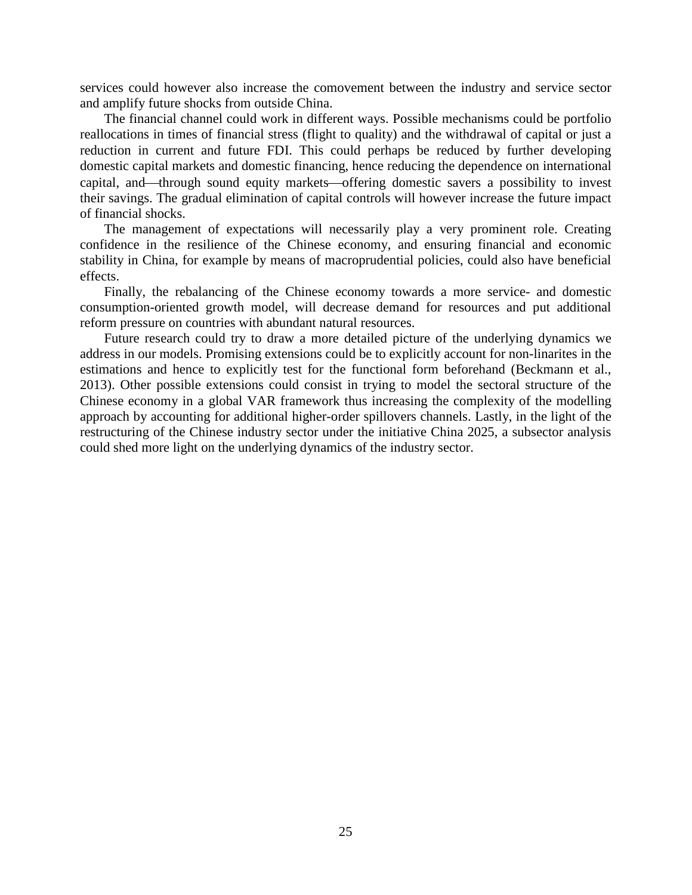services could however also increase the comovement between the industry and service sector and amplify future shocks from outside China.

The financial channel could work in different ways. Possible mechanisms could be portfolio reallocations in times of financial stress (flight to quality) and the withdrawal of capital or just a reduction in current and future FDI. This could perhaps be reduced by further developing domestic capital markets and domestic financing, hence reducing the dependence on international capital, and—through sound equity markets—offering domestic savers a possibility to invest their savings. The gradual elimination of capital controls will however increase the future impact of financial shocks.

The management of expectations will necessarily play a very prominent role. Creating confidence in the resilience of the Chinese economy, and ensuring financial and economic stability in China, for example by means of macroprudential policies, could also have beneficial effects.

Finally, the rebalancing of the Chinese economy towards a more service- and domestic consumption-oriented growth model, will decrease demand for resources and put additional reform pressure on countries with abundant natural resources.

Future research could try to draw a more detailed picture of the underlying dynamics we address in our models. Promising extensions could be to explicitly account for non-linarites in the estimations and hence to explicitly test for the functional form beforehand (Beckmann et al., 2013). Other possible extensions could consist in trying to model the sectoral structure of the Chinese economy in a global VAR framework thus increasing the complexity of the modelling approach by accounting for additional higher-order spillovers channels. Lastly, in the light of the restructuring of the Chinese industry sector under the initiative China 2025, a subsector analysis could shed more light on the underlying dynamics of the industry sector.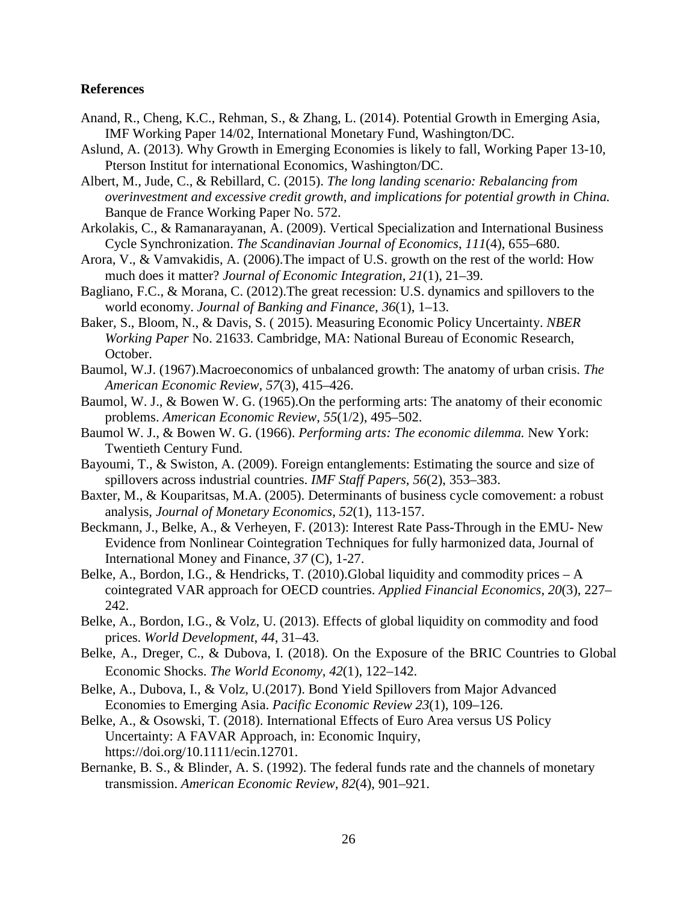## References

Anand, R., Cheng, K.C., Rehman, S., & Zhang, L. (2014). Potential Growth in Emerging Asia, IMF Working Paper 14/02, International Monetary Fund, Washington/DC.

Aslund, A. (2013). Why Growth in Emerging Economies is likely to fall, Working Paper 13-10, Pterson Institut for international Economics, Washington/DC.

Albert, M., Jude, C., & Rebillard, C. (2015). *The long landing scenario: Rebalancing from overinvestment and excessive credit growth, and implications for potential growth in China.* Banque de France Working Paper No. 572.

Arkolakis, C., & Ramanarayanan, A. (2009). Vertical Specialization and International Business Cycle Synchronization. *The Scandinavian Journal of Economics*, *111*(4), 655–680.

Arora, V., & Vamvakidis, A. (2006).The impact of U.S. growth on the rest of the world: How much does it matter? *Journal of Economic Integration*, *21*(1), 21–39.

Bagliano, F.C., & Morana, C. (2012).The great recession: U.S. dynamics and spillovers to the world economy. *Journal of Banking and Finance*, *36*(1), 1–13.

Baker, S., Bloom, N., & Davis, S. ( 2015). Measuring Economic Policy Uncertainty. *NBER Working Paper* No. 21633. Cambridge, MA: National Bureau of Economic Research, October.

Baumol, W.J. (1967).Macroeconomics of unbalanced growth: The anatomy of urban crisis. *The American Economic Review*, *57*(3), 415–426.

Baumol, W. J., & Bowen W. G. (1965).On the performing arts: The anatomy of their economic problems. *American Economic Review*, *55*(1/2), 495–502.

Baumol W. J., & Bowen W. G. (1966). *Performing arts: The economic dilemma.* New York: Twentieth Century Fund.

Bayoumi, T., & Swiston, A. (2009). Foreign entanglements: Estimating the source and size of spillovers across industrial countries. *IMF Staff Papers*, *56*(2), 353–383.

Baxter, M., & Kouparitsas, M.A. (2005). Determinants of business cycle comovement: a robust analysis, *Journal of Monetary Economics*, *52*(1), 113-157.

Beckmann, J., Belke, A., & Verheyen, F. (2013): Interest Rate Pass-Through in the EMU- New Evidence from Nonlinear Cointegration Techniques for fully harmonized data, Journal of International Money and Finance, *37* (C), 1-27.

Belke, A., Bordon, I.G., & Hendricks, T. (2010).Global liquidity and commodity prices – A cointegrated VAR approach for OECD countries. *Applied Financial Economics*, *20*(3), 227–242.

Belke, A., Bordon, I.G., & Volz, U. (2013). Effects of global liquidity on commodity and food prices. *World Development*, *44*, 31–43.

Belke, A., Dreger, C., & Dubova, I. (2018). On the Exposure of the BRIC Countries to Global Economic Shocks. *The World Economy*, *42*(1), 122–142.

Belke, A., Dubova, I., & Volz, U.(2017). Bond Yield Spillovers from Major Advanced Economies to Emerging Asia. *Pacific Economic Review 23*(1), 109–126.

Belke, A., & Osowski, T. (2018). International Effects of Euro Area versus US Policy Uncertainty: A FAVAR Approach, in: Economic Inquiry, https://doi.org/10.1111/ecin.12701.

Bernanke, B. S., & Blinder, A. S. (1992). The federal funds rate and the channels of monetary transmission. *American Economic Review*, *82*(4), 901–921.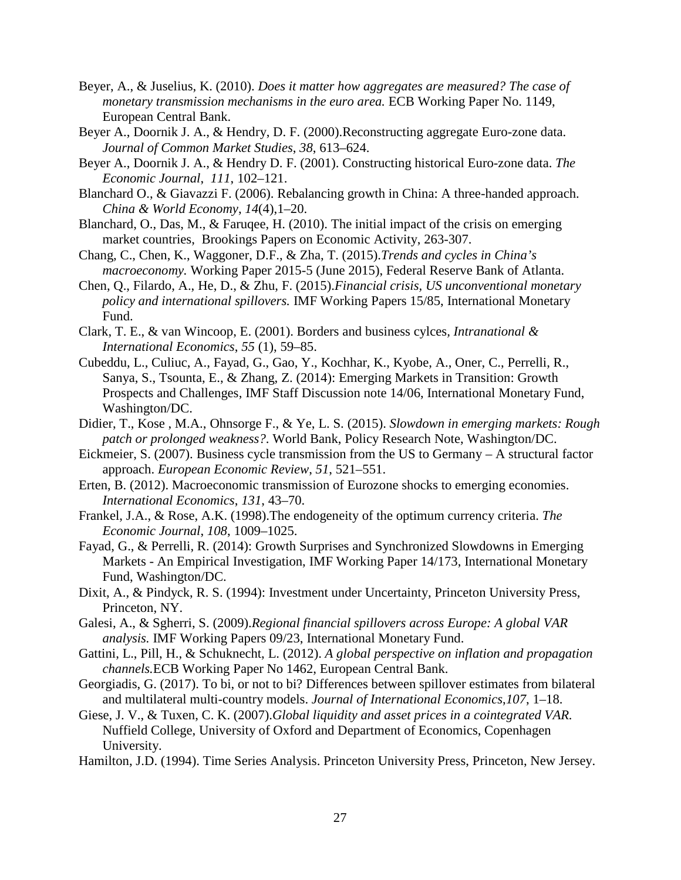Beyer, A., & Juselius, K. (2010). *Does it matter how aggregates are measured? The case of monetary transmission mechanisms in the euro area.* ECB Working Paper No. 1149, European Central Bank.

Beyer A., Doornik J. A., & Hendry, D. F. (2000).Reconstructing aggregate Euro-zone data. *Journal of Common Market Studies*, *38*, 613–624.

Beyer A., Doornik J. A., & Hendry D. F. (2001). Constructing historical Euro-zone data. *The Economic Journal*, *111*, 102–121.

Blanchard O., & Giavazzi F. (2006). Rebalancing growth in China: A three-handed approach. *China & World Economy*, *14*(4),1–20.

Blanchard, O., Das, M., & Faruqee, H. (2010). The initial impact of the crisis on emerging market countries, Brookings Papers on Economic Activity, 263-307.

Chang, C., Chen, K., Waggoner, D.F., & Zha, T. (2015).*Trends and cycles in China's macroeconomy.* Working Paper 2015-5 (June 2015), Federal Reserve Bank of Atlanta.

Chen, Q., Filardo, A., He, D., & Zhu, F. (2015).*Financial crisis, US unconventional monetary policy and international spillovers.* IMF Working Papers 15/85, International Monetary Fund.

Clark, T. E., & van Wincoop, E. (2001). Borders and business cylces, *Intranational & International Economics*, *55* (1), 59–85.

Cubeddu, L., Culiuc, A., Fayad, G., Gao, Y., Kochhar, K., Kyobe, A., Oner, C., Perrelli, R., Sanya, S., Tsounta, E., & Zhang, Z. (2014): Emerging Markets in Transition: Growth Prospects and Challenges, IMF Staff Discussion note 14/06, International Monetary Fund, Washington/DC.

Didier, T., Kose , M.A., Ohnsorge F., & Ye, L. S. (2015). *Slowdown in emerging markets: Rough patch or prolonged weakness?*. World Bank, Policy Research Note, Washington/DC.

Eickmeier, S. (2007). Business cycle transmission from the US to Germany – A structural factor approach. *European Economic Review*, *51*, 521–551.

Erten, B. (2012). Macroeconomic transmission of Eurozone shocks to emerging economies. *International Economics*, *131*, 43–70.

Frankel, J.A., & Rose, A.K. (1998).The endogeneity of the optimum currency criteria. *The Economic Journal*, *108*, 1009–1025.

Fayad, G., & Perrelli, R. (2014): Growth Surprises and Synchronized Slowdowns in Emerging Markets - An Empirical Investigation, IMF Working Paper 14/173, International Monetary Fund, Washington/DC.

Dixit, A., & Pindyck, R. S. (1994): Investment under Uncertainty, Princeton University Press, Princeton, NY.

Galesi, A., & Sgherri, S. (2009).*Regional financial spillovers across Europe: A global VAR analysis.* IMF Working Papers 09/23, International Monetary Fund.

Gattini, L., Pill, H., & Schuknecht, L. (2012). *A global perspective on inflation and propagation channels.*ECB Working Paper No 1462, European Central Bank.

Georgiadis, G. (2017). To bi, or not to bi? Differences between spillover estimates from bilateral and multilateral multi-country models. *Journal of International Economics*,*107*, 1–18.

Giese, J. V., & Tuxen, C. K. (2007).*Global liquidity and asset prices in a cointegrated VAR.* Nuffield College, University of Oxford and Department of Economics, Copenhagen University.

Hamilton, J.D. (1994). Time Series Analysis. Princeton University Press, Princeton, New Jersey.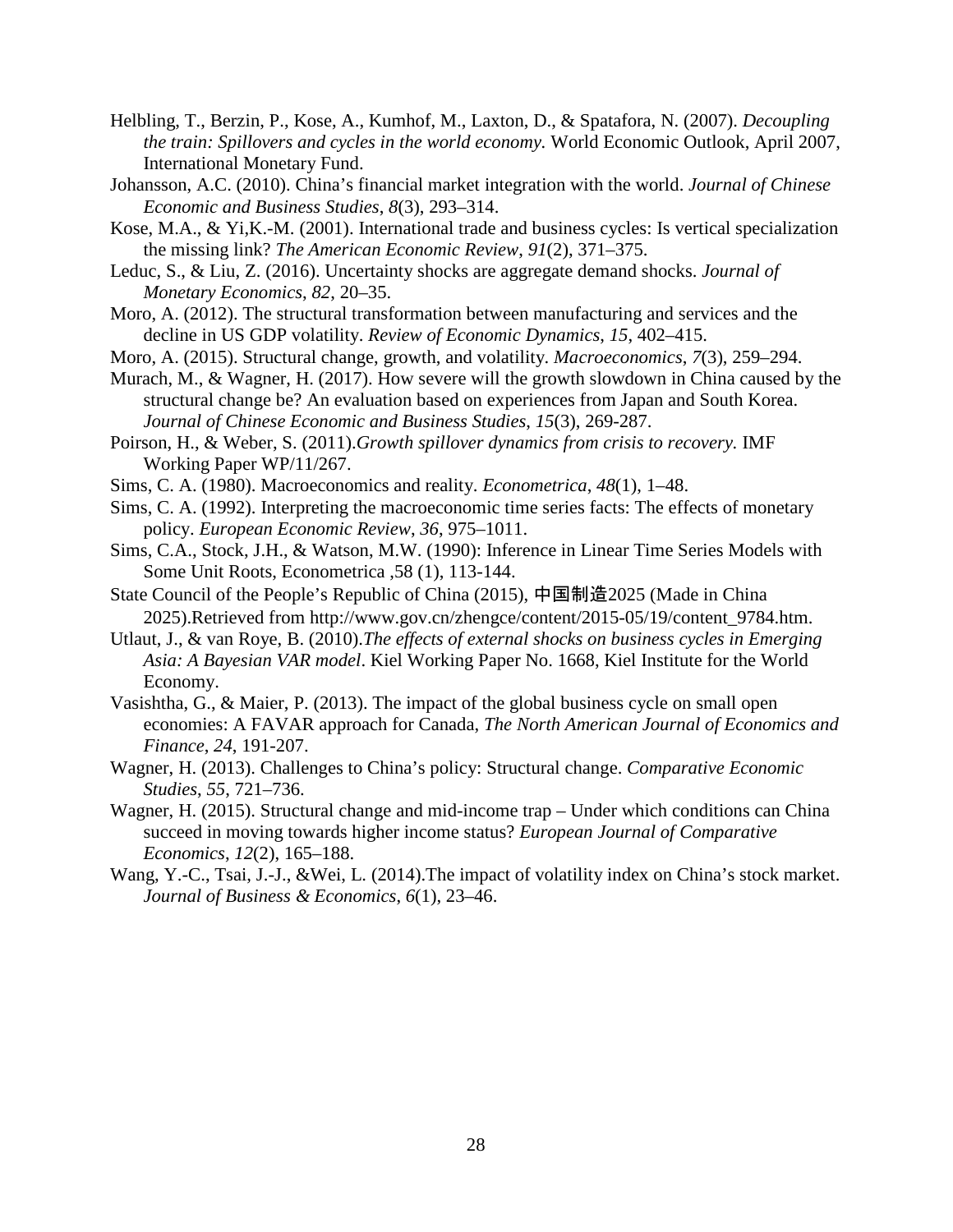Helbling, T., Berzin, P., Kose, A., Kumhof, M., Laxton, D., & Spatafora, N. (2007). *Decoupling the train: Spillovers and cycles in the world economy.* World Economic Outlook, April 2007, International Monetary Fund.

Johansson, A.C. (2010). China's financial market integration with the world. *Journal of Chinese Economic and Business Studies*, *8*(3), 293–314.

Kose, M.A., & Yi,K.-M. (2001). International trade and business cycles: Is vertical specialization the missing link? *The American Economic Review*, *91*(2), 371–375.

Leduc, S., & Liu, Z. (2016). Uncertainty shocks are aggregate demand shocks. *Journal of Monetary Economics*, *82*, 20–35.

Moro, A. (2012). The structural transformation between manufacturing and services and the decline in US GDP volatility. *Review of Economic Dynamics*, *15*, 402–415.

Moro, A. (2015). Structural change, growth, and volatility. *Macroeconomics*, *7*(3), 259–294.

Murach, M., & Wagner, H. (2017). How severe will the growth slowdown in China caused by the structural change be? An evaluation based on experiences from Japan and South Korea. *Journal of Chinese Economic and Business Studies*, *15*(3), 269-287.

Poirson, H., & Weber, S. (2011).*Growth spillover dynamics from crisis to recovery.* IMF Working Paper WP/11/267.

Sims, C. A. (1980). Macroeconomics and reality. *Econometrica*, *48*(1), 1–48.

Sims, C. A. (1992). Interpreting the macroeconomic time series facts: The effects of monetary policy. *European Economic Review*, *36*, 975–1011.

Sims, C.A., Stock, J.H., & Watson, M.W. (1990): Inference in Linear Time Series Models with Some Unit Roots, Econometrica ,58 (1), 113-144.

State Council of the People's Republic of China (2015), 中国制造2025 (Made in China 2025).Retrieved from http://www.gov.cn/zhengce/content/2015-05/19/content_9784.htm.

Utlaut, J., & van Roye, B. (2010).*The effects of external shocks on business cycles in Emerging Asia: A Bayesian VAR model*. Kiel Working Paper No. 1668, Kiel Institute for the World Economy.

Vasishtha, G., & Maier, P. (2013). The impact of the global business cycle on small open economies: A FAVAR approach for Canada, *The North American Journal of Economics and Finance*, *24*, 191-207.

Wagner, H. (2013). Challenges to China's policy: Structural change. *Comparative Economic Studies*, *55*, 721–736.

Wagner, H. (2015). Structural change and mid-income trap – Under which conditions can China succeed in moving towards higher income status? *European Journal of Comparative Economics*, *12*(2), 165–188.

Wang, Y.-C., Tsai, J.-J., &Wei, L. (2014).The impact of volatility index on China's stock market. *Journal of Business & Economics*, *6*(1), 23–46.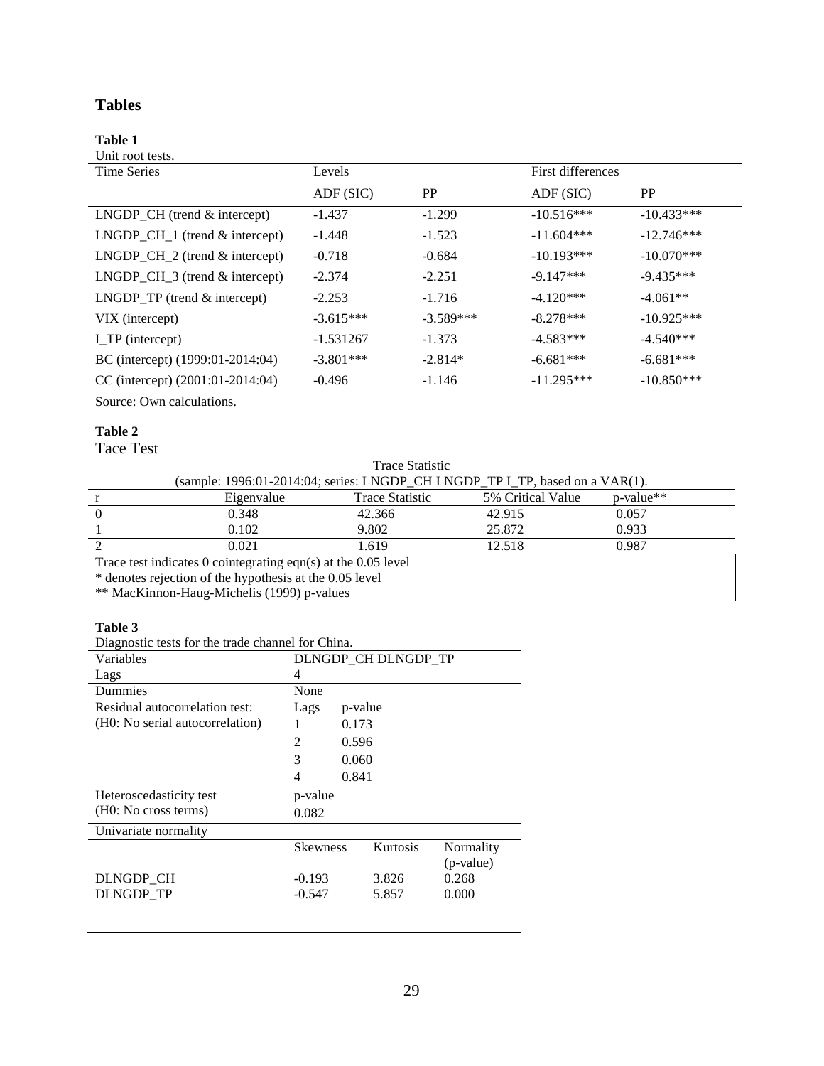## Tables

**Table 1**

Unit root tests.

| Time Series | Levels | | First differences | |
|---|---|---|---|---|
| | ADF (SIC) | PP | ADF (SIC) | PP |
| LNGDP_CH (trend & intercept) | -1.437 | -1.299 | -10.516*** | -10.433*** |
| LNGDP_CH_1 (trend & intercept) | -1.448 | -1.523 | -11.604*** | -12.746*** |
| LNGDP_CH_2 (trend & intercept) | -0.718 | -0.684 | -10.193*** | -10.070*** |
| LNGDP_CH_3 (trend & intercept) | -2.374 | -2.251 | -9.147*** | -9.435*** |
| LNGDP_TP (trend & intercept) | -2.253 | -1.716 | -4.120*** | -4.061** |
| VIX (intercept) | -3.615*** | -3.589*** | -8.278*** | -10.925*** |
| I_TP (intercept) | -1.531267 | -1.373 | -4.583*** | -4.540*** |
| BC (intercept) (1999:01-2014:04) | -3.801*** | -2.814* | -6.681*** | -6.681*** |
| CC (intercept) (2001:01-2014:04) | -0.496 | -1.146 | -11.295*** | -10.850*** |

Source: Own calculations.

**Table 2**

Tace Test

| Trace Statistic (sample: 1996:01-2014:04; series: LNGDP_CH LNGDP_TP I_TP, based on a VAR(1). | | | | |
|---|---|---|---|---|
| r | Eigenvalue | Trace Statistic | 5% Critical Value | p-value** |
| 0 | 0.348 | 42.366 | 42.915 | 0.057 |
| 1 | 0.102 | 9.802 | 25.872 | 0.933 |
| 2 | 0.021 | 1.619 | 12.518 | 0.987 |

Trace test indicates 0 cointegrating eqn(s) at the 0.05 level

* denotes rejection of the hypothesis at the 0.05 level

** MacKinnon-Haug-Michelis (1999) p-values

**Table 3**

Diagnostic tests for the trade channel for China.

| Variables | DLNGDP_CH DLNGDP_TP | | |
|---|---|---|---|
| Lags | 4 | | |
| Dummies | None | | |
| Residual autocorrelation test: (H0: No serial autocorrelation) | Lags | p-value | |
| | 1 | 0.173 | |
| | 2 | 0.596 | |
| | 3 | 0.060 | |
| | 4 | 0.841 | |
| Heteroscedasticity test (H0: No cross terms) | p-value | | |
| | 0.082 | | |
| Univariate normality | | | |
| | Skewness | Kurtosis | Normality (p-value) |
| DLNGDP_CH | -0.193 | 3.826 | 0.268 |
| DLNGDP_TP | -0.547 | 5.857 | 0.000 |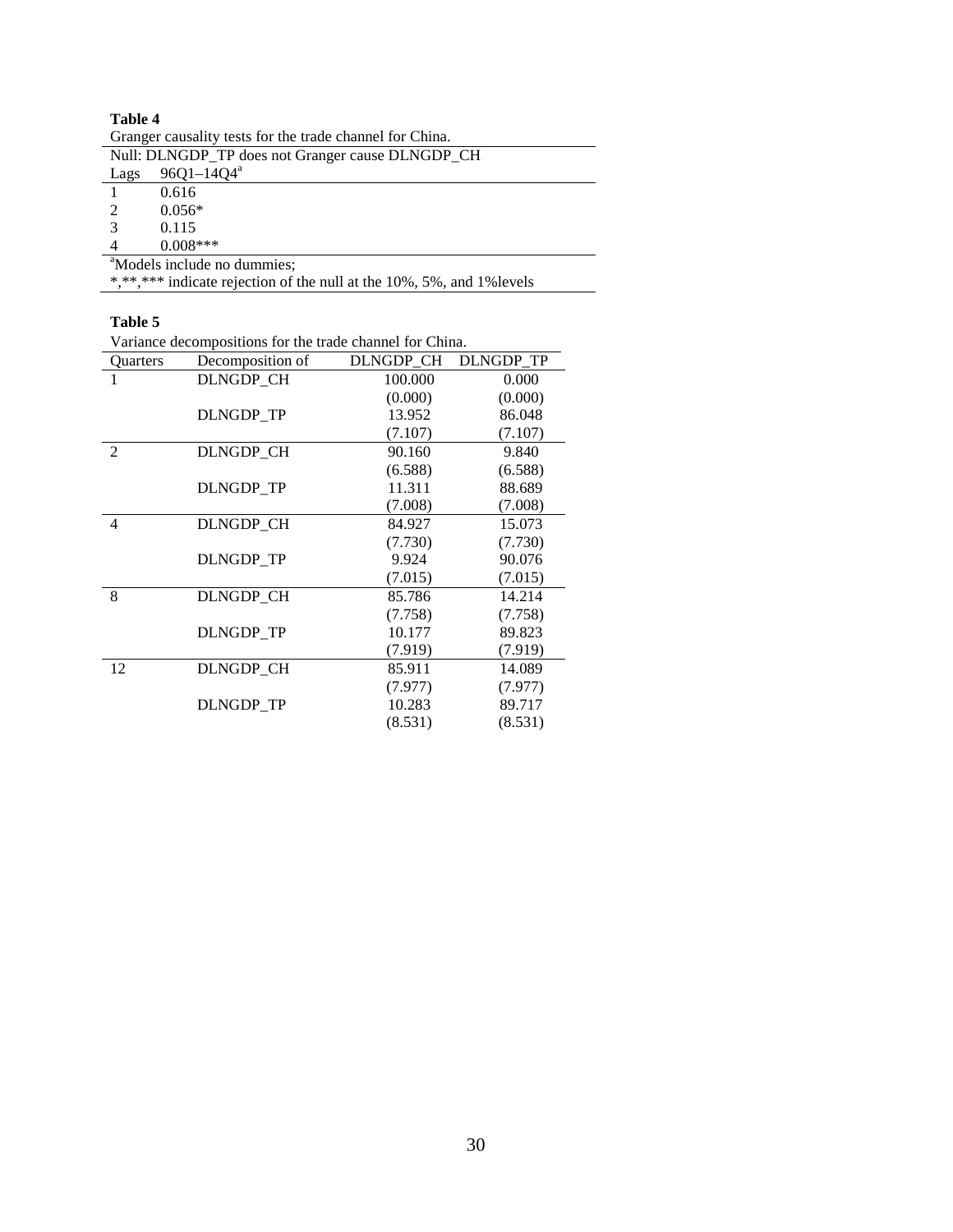**Table 4**

Granger causality tests for the trade channel for China.

| Null: DLNGDP_TP does not Granger cause DLNGDP_CH | |
|---|---|
| Lags | 96Q1–14Q4[a] |
| 1 | 0.616 |
| 2 | 0.056* |
| 3 | 0.115 |
| 4 | 0.008*** |

[a]Models include no dummies;

*,**,*** indicate rejection of the null at the 10%, 5%, and 1%levels

**Table 5**

Variance decompositions for the trade channel for China.

| Quarters | Decomposition of | DLNGDP_CH | DLNGDP_TP |
|---|---|---|---|
| 1 | DLNGDP_CH | 100.000 | 0.000 |
| | | (0.000) | (0.000) |
| | DLNGDP_TP | 13.952 | 86.048 |
| | | (7.107) | (7.107) |
| 2 | DLNGDP_CH | 90.160 | 9.840 |
| | | (6.588) | (6.588) |
| | DLNGDP_TP | 11.311 | 88.689 |
| | | (7.008) | (7.008) |
| 4 | DLNGDP_CH | 84.927 | 15.073 |
| | | (7.730) | (7.730) |
| | DLNGDP_TP | 9.924 | 90.076 |
| | | (7.015) | (7.015) |
| 8 | DLNGDP_CH | 85.786 | 14.214 |
| | | (7.758) | (7.758) |
| | DLNGDP_TP | 10.177 | 89.823 |
| | | (7.919) | (7.919) |
| 12 | DLNGDP_CH | 85.911 | 14.089 |
| | | (7.977) | (7.977) |
| | DLNGDP_TP | 10.283 | 89.717 |
| | | (8.531) | (8.531) |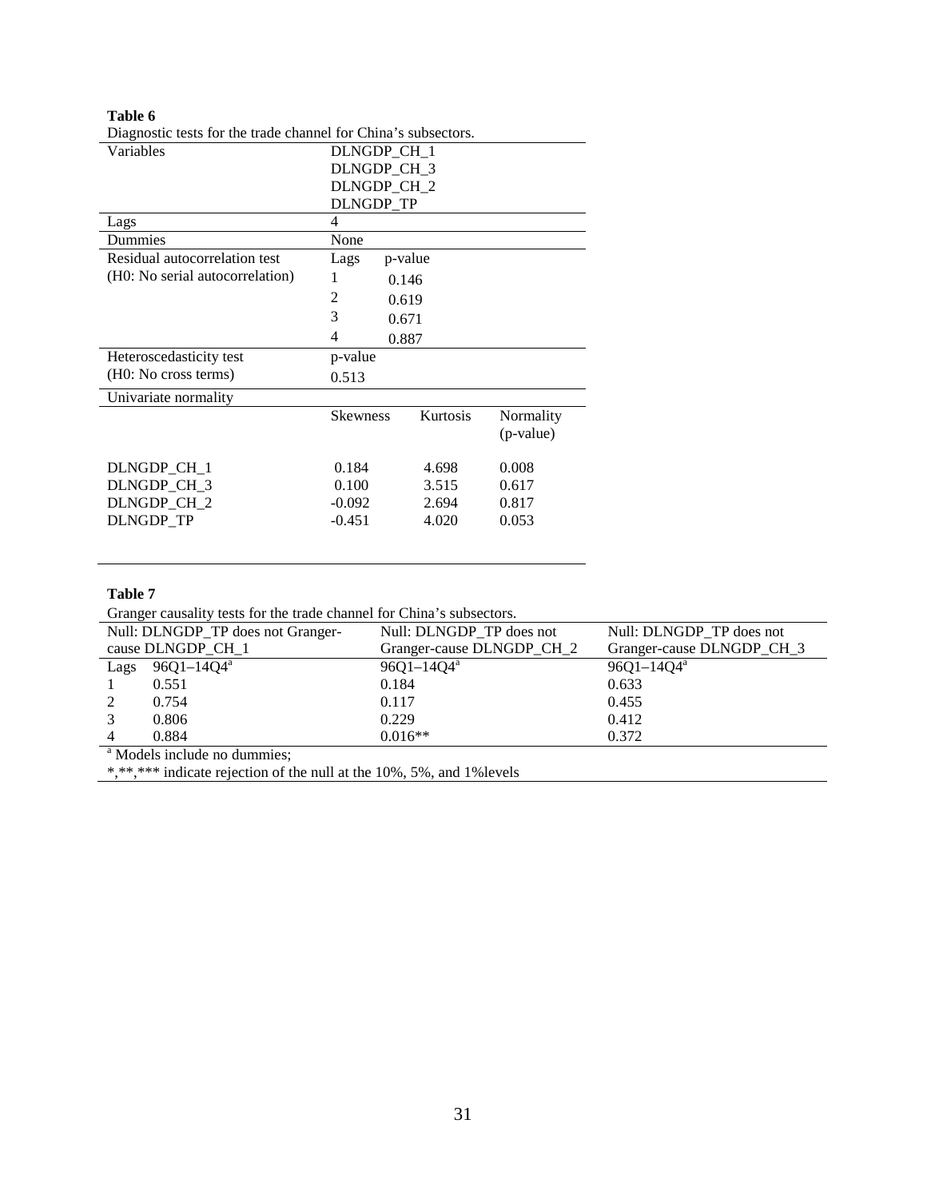**Table 6**

Diagnostic tests for the trade channel for China's subsectors.

| Variables | DLNGDP_CH_1<br>DLNGDP_CH_3<br>DLNGDP_CH_2<br>DLNGDP_TP | | |
|---|---|---|---|
| Lags | 4 | | |
| Dummies | None | | |
| Residual autocorrelation test (H0: No serial autocorrelation) | Lags | p-value | |
| | 1 | 0.146 | |
| | 2 | 0.619 | |
| | 3 | 0.671 | |
| | 4 | 0.887 | |
| Heteroscedasticity test (H0: No cross terms) | p-value | | |
| | 0.513 | | |
| Univariate normality | | | |
| | Skewness | Kurtosis | Normality (p-value) |
| DLNGDP_CH_1 | 0.184 | 4.698 | 0.008 |
| DLNGDP_CH_3 | 0.100 | 3.515 | 0.617 |
| DLNGDP_CH_2 | -0.092 | 2.694 | 0.817 |
| DLNGDP_TP | -0.451 | 4.020 | 0.053 |

**Table 7**

Granger causality tests for the trade channel for China's subsectors.

| | Null: DLNGDP_TP does not Granger-cause DLNGDP_CH_1 | Null: DLNGDP_TP does not Granger-cause DLNGDP_CH_2 | Null: DLNGDP_TP does not Granger-cause DLNGDP_CH_3 |
|---|---|---|---|
| Lags | 96Q1–14Q4[a] | 96Q1–14Q4[a] | 96Q1–14Q4[a] |
| 1 | 0.551 | 0.184 | 0.633 |
| 2 | 0.754 | 0.117 | 0.455 |
| 3 | 0.806 | 0.229 | 0.412 |
| 4 | 0.884 | 0.016** | 0.372 |

[a] Models include no dummies;

*,**,*** indicate rejection of the null at the 10%, 5%, and 1%levels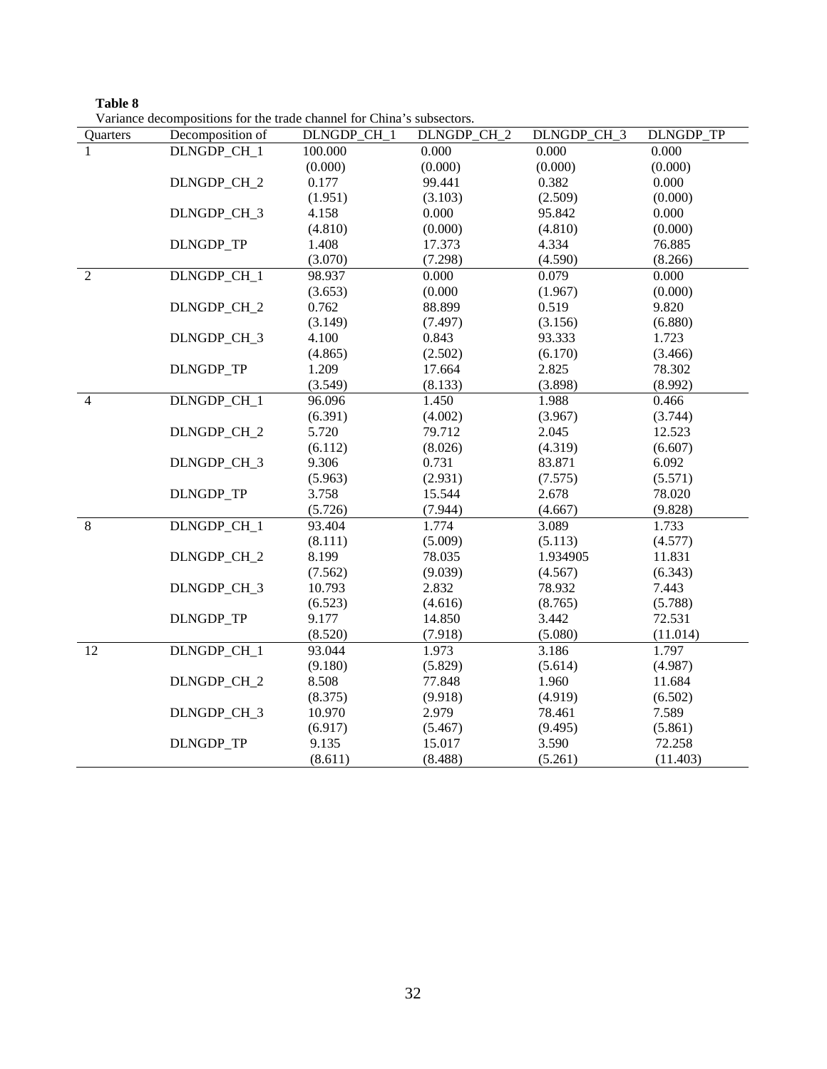**Table 8**

Variance decompositions for the trade channel for China's subsectors.

| Quarters | Decomposition of | DLNGDP_CH_1 | DLNGDP_CH_2 | DLNGDP_CH_3 | DLNGDP_TP |
|---|---|---|---|---|---|
| 1 | DLNGDP_CH_1 | 100.000 | 0.000 | 0.000 | 0.000 |
| | | (0.000) | (0.000) | (0.000) | (0.000) |
| | DLNGDP_CH_2 | 0.177 | 99.441 | 0.382 | 0.000 |
| | | (1.951) | (3.103) | (2.509) | (0.000) |
| | DLNGDP_CH_3 | 4.158 | 0.000 | 95.842 | 0.000 |
| | | (4.810) | (0.000) | (4.810) | (0.000) |
| | DLNGDP_TP | 1.408 | 17.373 | 4.334 | 76.885 |
| | | (3.070) | (7.298) | (4.590) | (8.266) |
| 2 | DLNGDP_CH_1 | 98.937 | 0.000 | 0.079 | 0.000 |
| | | (3.653) | (0.000 | (1.967) | (0.000) |
| | DLNGDP_CH_2 | 0.762 | 88.899 | 0.519 | 9.820 |
| | | (3.149) | (7.497) | (3.156) | (6.880) |
| | DLNGDP_CH_3 | 4.100 | 0.843 | 93.333 | 1.723 |
| | | (4.865) | (2.502) | (6.170) | (3.466) |
| | DLNGDP_TP | 1.209 | 17.664 | 2.825 | 78.302 |
| | | (3.549) | (8.133) | (3.898) | (8.992) |
| 4 | DLNGDP_CH_1 | 96.096 | 1.450 | 1.988 | 0.466 |
| | | (6.391) | (4.002) | (3.967) | (3.744) |
| | DLNGDP_CH_2 | 5.720 | 79.712 | 2.045 | 12.523 |
| | | (6.112) | (8.026) | (4.319) | (6.607) |
| | DLNGDP_CH_3 | 9.306 | 0.731 | 83.871 | 6.092 |
| | | (5.963) | (2.931) | (7.575) | (5.571) |
| | DLNGDP_TP | 3.758 | 15.544 | 2.678 | 78.020 |
| | | (5.726) | (7.944) | (4.667) | (9.828) |
| 8 | DLNGDP_CH_1 | 93.404 | 1.774 | 3.089 | 1.733 |
| | | (8.111) | (5.009) | (5.113) | (4.577) |
| | DLNGDP_CH_2 | 8.199 | 78.035 | 1.934905 | 11.831 |
| | | (7.562) | (9.039) | (4.567) | (6.343) |
| | DLNGDP_CH_3 | 10.793 | 2.832 | 78.932 | 7.443 |
| | | (6.523) | (4.616) | (8.765) | (5.788) |
| | DLNGDP_TP | 9.177 | 14.850 | 3.442 | 72.531 |
| | | (8.520) | (7.918) | (5.080) | (11.014) |
| 12 | DLNGDP_CH_1 | 93.044 | 1.973 | 3.186 | 1.797 |
| | | (9.180) | (5.829) | (5.614) | (4.987) |
| | DLNGDP_CH_2 | 8.508 | 77.848 | 1.960 | 11.684 |
| | | (8.375) | (9.918) | (4.919) | (6.502) |
| | DLNGDP_CH_3 | 10.970 | 2.979 | 78.461 | 7.589 |
| | | (6.917) | (5.467) | (9.495) | (5.861) |
| | DLNGDP_TP | 9.135 | 15.017 | 3.590 | 72.258 |
| | | (8.611) | (8.488) | (5.261) | (11.403) |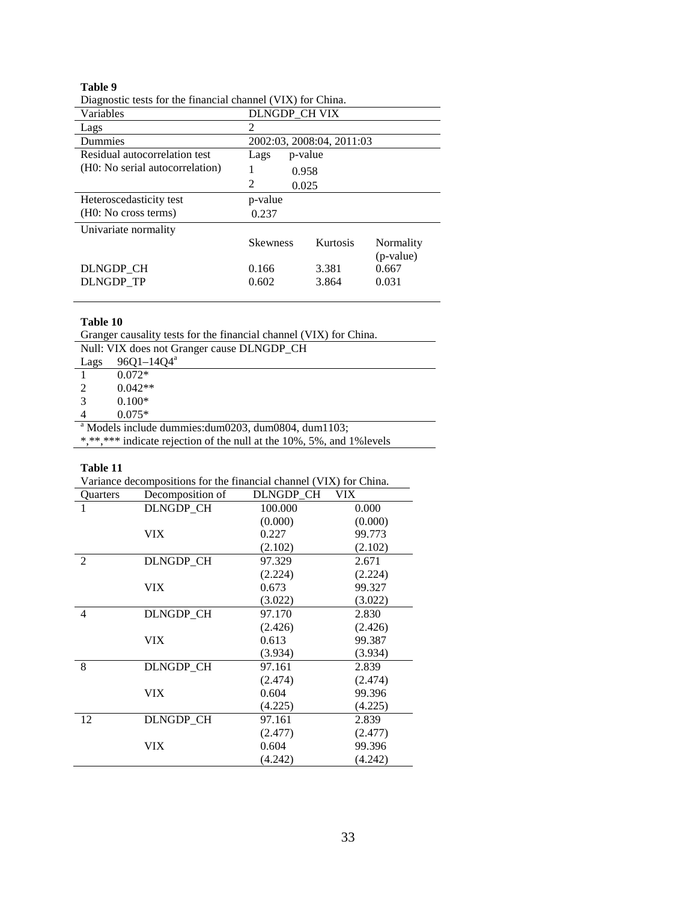**Table 9**

Diagnostic tests for the financial channel (VIX) for China.

| Variables | DLNGDP_CH VIX | | |
|---|---|---|---|
| Lags | 2 | | |
| Dummies | 2002:03, 2008:04, 2011:03 | | |
| Residual autocorrelation test | Lags | p-value | |
| (H0: No serial autocorrelation) | 1 | 0.958 | |
| | 2 | 0.025 | |
| Heteroscedasticity test | p-value | | |
| (H0: No cross terms) | 0.237 | | |
| Univariate normality | | | |
| | Skewness | Kurtosis | Normality (p-value) |
| DLNGDP_CH | 0.166 | 3.381 | 0.667 |
| DLNGDP_TP | 0.602 | 3.864 | 0.031 |

**Table 10**

Granger causality tests for the financial channel (VIX) for China.

Null: VIX does not Granger cause DLNGDP_CH

| Lags | 96Q1–14Q4[a] |
|---|---|
| 1 | 0.072* |
| 2 | 0.042** |
| 3 | 0.100* |
| 4 | 0.075* |

[a] Models include dummies:dum0203, dum0804, dum1103;

*,**,*** indicate rejection of the null at the 10%, 5%, and 1%levels

**Table 11**

Variance decompositions for the financial channel (VIX) for China.

| Quarters | Decomposition of | DLNGDP_CH | VIX |
|---|---|---|---|
| 1 | DLNGDP_CH | 100.000 | 0.000 |
| | | (0.000) | (0.000) |
| | VIX | 0.227 | 99.773 |
| | | (2.102) | (2.102) |
| 2 | DLNGDP_CH | 97.329 | 2.671 |
| | | (2.224) | (2.224) |
| | VIX | 0.673 | 99.327 |
| | | (3.022) | (3.022) |
| 4 | DLNGDP_CH | 97.170 | 2.830 |
| | | (2.426) | (2.426) |
| | VIX | 0.613 | 99.387 |
| | | (3.934) | (3.934) |
| 8 | DLNGDP_CH | 97.161 | 2.839 |
| | | (2.474) | (2.474) |
| | VIX | 0.604 | 99.396 |
| | | (4.225) | (4.225) |
| 12 | DLNGDP_CH | 97.161 | 2.839 |
| | | (2.477) | (2.477) |
| | VIX | 0.604 | 99.396 |
| | | (4.242) | (4.242) |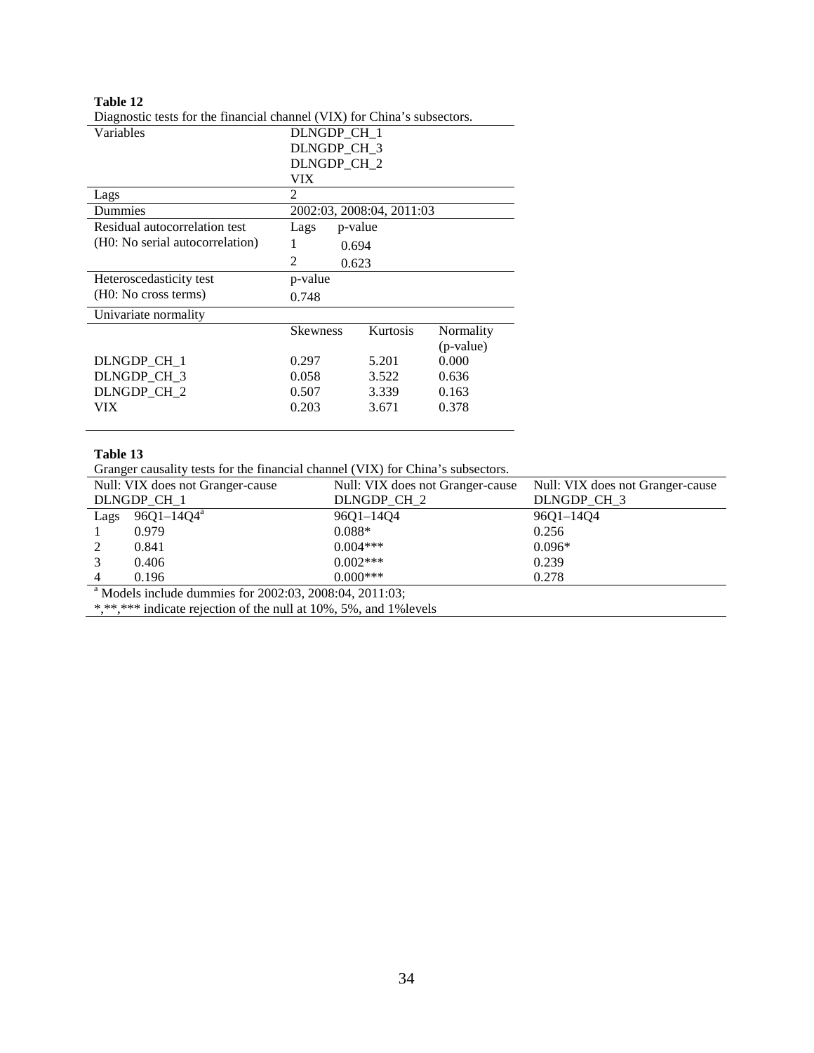**Table 12**

Diagnostic tests for the financial channel (VIX) for China's subsectors.

| Variables | DLNGDP_CH_1<br>DLNGDP_CH_3<br>DLNGDP_CH_2<br>VIX | | |
|---|---|---|---|
| Lags | 2 | | |
| Dummies | 2002:03, 2008:04, 2011:03 | | |
| Residual autocorrelation test | Lags | p-value | |
| (H0: No serial autocorrelation) | 1 | 0.694 | |
| | 2 | 0.623 | |
| Heteroscedasticity test | p-value | | |
| (H0: No cross terms) | 0.748 | | |
| Univariate normality | | | |
| | Skewness | Kurtosis | Normality (p-value) |
| DLNGDP_CH_1 | 0.297 | 5.201 | 0.000 |
| DLNGDP_CH_3 | 0.058 | 3.522 | 0.636 |
| DLNGDP_CH_2 | 0.507 | 3.339 | 0.163 |
| VIX | 0.203 | 3.671 | 0.378 |

**Table 13**

Granger causality tests for the financial channel (VIX) for China's subsectors.

| Null: VIX does not Granger-cause DLNGDP_CH_1 | | Null: VIX does not Granger-cause DLNGDP_CH_2 | Null: VIX does not Granger-cause DLNGDP_CH_3 |
|---|---|---|---|
| Lags | 96Q1–14Q4[a] | 96Q1–14Q4 | 96Q1–14Q4 |
| 1 | 0.979 | 0.088* | 0.256 |
| 2 | 0.841 | 0.004*** | 0.096* |
| 3 | 0.406 | 0.002*** | 0.239 |
| 4 | 0.196 | 0.000*** | 0.278 |

[a] Models include dummies for 2002:03, 2008:04, 2011:03;

*,**,*** indicate rejection of the null at 10%, 5%, and 1%levels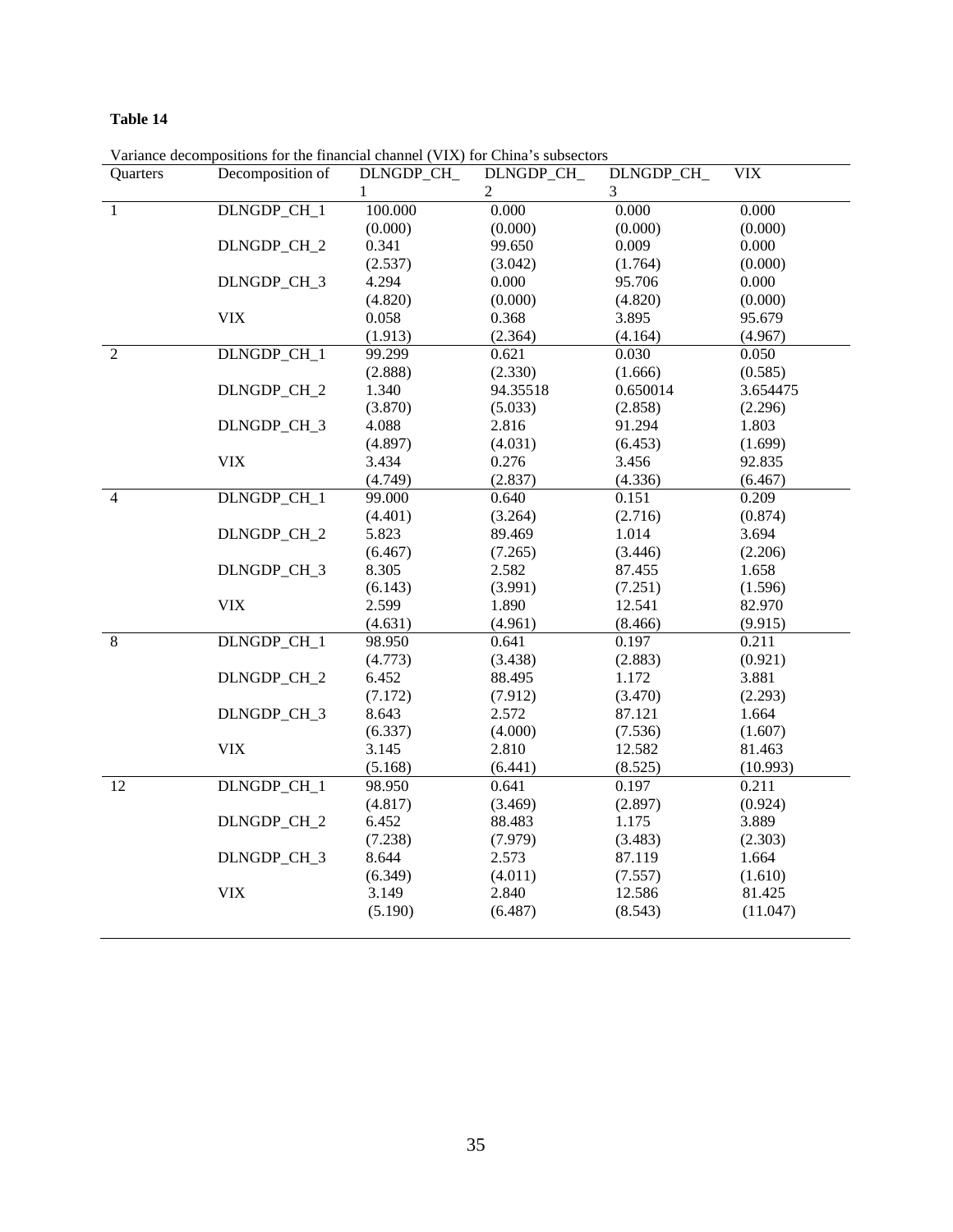**Table 14**

Variance decompositions for the financial channel (VIX) for China's subsectors

| Quarters | Decomposition of | DLNGDP_CH_1 | DLNGDP_CH_2 | DLNGDP_CH_3 | VIX |
|---|---|---|---|---|---|
| 1 | DLNGDP_CH_1 | 100.000 | 0.000 | 0.000 | 0.000 |
| | | (0.000) | (0.000) | (0.000) | (0.000) |
| | DLNGDP_CH_2 | 0.341 | 99.650 | 0.009 | 0.000 |
| | | (2.537) | (3.042) | (1.764) | (0.000) |
| | DLNGDP_CH_3 | 4.294 | 0.000 | 95.706 | 0.000 |
| | | (4.820) | (0.000) | (4.820) | (0.000) |
| | VIX | 0.058 | 0.368 | 3.895 | 95.679 |
| | | (1.913) | (2.364) | (4.164) | (4.967) |
| 2 | DLNGDP_CH_1 | 99.299 | 0.621 | 0.030 | 0.050 |
| | | (2.888) | (2.330) | (1.666) | (0.585) |
| | DLNGDP_CH_2 | 1.340 | 94.35518 | 0.650014 | 3.654475 |
| | | (3.870) | (5.033) | (2.858) | (2.296) |
| | DLNGDP_CH_3 | 4.088 | 2.816 | 91.294 | 1.803 |
| | | (4.897) | (4.031) | (6.453) | (1.699) |
| | VIX | 3.434 | 0.276 | 3.456 | 92.835 |
| | | (4.749) | (2.837) | (4.336) | (6.467) |
| 4 | DLNGDP_CH_1 | 99.000 | 0.640 | 0.151 | 0.209 |
| | | (4.401) | (3.264) | (2.716) | (0.874) |
| | DLNGDP_CH_2 | 5.823 | 89.469 | 1.014 | 3.694 |
| | | (6.467) | (7.265) | (3.446) | (2.206) |
| | DLNGDP_CH_3 | 8.305 | 2.582 | 87.455 | 1.658 |
| | | (6.143) | (3.991) | (7.251) | (1.596) |
| | VIX | 2.599 | 1.890 | 12.541 | 82.970 |
| | | (4.631) | (4.961) | (8.466) | (9.915) |
| 8 | DLNGDP_CH_1 | 98.950 | 0.641 | 0.197 | 0.211 |
| | | (4.773) | (3.438) | (2.883) | (0.921) |
| | DLNGDP_CH_2 | 6.452 | 88.495 | 1.172 | 3.881 |
| | | (7.172) | (7.912) | (3.470) | (2.293) |
| | DLNGDP_CH_3 | 8.643 | 2.572 | 87.121 | 1.664 |
| | | (6.337) | (4.000) | (7.536) | (1.607) |
| | VIX | 3.145 | 2.810 | 12.582 | 81.463 |
| | | (5.168) | (6.441) | (8.525) | (10.993) |
| 12 | DLNGDP_CH_1 | 98.950 | 0.641 | 0.197 | 0.211 |
| | | (4.817) | (3.469) | (2.897) | (0.924) |
| | DLNGDP_CH_2 | 6.452 | 88.483 | 1.175 | 3.889 |
| | | (7.238) | (7.979) | (3.483) | (2.303) |
| | DLNGDP_CH_3 | 8.644 | 2.573 | 87.119 | 1.664 |
| | | (6.349) | (4.011) | (7.557) | (1.610) |
| | VIX | 3.149 | 2.840 | 12.586 | 81.425 |
| | | (5.190) | (6.487) | (8.543) | (11.047) |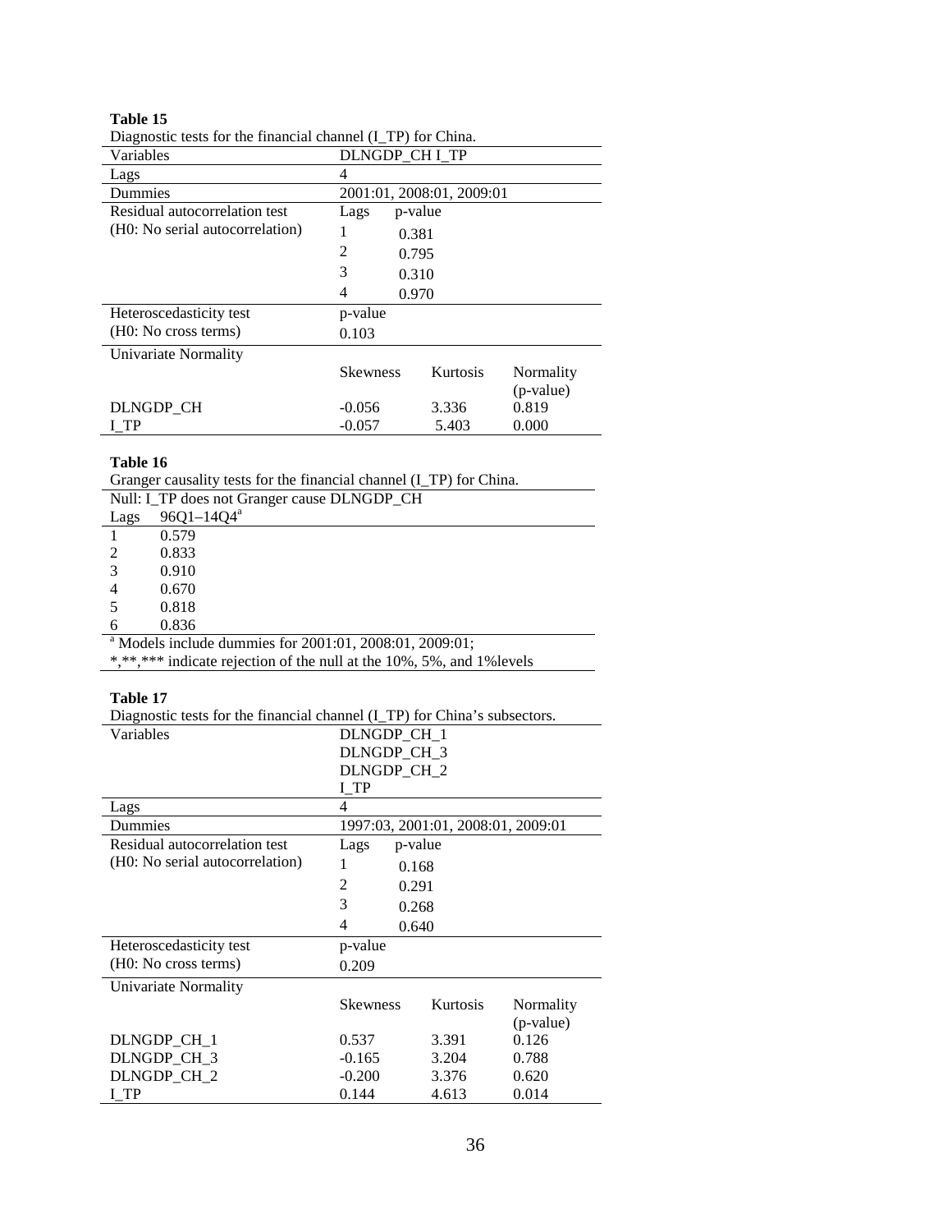**Table 15**

Diagnostic tests for the financial channel (I_TP) for China.

| Variables | DLNGDP_CH I_TP | | |
|---|---|---|---|
| Lags | 4 | | |
| Dummies | 2001:01, 2008:01, 2009:01 | | |
| Residual autocorrelation test (H0: No serial autocorrelation) | Lags | p-value | |
| | 1 | 0.381 | |
| | 2 | 0.795 | |
| | 3 | 0.310 | |
| | 4 | 0.970 | |
| Heteroscedasticity test (H0: No cross terms) | p-value | | |
| | 0.103 | | |
| Univariate Normality | | | |
| | Skewness | Kurtosis | Normality (p-value) |
| DLNGDP_CH | -0.056 | 3.336 | 0.819 |
| I_TP | -0.057 | 5.403 | 0.000 |

**Table 16**

Granger causality tests for the financial channel (I_TP) for China.

| Null: I_TP does not Granger cause DLNGDP_CH | |
|---|---|
| Lags | 96Q1–14Q4[a] |
| 1 | 0.579 |
| 2 | 0.833 |
| 3 | 0.910 |
| 4 | 0.670 |
| 5 | 0.818 |
| 6 | 0.836 |

[a] Models include dummies for 2001:01, 2008:01, 2009:01;
*,**,*** indicate rejection of the null at the 10%, 5%, and 1%levels

**Table 17**

Diagnostic tests for the financial channel (I_TP) for China's subsectors.

| Variables | DLNGDP_CH_1 DLNGDP_CH_3 DLNGDP_CH_2 I_TP | | |
|---|---|---|---|
| Lags | 4 | | |
| Dummies | 1997:03, 2001:01, 2008:01, 2009:01 | | |
| Residual autocorrelation test (H0: No serial autocorrelation) | Lags | p-value | |
| | 1 | 0.168 | |
| | 2 | 0.291 | |
| | 3 | 0.268 | |
| | 4 | 0.640 | |
| Heteroscedasticity test (H0: No cross terms) | p-value | | |
| | 0.209 | | |
| Univariate Normality | | | |
| | Skewness | Kurtosis | Normality (p-value) |
| DLNGDP_CH_1 | 0.537 | 3.391 | 0.126 |
| DLNGDP_CH_3 | -0.165 | 3.204 | 0.788 |
| DLNGDP_CH_2 | -0.200 | 3.376 | 0.620 |
| I_TP | 0.144 | 4.613 | 0.014 |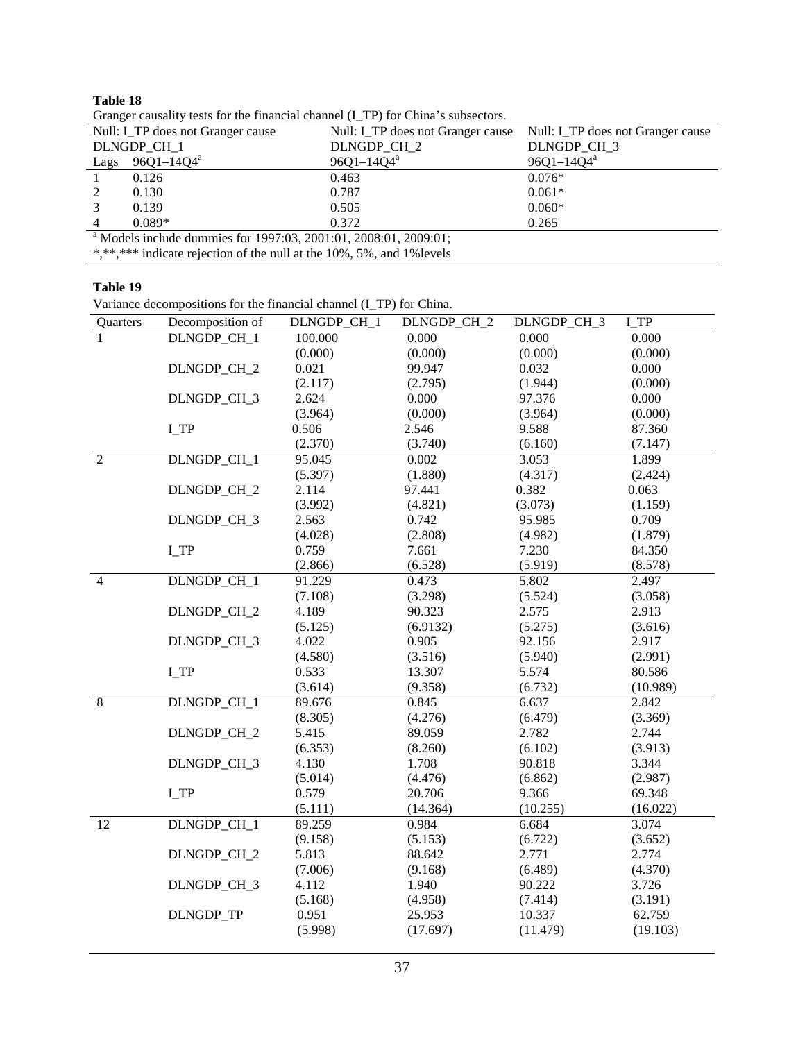**Table 18**

Granger causality tests for the financial channel (I_TP) for China's subsectors.

| | Null: I_TP does not Granger cause DLNGDP_CH_1 | Null: I_TP does not Granger cause DLNGDP_CH_2 | Null: I_TP does not Granger cause DLNGDP_CH_3 |
|---|---|---|---|
| Lags | 96Q1–14Q4[a] | 96Q1–14Q4[a] | 96Q1–14Q4[a] |
| 1 | 0.126 | 0.463 | 0.076* |
| 2 | 0.130 | 0.787 | 0.061* |
| 3 | 0.139 | 0.505 | 0.060* |
| 4 | 0.089* | 0.372 | 0.265 |

[a] Models include dummies for 1997:03, 2001:01, 2008:01, 2009:01;

*,**,*** indicate rejection of the null at the 10%, 5%, and 1%levels

**Table 19**

Variance decompositions for the financial channel (I_TP) for China.

| Quarters | Decomposition of | DLNGDP_CH_1 | DLNGDP_CH_2 | DLNGDP_CH_3 | I_TP |
|---|---|---|---|---|---|
| 1 | DLNGDP_CH_1 | 100.000 | 0.000 | 0.000 | 0.000 |
| | | (0.000) | (0.000) | (0.000) | (0.000) |
| | DLNGDP_CH_2 | 0.021 | 99.947 | 0.032 | 0.000 |
| | | (2.117) | (2.795) | (1.944) | (0.000) |
| | DLNGDP_CH_3 | 2.624 | 0.000 | 97.376 | 0.000 |
| | | (3.964) | (0.000) | (3.964) | (0.000) |
| | I_TP | 0.506 | 2.546 | 9.588 | 87.360 |
| | | (2.370) | (3.740) | (6.160) | (7.147) |
| 2 | DLNGDP_CH_1 | 95.045 | 0.002 | 3.053 | 1.899 |
| | | (5.397) | (1.880) | (4.317) | (2.424) |
| | DLNGDP_CH_2 | 2.114 | 97.441 | 0.382 | 0.063 |
| | | (3.992) | (4.821) | (3.073) | (1.159) |
| | DLNGDP_CH_3 | 2.563 | 0.742 | 95.985 | 0.709 |
| | | (4.028) | (2.808) | (4.982) | (1.879) |
| | I_TP | 0.759 | 7.661 | 7.230 | 84.350 |
| | | (2.866) | (6.528) | (5.919) | (8.578) |
| 4 | DLNGDP_CH_1 | 91.229 | 0.473 | 5.802 | 2.497 |
| | | (7.108) | (3.298) | (5.524) | (3.058) |
| | DLNGDP_CH_2 | 4.189 | 90.323 | 2.575 | 2.913 |
| | | (5.125) | (6.9132) | (5.275) | (3.616) |
| | DLNGDP_CH_3 | 4.022 | 0.905 | 92.156 | 2.917 |
| | | (4.580) | (3.516) | (5.940) | (2.991) |
| | I_TP | 0.533 | 13.307 | 5.574 | 80.586 |
| | | (3.614) | (9.358) | (6.732) | (10.989) |
| 8 | DLNGDP_CH_1 | 89.676 | 0.845 | 6.637 | 2.842 |
| | | (8.305) | (4.276) | (6.479) | (3.369) |
| | DLNGDP_CH_2 | 5.415 | 89.059 | 2.782 | 2.744 |
| | | (6.353) | (8.260) | (6.102) | (3.913) |
| | DLNGDP_CH_3 | 4.130 | 1.708 | 90.818 | 3.344 |
| | | (5.014) | (4.476) | (6.862) | (2.987) |
| | I_TP | 0.579 | 20.706 | 9.366 | 69.348 |
| | | (5.111) | (14.364) | (10.255) | (16.022) |
| 12 | DLNGDP_CH_1 | 89.259 | 0.984 | 6.684 | 3.074 |
| | | (9.158) | (5.153) | (6.722) | (3.652) |
| | DLNGDP_CH_2 | 5.813 | 88.642 | 2.771 | 2.774 |
| | | (7.006) | (9.168) | (6.489) | (4.370) |
| | DLNGDP_CH_3 | 4.112 | 1.940 | 90.222 | 3.726 |
| | | (5.168) | (4.958) | (7.414) | (3.191) |
| | DLNGDP_TP | 0.951 | 25.953 | 10.337 | 62.759 |
| | | (5.998) | (17.697) | (11.479) | (19.103) |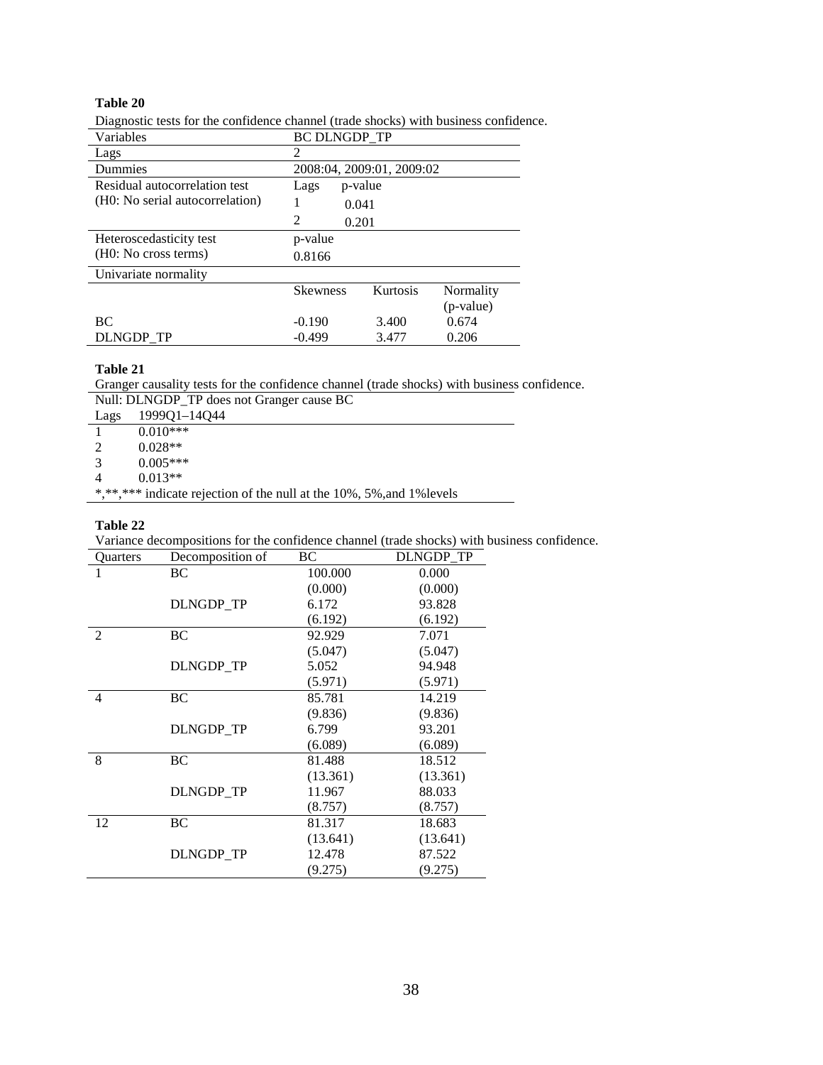**Table 20**

Diagnostic tests for the confidence channel (trade shocks) with business confidence.

| Variables | BC DLNGDP_TP | | |
|---|---|---|---|
| Lags | 2 | | |
| Dummies | 2008:04, 2009:01, 2009:02 | | |
| Residual autocorrelation test (H0: No serial autocorrelation) | Lags | p-value | |
| | 1 | 0.041 | |
| | 2 | 0.201 | |
| Heteroscedasticity test (H0: No cross terms) | p-value | | |
| | 0.8166 | | |
| Univariate normality | | | |
| | Skewness | Kurtosis | Normality (p-value) |
| BC | -0.190 | 3.400 | 0.674 |
| DLNGDP_TP | -0.499 | 3.477 | 0.206 |

**Table 21**

Granger causality tests for the confidence channel (trade shocks) with business confidence.

| Null: DLNGDP_TP does not Granger cause BC | |
|---|---|
| Lags | 1999Q1–14Q44 |
| 1 | 0.010*** |
| 2 | 0.028** |
| 3 | 0.005*** |
| 4 | 0.013** |

*,**,*** indicate rejection of the null at the 10%, 5%,and 1%levels

**Table 22**

Variance decompositions for the confidence channel (trade shocks) with business confidence.

| Quarters | Decomposition of | BC | DLNGDP_TP |
|---|---|---|---|
| 1 | BC | 100.000 | 0.000 |
| | | (0.000) | (0.000) |
| | DLNGDP_TP | 6.172 | 93.828 |
| | | (6.192) | (6.192) |
| 2 | BC | 92.929 | 7.071 |
| | | (5.047) | (5.047) |
| | DLNGDP_TP | 5.052 | 94.948 |
| | | (5.971) | (5.971) |
| 4 | BC | 85.781 | 14.219 |
| | | (9.836) | (9.836) |
| | DLNGDP_TP | 6.799 | 93.201 |
| | | (6.089) | (6.089) |
| 8 | BC | 81.488 | 18.512 |
| | | (13.361) | (13.361) |
| | DLNGDP_TP | 11.967 | 88.033 |
| | | (8.757) | (8.757) |
| 12 | BC | 81.317 | 18.683 |
| | | (13.641) | (13.641) |
| | DLNGDP_TP | 12.478 | 87.522 |
| | | (9.275) | (9.275) |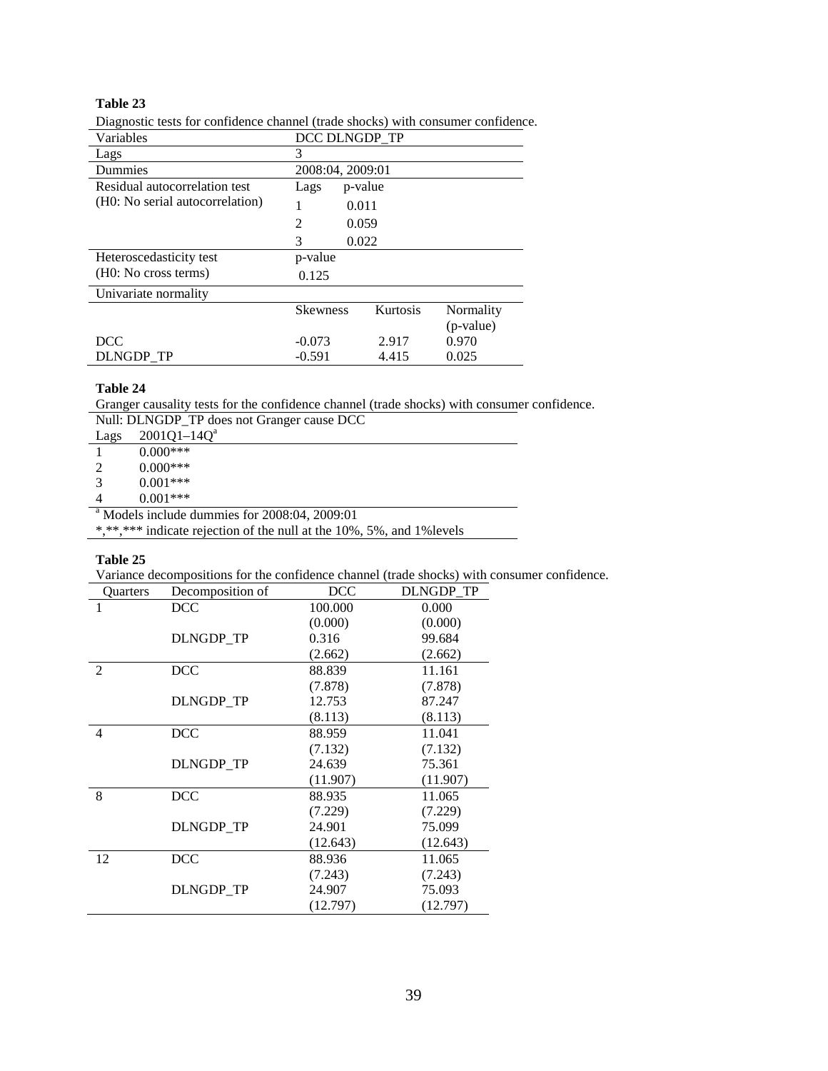**Table 23**

Diagnostic tests for confidence channel (trade shocks) with consumer confidence.

| Variables | DCC DLNGDP_TP | | |
|---|---|---|---|
| Lags | 3 | | |
| Dummies | 2008:04, 2009:01 | | |
| Residual autocorrelation test | Lags | p-value | |
| (H0: No serial autocorrelation) | 1 | 0.011 | |
| | 2 | 0.059 | |
| | 3 | 0.022 | |
| Heteroscedasticity test | p-value | | |
| (H0: No cross terms) | 0.125 | | |
| Univariate normality | | | |
| | Skewness | Kurtosis | Normality (p-value) |
| DCC | -0.073 | 2.917 | 0.970 |
| DLNGDP_TP | -0.591 | 4.415 | 0.025 |

**Table 24**

Granger causality tests for the confidence channel (trade shocks) with consumer confidence.

Null: DLNGDP_TP does not Granger cause DCC

| Lags | 2001Q1–14Q[a] |
|---|---|
| 1 | 0.000*** |
| 2 | 0.000*** |
| 3 | 0.001*** |
| 4 | 0.001*** |

[a] Models include dummies for 2008:04, 2009:01

*,**,*** indicate rejection of the null at the 10%, 5%, and 1%levels

**Table 25**

Variance decompositions for the confidence channel (trade shocks) with consumer confidence.

| Quarters | Decomposition of | DCC | DLNGDP_TP |
|---|---|---|---|
| 1 | DCC | 100.000 | 0.000 |
| | | (0.000) | (0.000) |
| | DLNGDP_TP | 0.316 | 99.684 |
| | | (2.662) | (2.662) |
| 2 | DCC | 88.839 | 11.161 |
| | | (7.878) | (7.878) |
| | DLNGDP_TP | 12.753 | 87.247 |
| | | (8.113) | (8.113) |
| 4 | DCC | 88.959 | 11.041 |
| | | (7.132) | (7.132) |
| | DLNGDP_TP | 24.639 | 75.361 |
| | | (11.907) | (11.907) |
| 8 | DCC | 88.935 | 11.065 |
| | | (7.229) | (7.229) |
| | DLNGDP_TP | 24.901 | 75.099 |
| | | (12.643) | (12.643) |
| 12 | DCC | 88.936 | 11.065 |
| | | (7.243) | (7.243) |
| | DLNGDP_TP | 24.907 | 75.093 |
| | | (12.797) | (12.797) |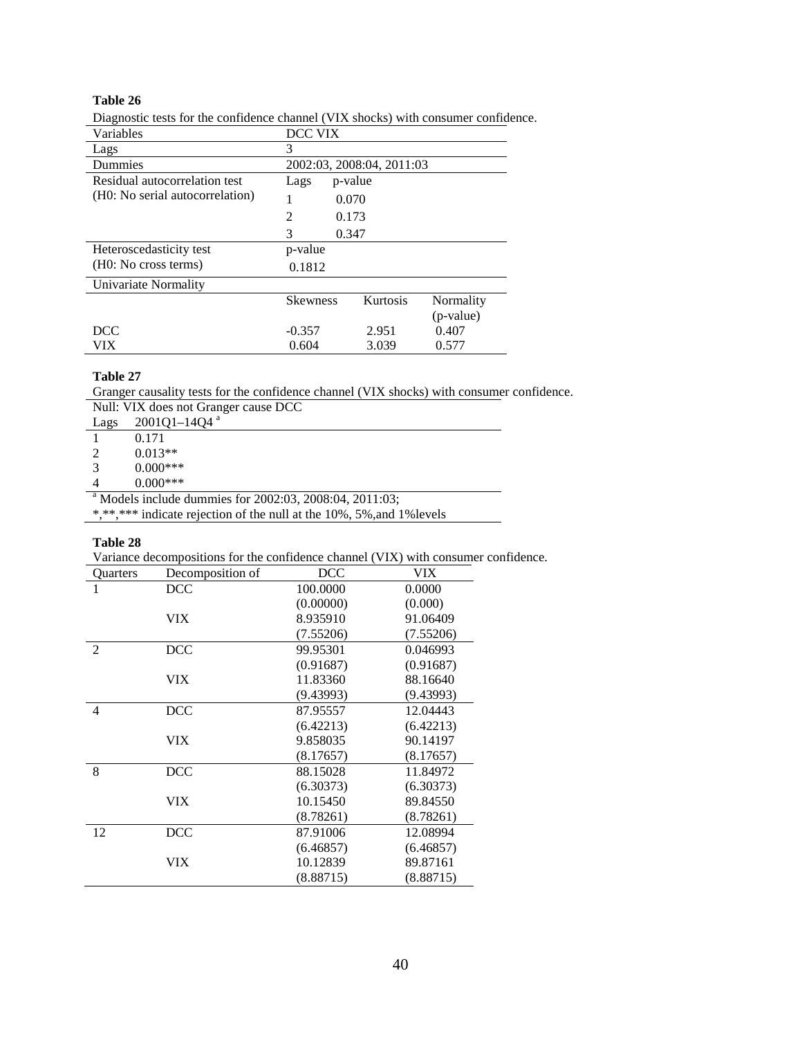**Table 26**

Diagnostic tests for the confidence channel (VIX shocks) with consumer confidence.

| Variables | DCC VIX | | |
|---|---|---|---|
| Lags | 3 | | |
| Dummies | 2002:03, 2008:04, 2011:03 | | |
| Residual autocorrelation test (H0: No serial autocorrelation) | Lags | p-value | |
| | 1 | 0.070 | |
| | 2 | 0.173 | |
| | 3 | 0.347 | |
| Heteroscedasticity test (H0: No cross terms) | p-value | | |
| | 0.1812 | | |
| Univariate Normality | | | |
| | Skewness | Kurtosis | Normality (p-value) |
| DCC | -0.357 | 2.951 | 0.407 |
| VIX | 0.604 | 3.039 | 0.577 |

**Table 27**

Granger causality tests for the confidence channel (VIX shocks) with consumer confidence.

| Null: VIX does not Granger cause DCC | |
|---|---|
| Lags | 2001Q1–14Q4 [a] |
| 1 | 0.171 |
| 2 | 0.013** |
| 3 | 0.000*** |
| 4 | 0.000*** |

[a] Models include dummies for 2002:03, 2008:04, 2011:03;

*,**,*** indicate rejection of the null at the 10%, 5%,and 1%levels

**Table 28**

Variance decompositions for the confidence channel (VIX) with consumer confidence.

| Quarters | Decomposition of | DCC | VIX |
|---|---|---|---|
| 1 | DCC | 100.0000 | 0.0000 |
| | | (0.00000) | (0.000) |
| | VIX | 8.935910 | 91.06409 |
| | | (7.55206) | (7.55206) |
| 2 | DCC | 99.95301 | 0.046993 |
| | | (0.91687) | (0.91687) |
| | VIX | 11.83360 | 88.16640 |
| | | (9.43993) | (9.43993) |
| 4 | DCC | 87.95557 | 12.04443 |
| | | (6.42213) | (6.42213) |
| | VIX | 9.858035 | 90.14197 |
| | | (8.17657) | (8.17657) |
| 8 | DCC | 88.15028 | 11.84972 |
| | | (6.30373) | (6.30373) |
| | VIX | 10.15450 | 89.84550 |
| | | (8.78261) | (8.78261) |
| 12 | DCC | 87.91006 | 12.08994 |
| | | (6.46857) | (6.46857) |
| | VIX | 10.12839 | 89.87161 |
| | | (8.88715) | (8.88715) |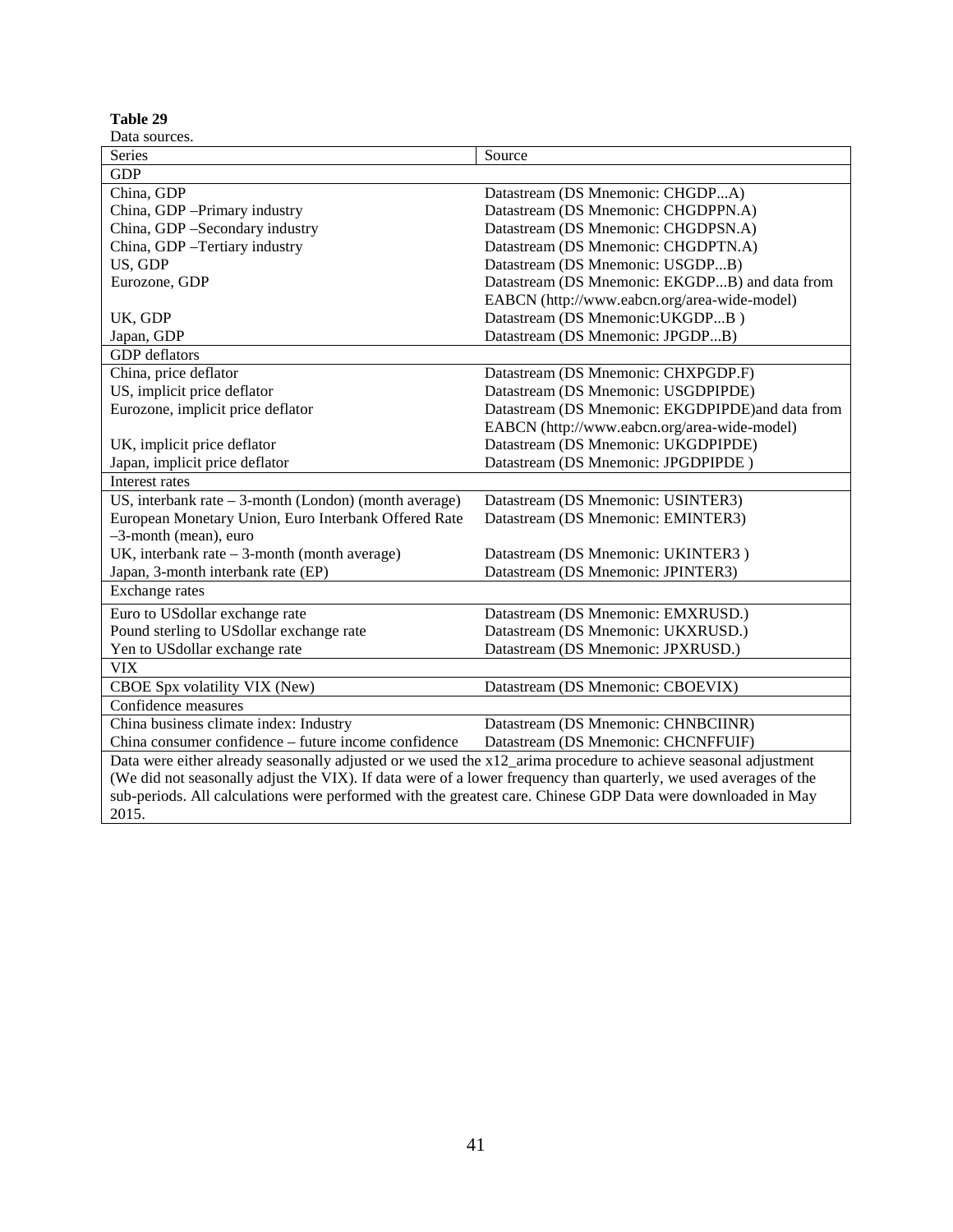**Table 29**
Data sources.

| Series | Source |
|---|---|
| GDP | |
| China, GDP | Datastream (DS Mnemonic: CHGDP...A) |
| China, GDP –Primary industry | Datastream (DS Mnemonic: CHGDPPN.A) |
| China, GDP –Secondary industry | Datastream (DS Mnemonic: CHGDPSN.A) |
| China, GDP –Tertiary industry | Datastream (DS Mnemonic: CHGDPTN.A) |
| US, GDP | Datastream (DS Mnemonic: USGDP...B) |
| Eurozone, GDP | Datastream (DS Mnemonic: EKGDP...B) and data from EABCN (http://www.eabcn.org/area-wide-model) |
| UK, GDP | Datastream (DS Mnemonic:UKGDP...B ) |
| Japan, GDP | Datastream (DS Mnemonic: JPGDP...B) |
| GDP deflators | |
| China, price deflator | Datastream (DS Mnemonic: CHXPGDP.F) |
| US, implicit price deflator | Datastream (DS Mnemonic: USGDPIPDE) |
| Eurozone, implicit price deflator | Datastream (DS Mnemonic: EKGDPIPDE)and data from EABCN (http://www.eabcn.org/area-wide-model) |
| UK, implicit price deflator | Datastream (DS Mnemonic: UKGDPIPDE) |
| Japan, implicit price deflator | Datastream (DS Mnemonic: JPGDPIPDE ) |
| Interest rates | |
| US, interbank rate – 3-month (London) (month average) | Datastream (DS Mnemonic: USINTER3) |
| European Monetary Union, Euro Interbank Offered Rate –3-month (mean), euro | Datastream (DS Mnemonic: EMINTER3) |
| UK, interbank rate – 3-month (month average) | Datastream (DS Mnemonic: UKINTER3 ) |
| Japan, 3-month interbank rate (EP) | Datastream (DS Mnemonic: JPINTER3) |
| Exchange rates | |
| Euro to USdollar exchange rate | Datastream (DS Mnemonic: EMXRUSD.) |
| Pound sterling to USdollar exchange rate | Datastream (DS Mnemonic: UKXRUSD.) |
| Yen to USdollar exchange rate | Datastream (DS Mnemonic: JPXRUSD.) |
| VIX | |
| CBOE Spx volatility VIX (New) | Datastream (DS Mnemonic: CBOEVIX) |
| Confidence measures | |
| China business climate index: Industry | Datastream (DS Mnemonic: CHNBCIINR) |
| China consumer confidence – future income confidence | Datastream (DS Mnemonic: CHCNFFUIF) |

Data were either already seasonally adjusted or we used the x12_arima procedure to achieve seasonal adjustment (We did not seasonally adjust the VIX). If data were of a lower frequency than quarterly, we used averages of the sub-periods. All calculations were performed with the greatest care. Chinese GDP Data were downloaded in May 2015.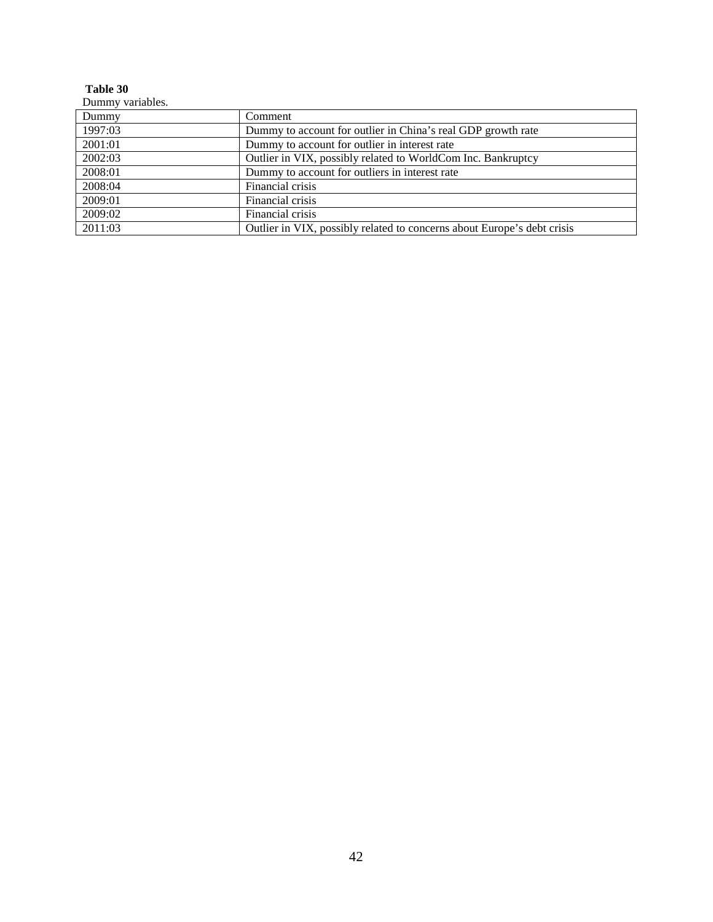**Table 30**

Dummy variables.

| Dummy | Comment |
| --- | --- |
| 1997:03 | Dummy to account for outlier in China's real GDP growth rate |
| 2001:01 | Dummy to account for outlier in interest rate |
| 2002:03 | Outlier in VIX, possibly related to WorldCom Inc. Bankruptcy |
| 2008:01 | Dummy to account for outliers in interest rate |
| 2008:04 | Financial crisis |
| 2009:01 | Financial crisis |
| 2009:02 | Financial crisis |
| 2011:03 | Outlier in VIX, possibly related to concerns about Europe's debt crisis |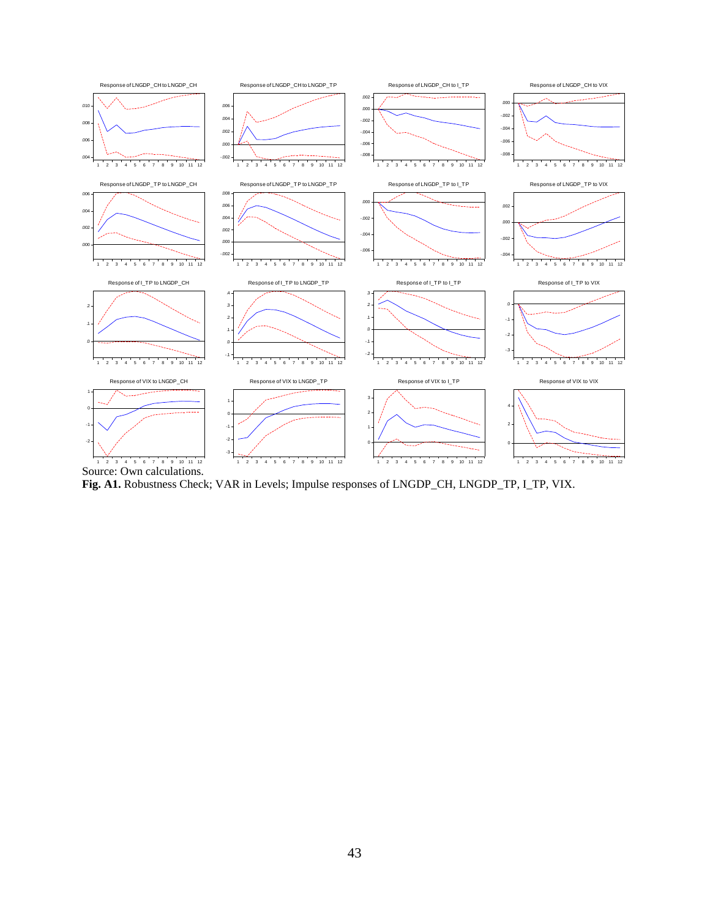Source: Own calculations.

**Fig. A1.** Robustness Check; VAR in Levels; Impulse responses of LNGDP_CH, LNGDP_TP, I_TP, VIX.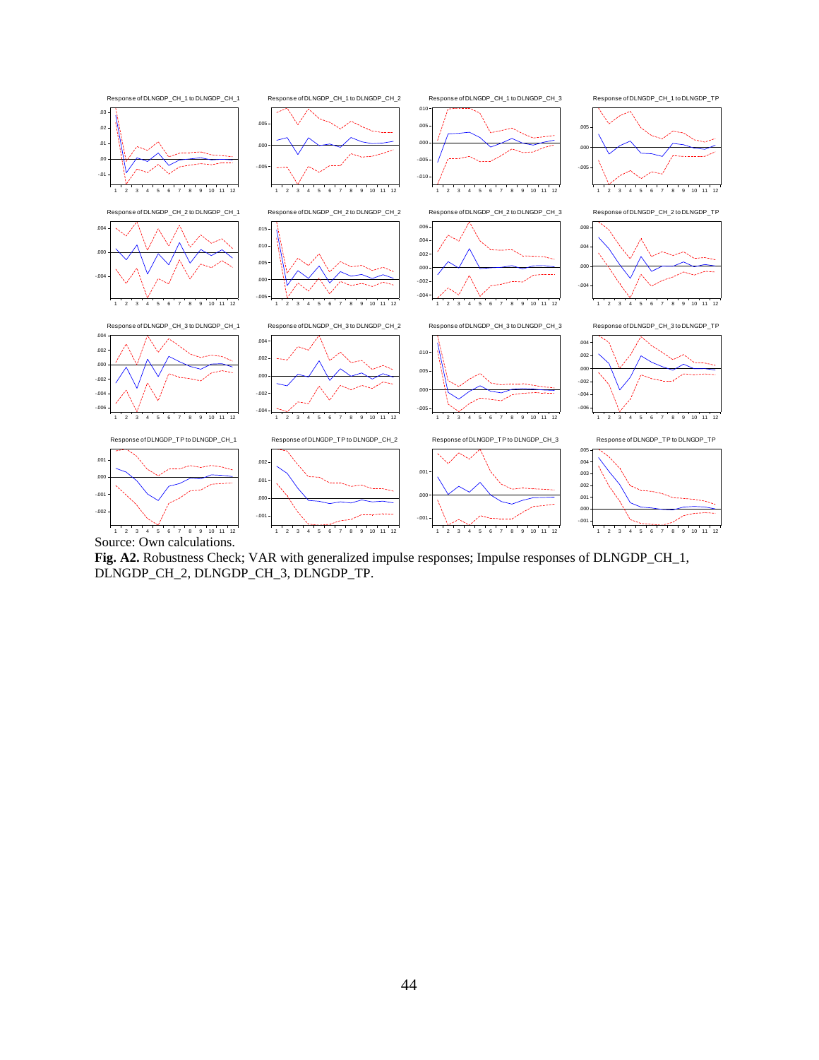Source: Own calculations.

**Fig. A2.** Robustness Check; VAR with generalized impulse responses; Impulse responses of DLNGDP_CH_1, DLNGDP_CH_2, DLNGDP_CH_3, DLNGDP_TP.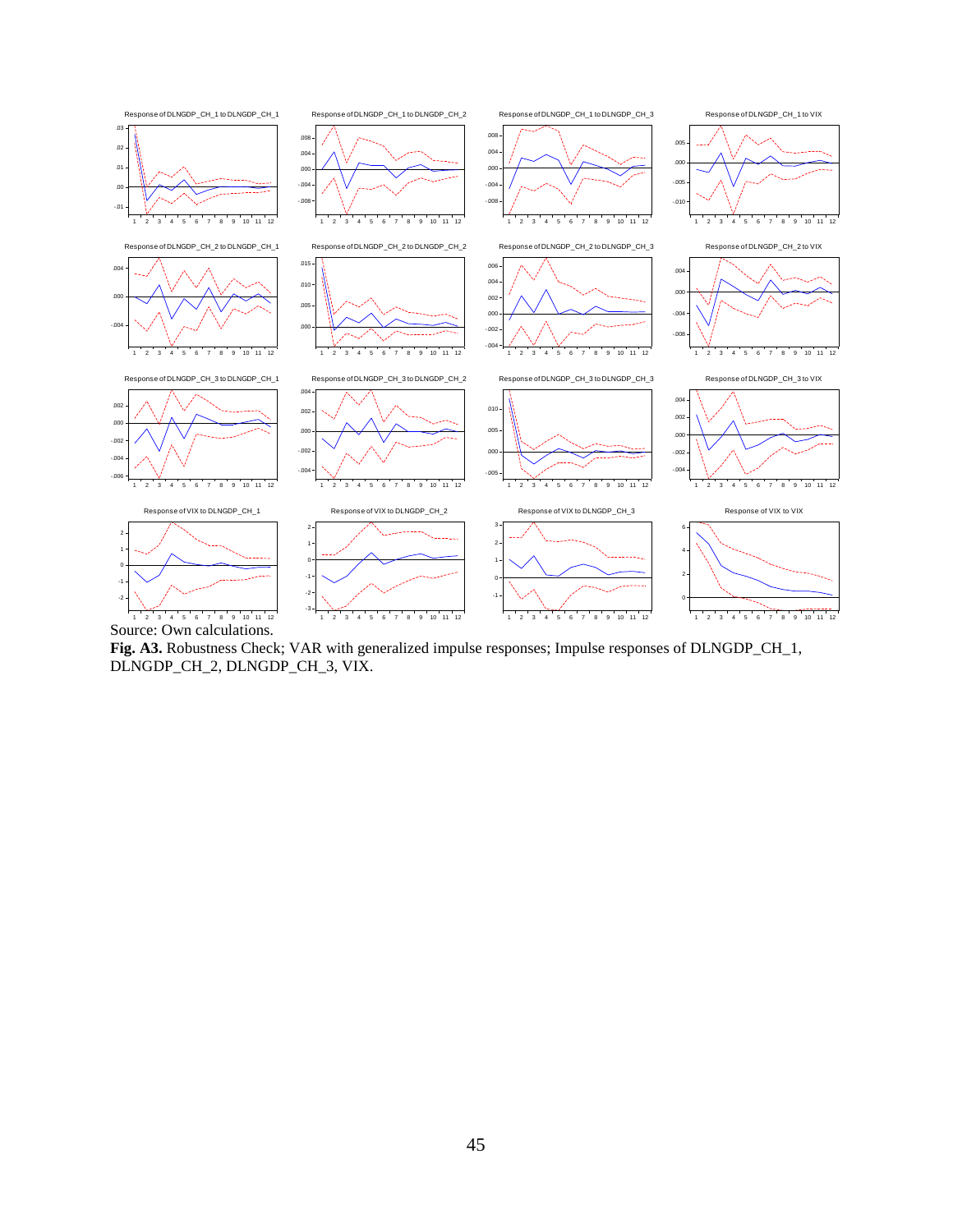Response of DLNGDP_CH_1 to DLNGDP_CH_1

Response of DLNGDP_CH_1 to DLNGDP_CH_2

Response of DLNGDP_CH_1 to DLNGDP_CH_3

Response of DLNGDP_CH_1 to VIX

Response of DLNGDP_CH_2 to DLNGDP_CH_1

Response of DLNGDP_CH_2 to DLNGDP_CH_2

Response of DLNGDP_CH_2 to DLNGDP_CH_3

Response of DLNGDP_CH_2 to VIX

Response of DLNGDP_CH_3 to DLNGDP_CH_1

Response of DLNGDP_CH_3 to DLNGDP_CH_2

Response of DLNGDP_CH_3 to DLNGDP_CH_3

Response of DLNGDP_CH_3 to VIX

Response of VIX to DLNGDP_CH_1

Response of VIX to DLNGDP_CH_2

Response of VIX to DLNGDP_CH_3

Response of VIX to VIX

Source: Own calculations.

**Fig. A3.** Robustness Check; VAR with generalized impulse responses; Impulse responses of DLNGDP_CH_1, DLNGDP_CH_2, DLNGDP_CH_3, VIX.